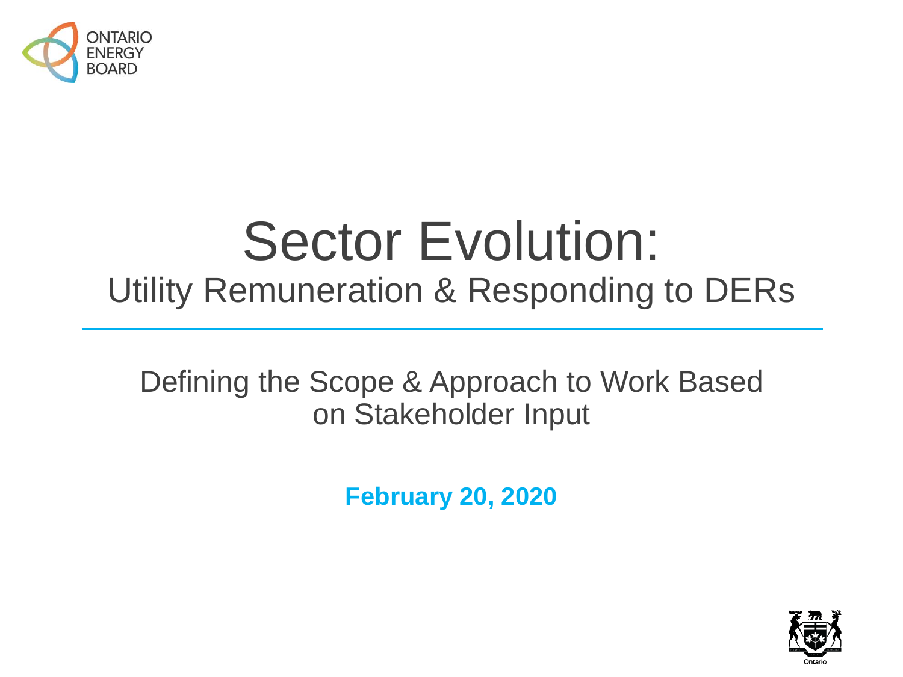ONTARIO ENERGY BOARD

# Sector Evolution:

## Utility Remuneration & Responding to DERs

Defining the Scope & Approach to Work Based on Stakeholder Input

**February 20, 2020**

Ontario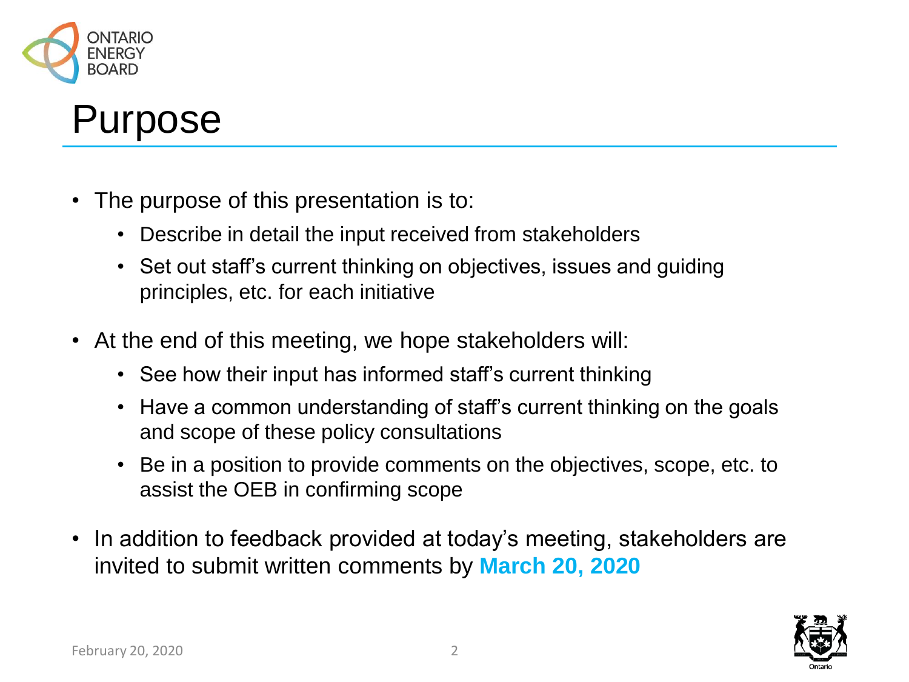# Purpose

- The purpose of this presentation is to:
  - Describe in detail the input received from stakeholders
  - Set out staff's current thinking on objectives, issues and guiding principles, etc. for each initiative
- At the end of this meeting, we hope stakeholders will:
  - See how their input has informed staff's current thinking
  - Have a common understanding of staff's current thinking on the goals and scope of these policy consultations
  - Be in a position to provide comments on the objectives, scope, etc. to assist the OEB in confirming scope
- In addition to feedback provided at today's meeting, stakeholders are invited to submit written comments by **March 20, 2020**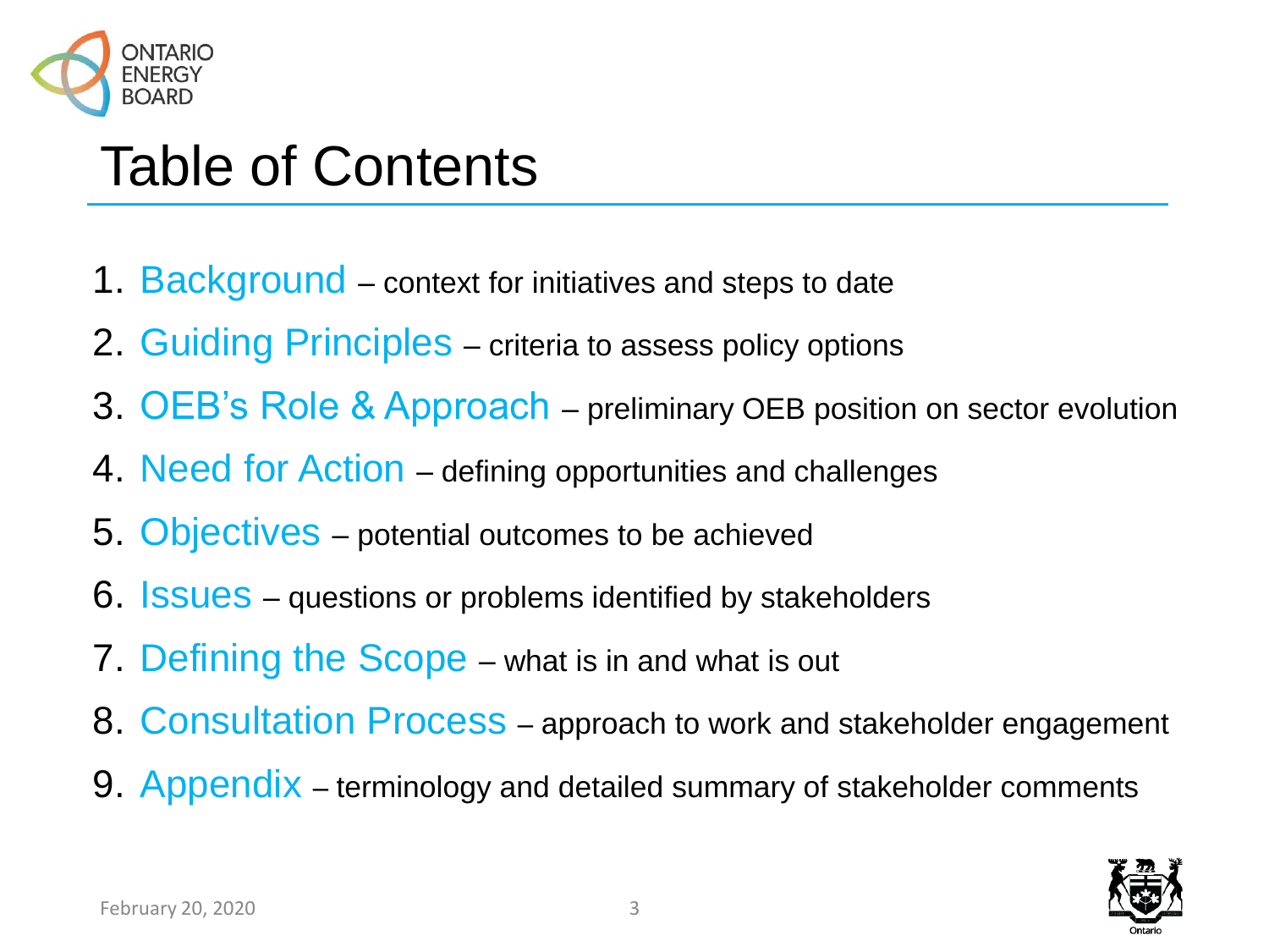# Table of Contents

1. **Background** – context for initiatives and steps to date
2. **Guiding Principles** – criteria to assess policy options
3. **OEB's Role & Approach** – preliminary OEB position on sector evolution
4. **Need for Action** – defining opportunities and challenges
5. **Objectives** – potential outcomes to be achieved
6. **Issues** – questions or problems identified by stakeholders
7. **Defining the Scope** – what is in and what is out
8. **Consultation Process** – approach to work and stakeholder engagement
9. **Appendix** – terminology and detailed summary of stakeholder comments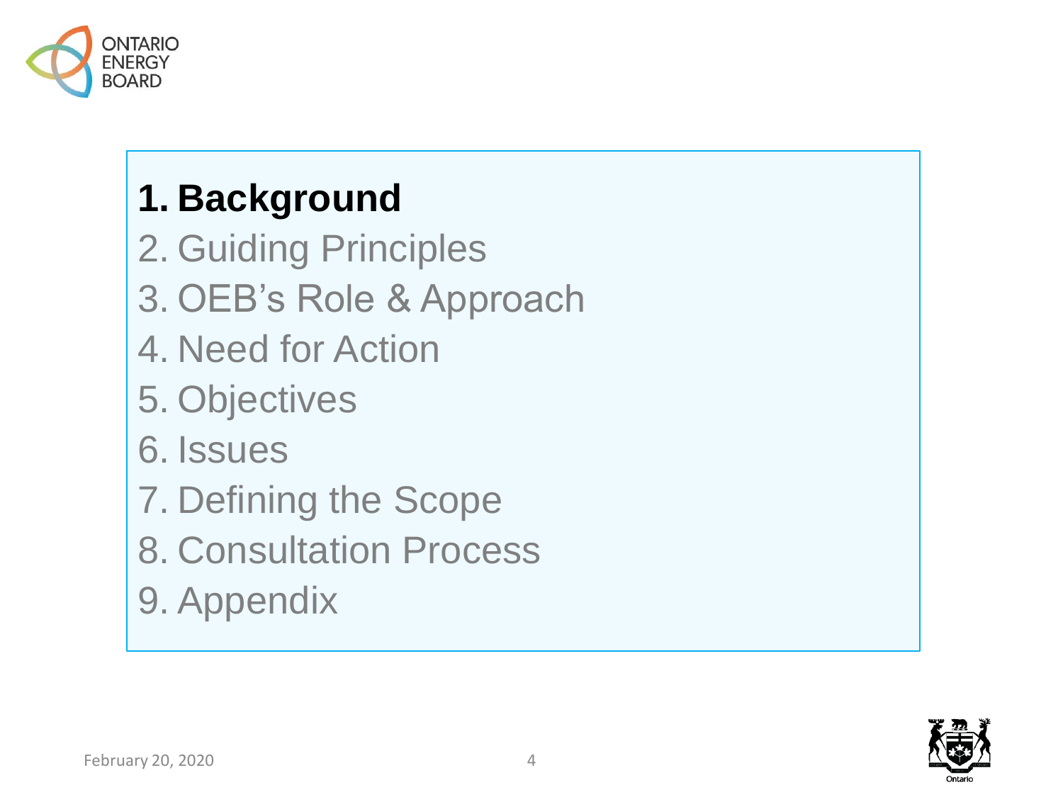1. **Background**
2. Guiding Principles
3. OEB's Role & Approach
4. Need for Action
5. Objectives
6. Issues
7. Defining the Scope
8. Consultation Process
9. Appendix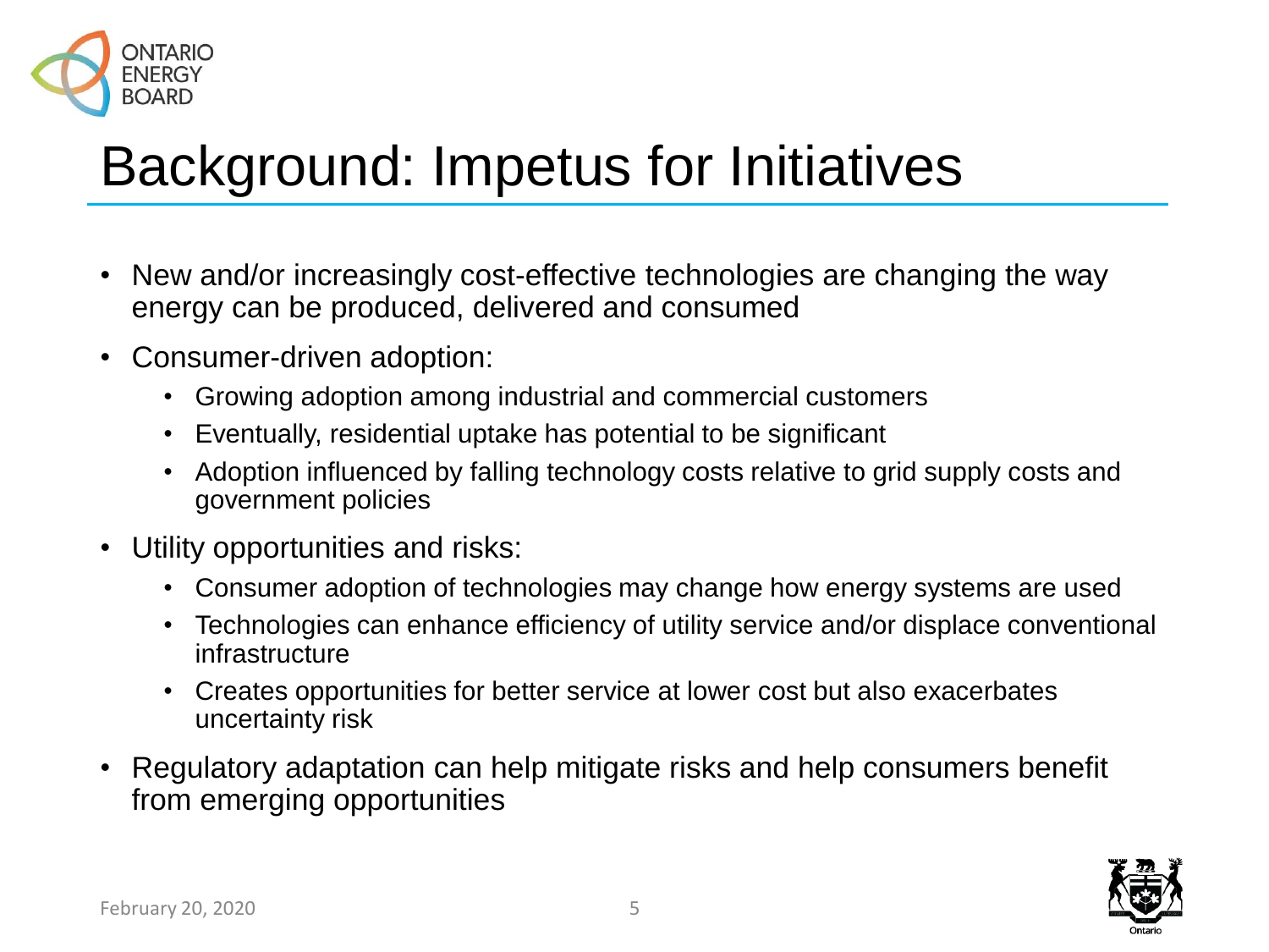# Background: Impetus for Initiatives

- New and/or increasingly cost-effective technologies are changing the way energy can be produced, delivered and consumed
- Consumer-driven adoption:
  - Growing adoption among industrial and commercial customers
  - Eventually, residential uptake has potential to be significant
  - Adoption influenced by falling technology costs relative to grid supply costs and government policies
- Utility opportunities and risks:
  - Consumer adoption of technologies may change how energy systems are used
  - Technologies can enhance efficiency of utility service and/or displace conventional infrastructure
  - Creates opportunities for better service at lower cost but also exacerbates uncertainty risk
- Regulatory adaptation can help mitigate risks and help consumers benefit from emerging opportunities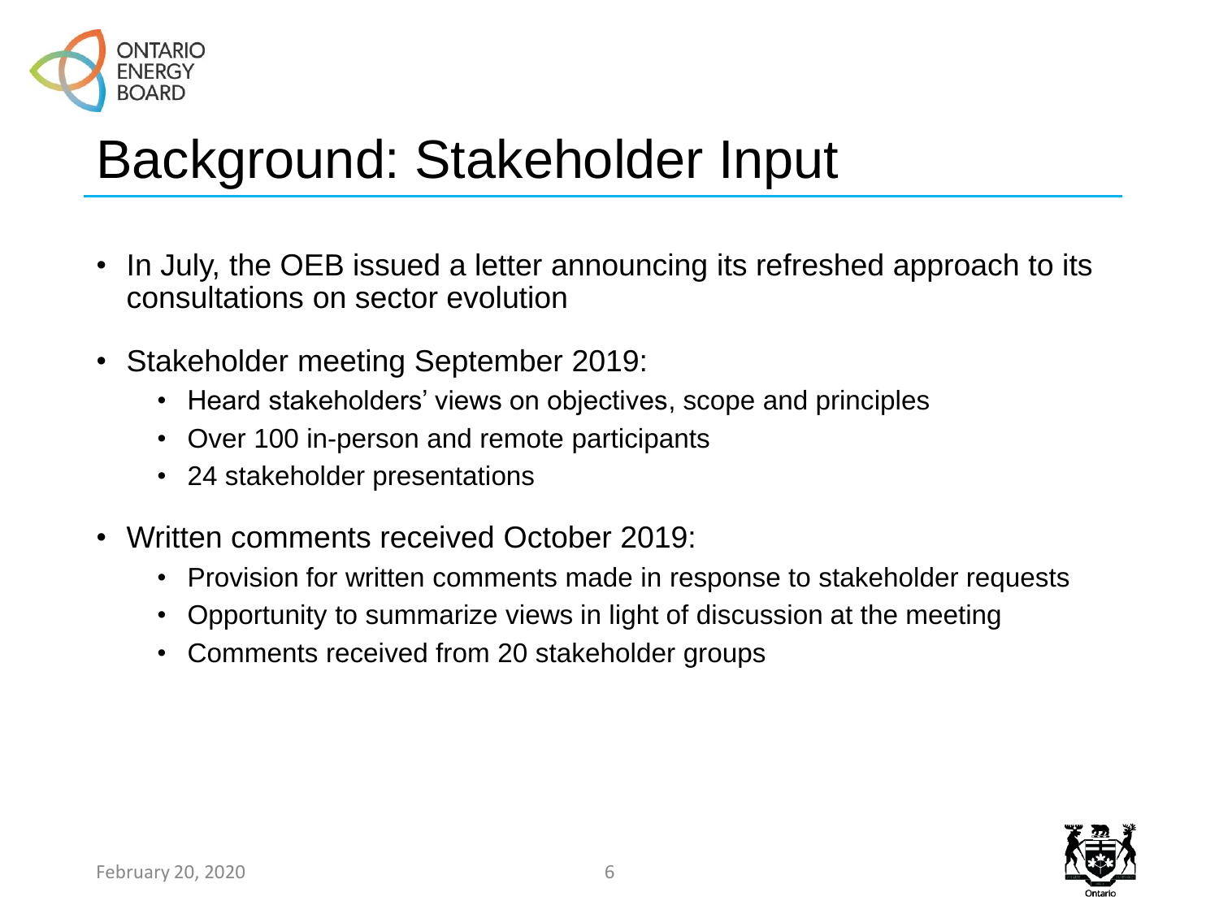# Background: Stakeholder Input

- In July, the OEB issued a letter announcing its refreshed approach to its consultations on sector evolution
- Stakeholder meeting September 2019:
  - Heard stakeholders' views on objectives, scope and principles
  - Over 100 in-person and remote participants
  - 24 stakeholder presentations
- Written comments received October 2019:
  - Provision for written comments made in response to stakeholder requests
  - Opportunity to summarize views in light of discussion at the meeting
  - Comments received from 20 stakeholder groups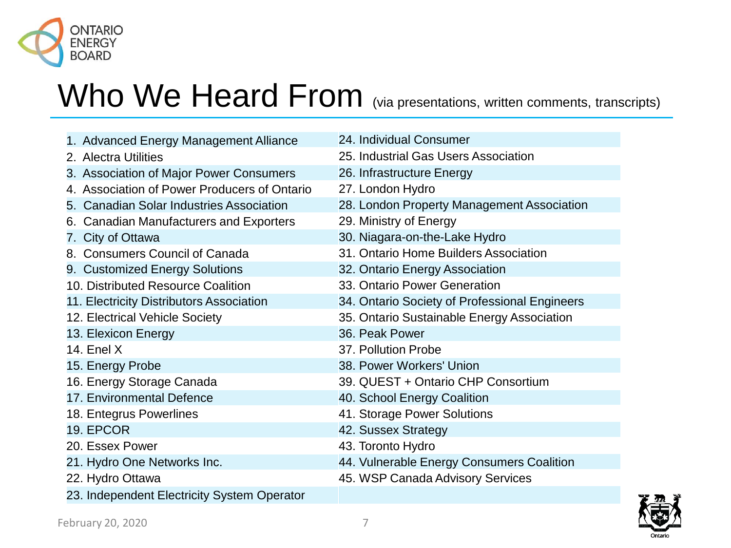# Who We Heard From (via presentations, written comments, transcripts)

1. Advanced Energy Management Alliance
2. Alectra Utilities
3. Association of Major Power Consumers
4. Association of Power Producers of Ontario
5. Canadian Solar Industries Association
6. Canadian Manufacturers and Exporters
7. City of Ottawa
8. Consumers Council of Canada
9. Customized Energy Solutions
10. Distributed Resource Coalition
11. Electricity Distributors Association
12. Electrical Vehicle Society
13. Elexicon Energy
14. Enel X
15. Energy Probe
16. Energy Storage Canada
17. Environmental Defence
18. Entegrus Powerlines
19. EPCOR
20. Essex Power
21. Hydro One Networks Inc.
22. Hydro Ottawa
23. Independent Electricity System Operator
24. Individual Consumer
25. Industrial Gas Users Association
26. Infrastructure Energy
27. London Hydro
28. London Property Management Association
29. Ministry of Energy
30. Niagara-on-the-Lake Hydro
31. Ontario Home Builders Association
32. Ontario Energy Association
33. Ontario Power Generation
34. Ontario Society of Professional Engineers
35. Ontario Sustainable Energy Association
36. Peak Power
37. Pollution Probe
38. Power Workers' Union
39. QUEST + Ontario CHP Consortium
40. School Energy Coalition
41. Storage Power Solutions
42. Sussex Strategy
43. Toronto Hydro
44. Vulnerable Energy Consumers Coalition
45. WSP Canada Advisory Services

February 20, 2020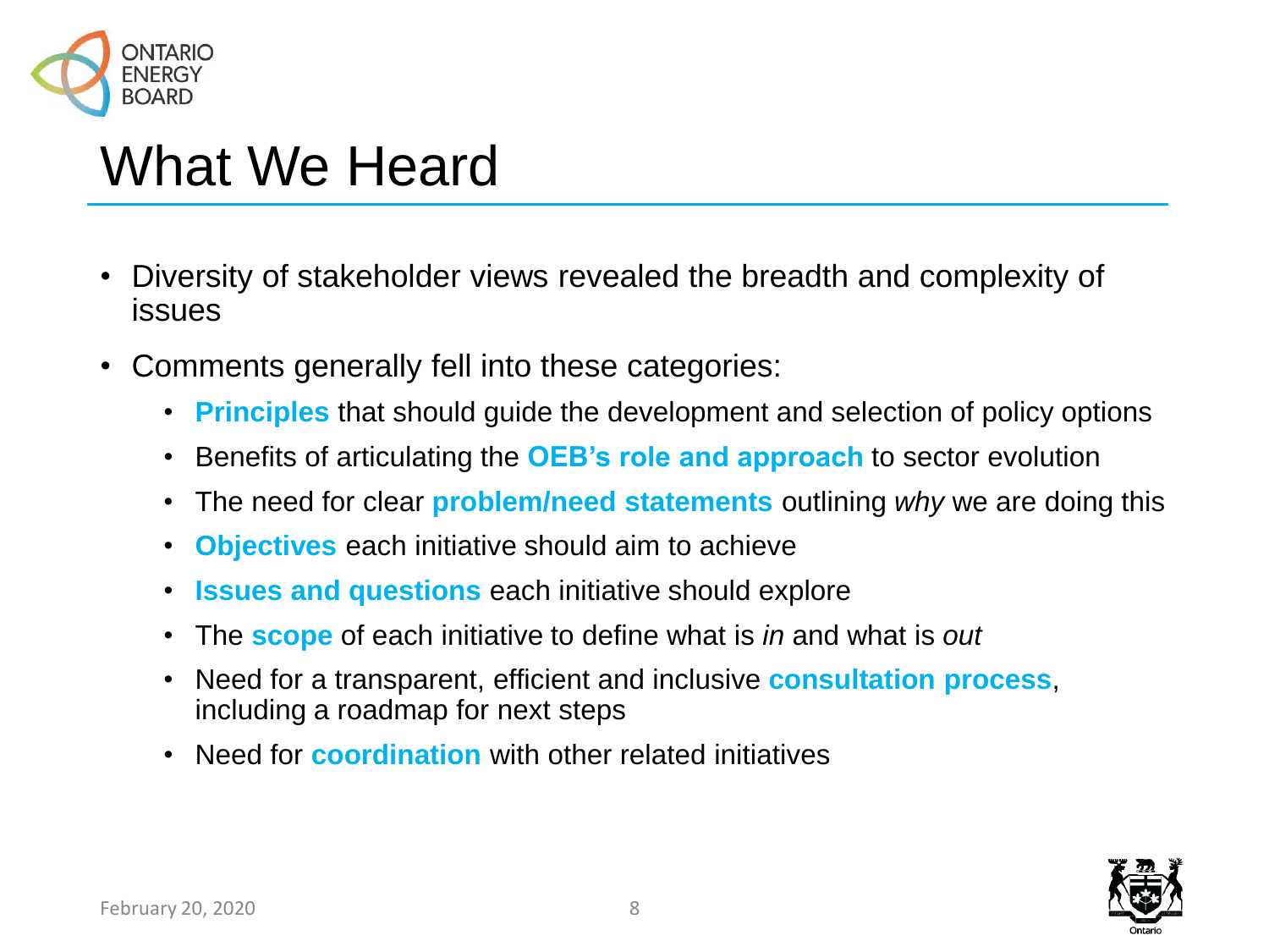# What We Heard

- Diversity of stakeholder views revealed the breadth and complexity of issues
- Comments generally fell into these categories:
  - **Principles** that should guide the development and selection of policy options
  - Benefits of articulating the **OEB's role and approach** to sector evolution
  - The need for clear **problem/need statements** outlining *why* we are doing this
  - **Objectives** each initiative should aim to achieve
  - **Issues and questions** each initiative should explore
  - The **scope** of each initiative to define what is *in* and what is *out*
  - Need for a transparent, efficient and inclusive **consultation process**, including a roadmap for next steps
  - Need for **coordination** with other related initiatives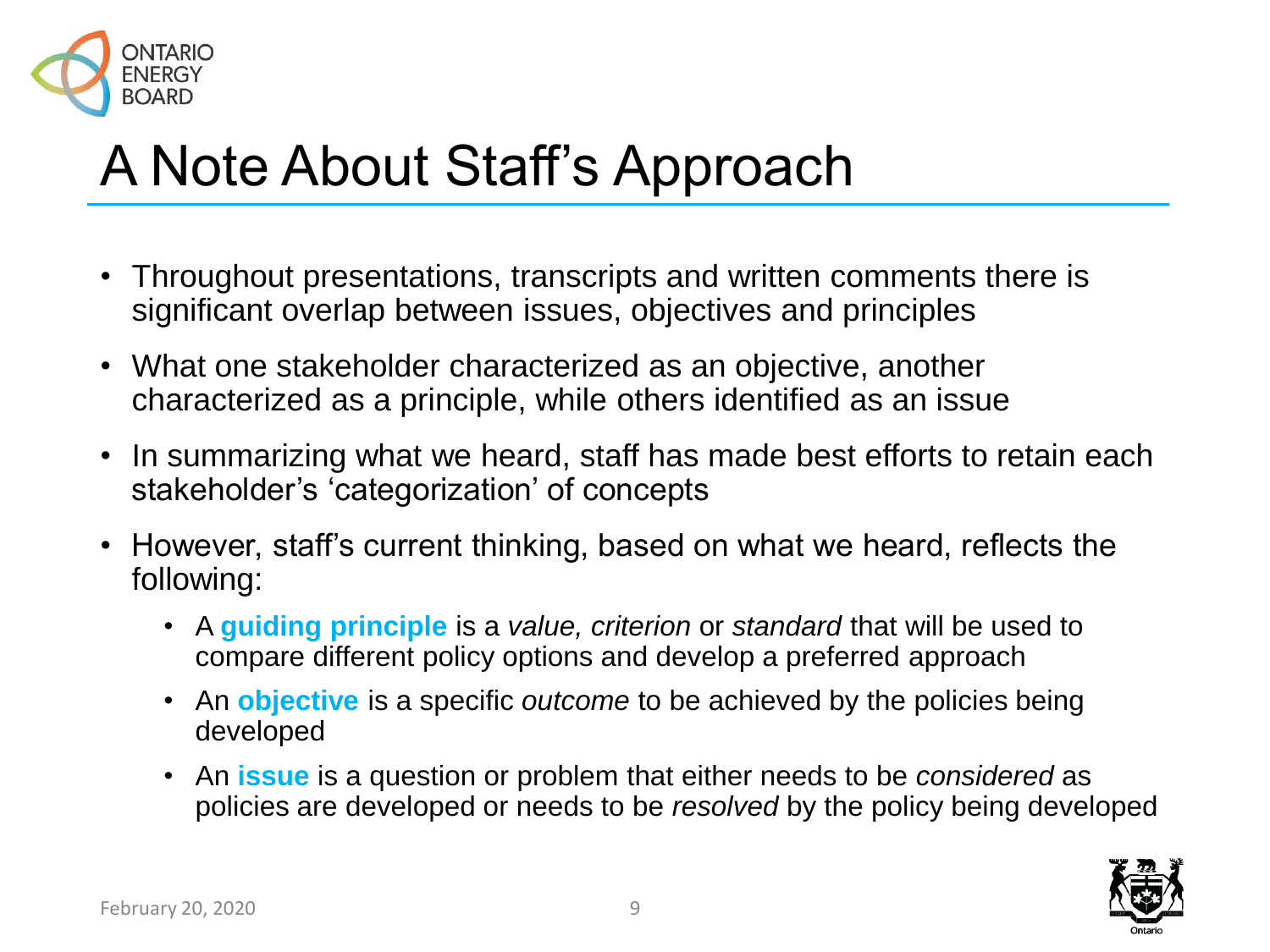# A Note About Staff's Approach

- Throughout presentations, transcripts and written comments there is significant overlap between issues, objectives and principles
- What one stakeholder characterized as an objective, another characterized as a principle, while others identified as an issue
- In summarizing what we heard, staff has made best efforts to retain each stakeholder's 'categorization' of concepts
- However, staff's current thinking, based on what we heard, reflects the following:
  - A **guiding principle** is a *value, criterion* or *standard* that will be used to compare different policy options and develop a preferred approach
  - An **objective** is a specific *outcome* to be achieved by the policies being developed
  - An **issue** is a question or problem that either needs to be *considered* as policies are developed or needs to be *resolved* by the policy being developed

February 20, 2020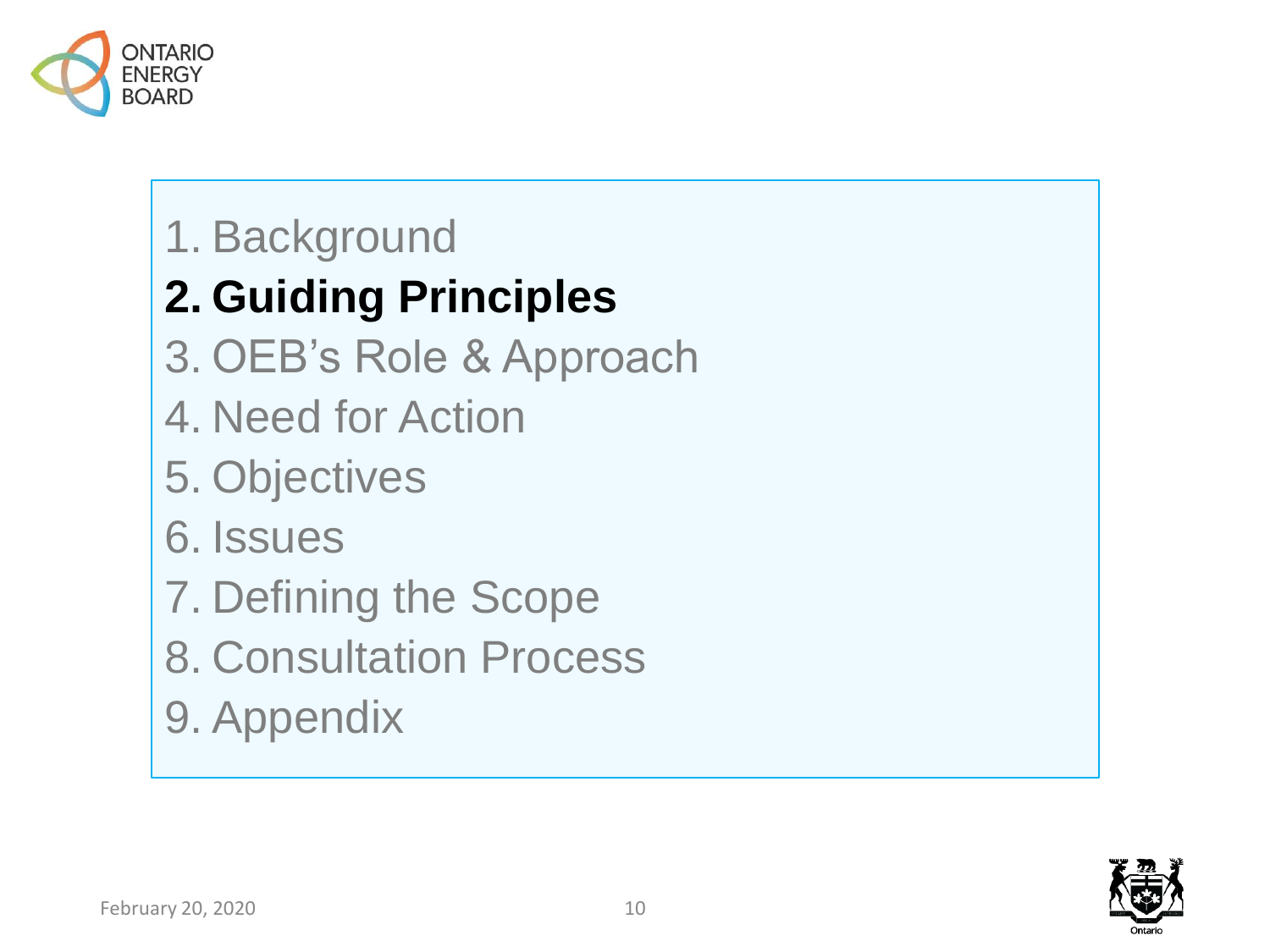1. Background
2. **Guiding Principles**
3. OEB's Role & Approach
4. Need for Action
5. Objectives
6. Issues
7. Defining the Scope
8. Consultation Process
9. Appendix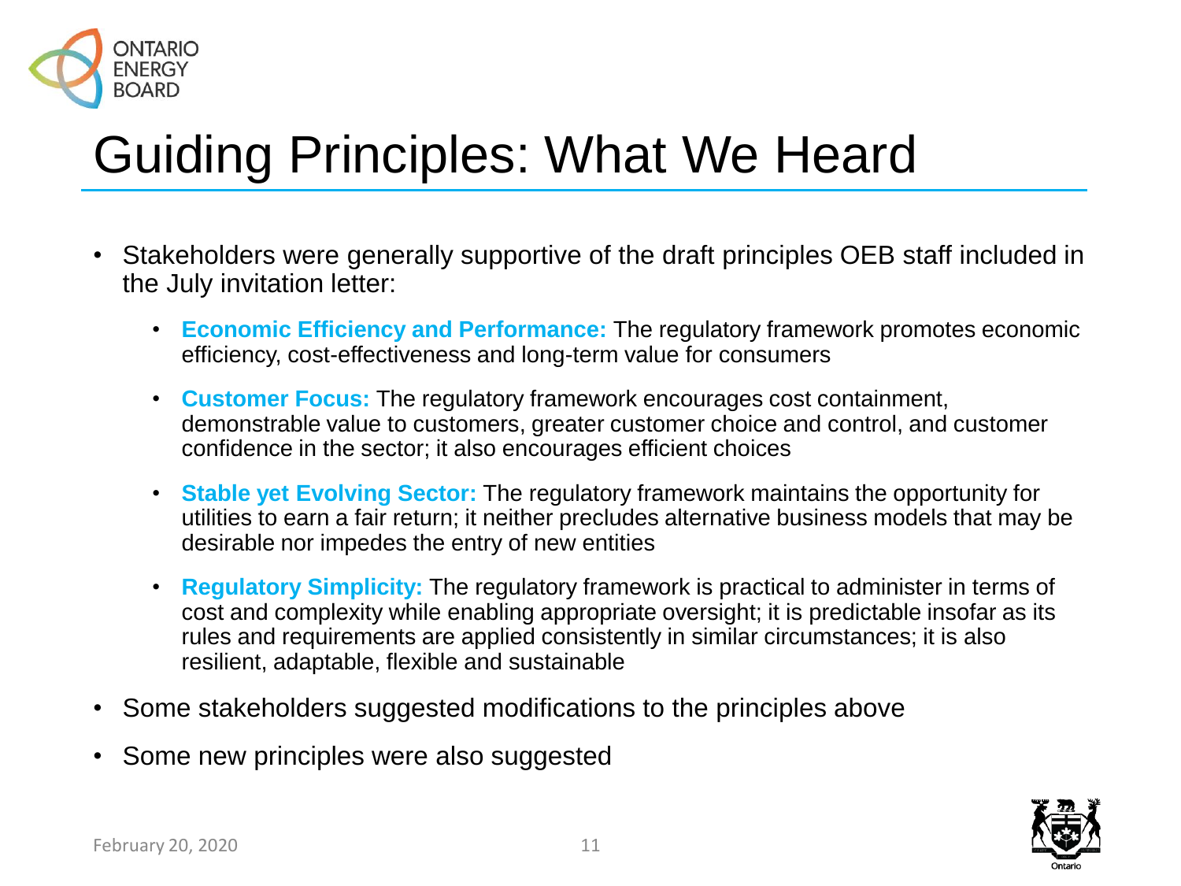# Guiding Principles: What We Heard

- Stakeholders were generally supportive of the draft principles OEB staff included in the July invitation letter:
  - **Economic Efficiency and Performance:** The regulatory framework promotes economic efficiency, cost-effectiveness and long-term value for consumers
  - **Customer Focus:** The regulatory framework encourages cost containment, demonstrable value to customers, greater customer choice and control, and customer confidence in the sector; it also encourages efficient choices
  - **Stable yet Evolving Sector:** The regulatory framework maintains the opportunity for utilities to earn a fair return; it neither precludes alternative business models that may be desirable nor impedes the entry of new entities
  - **Regulatory Simplicity:** The regulatory framework is practical to administer in terms of cost and complexity while enabling appropriate oversight; it is predictable insofar as its rules and requirements are applied consistently in similar circumstances; it is also resilient, adaptable, flexible and sustainable
- Some stakeholders suggested modifications to the principles above
- Some new principles were also suggested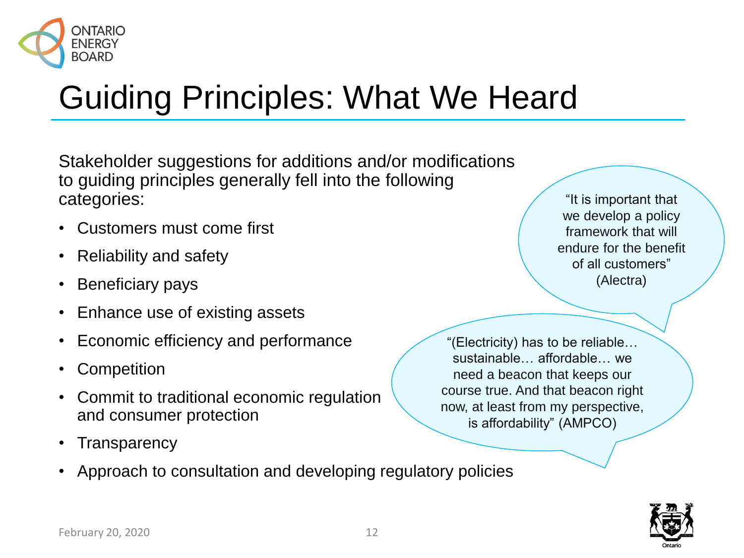# Guiding Principles: What We Heard

Stakeholder suggestions for additions and/or modifications to guiding principles generally fell into the following categories:

- Customers must come first
- Reliability and safety
- Beneficiary pays
- Enhance use of existing assets
- Economic efficiency and performance
- Competition
- Commit to traditional economic regulation and consumer protection
- Transparency
- Approach to consultation and developing regulatory policies

"It is important that we develop a policy framework that will endure for the benefit of all customers" (Alectra)

"(Electricity) has to be reliable… sustainable… affordable… we need a beacon that keeps our course true. And that beacon right now, at least from my perspective, is affordability" (AMPCO)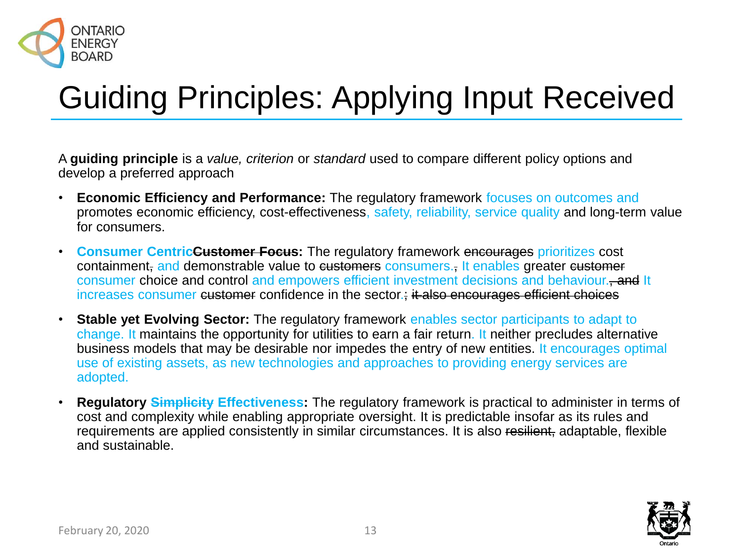# Guiding Principles: Applying Input Received

A **guiding principle** is a *value, criterion* or *standard* used to compare different policy options and develop a preferred approach

- **Economic Efficiency and Performance:** The regulatory framework focuses on outcomes and promotes economic efficiency, cost-effectiveness, safety, reliability, service quality and long-term value for consumers.
- **Consumer Centric~~Customer Focus~~:** The regulatory framework ~~encourages~~ prioritizes cost containment~~,~~ and demonstrable value to ~~customers~~ consumers.~~,~~ It enables greater ~~customer~~ consumer choice and control and empowers efficient investment decisions and behaviour.~~, and~~ It increases consumer ~~customer~~ confidence in the sector.~~; it also encourages efficient choices~~
- **Stable yet Evolving Sector:** The regulatory framework enables sector participants to adapt to change. It maintains the opportunity for utilities to earn a fair return. It neither precludes alternative business models that may be desirable nor impedes the entry of new entities. It encourages optimal use of existing assets, as new technologies and approaches to providing energy services are adopted.
- **Regulatory ~~Simplicity~~ Effectiveness:** The regulatory framework is practical to administer in terms of cost and complexity while enabling appropriate oversight. It is predictable insofar as its rules and requirements are applied consistently in similar circumstances. It is also ~~resilient,~~ adaptable, flexible and sustainable.

February 20, 2020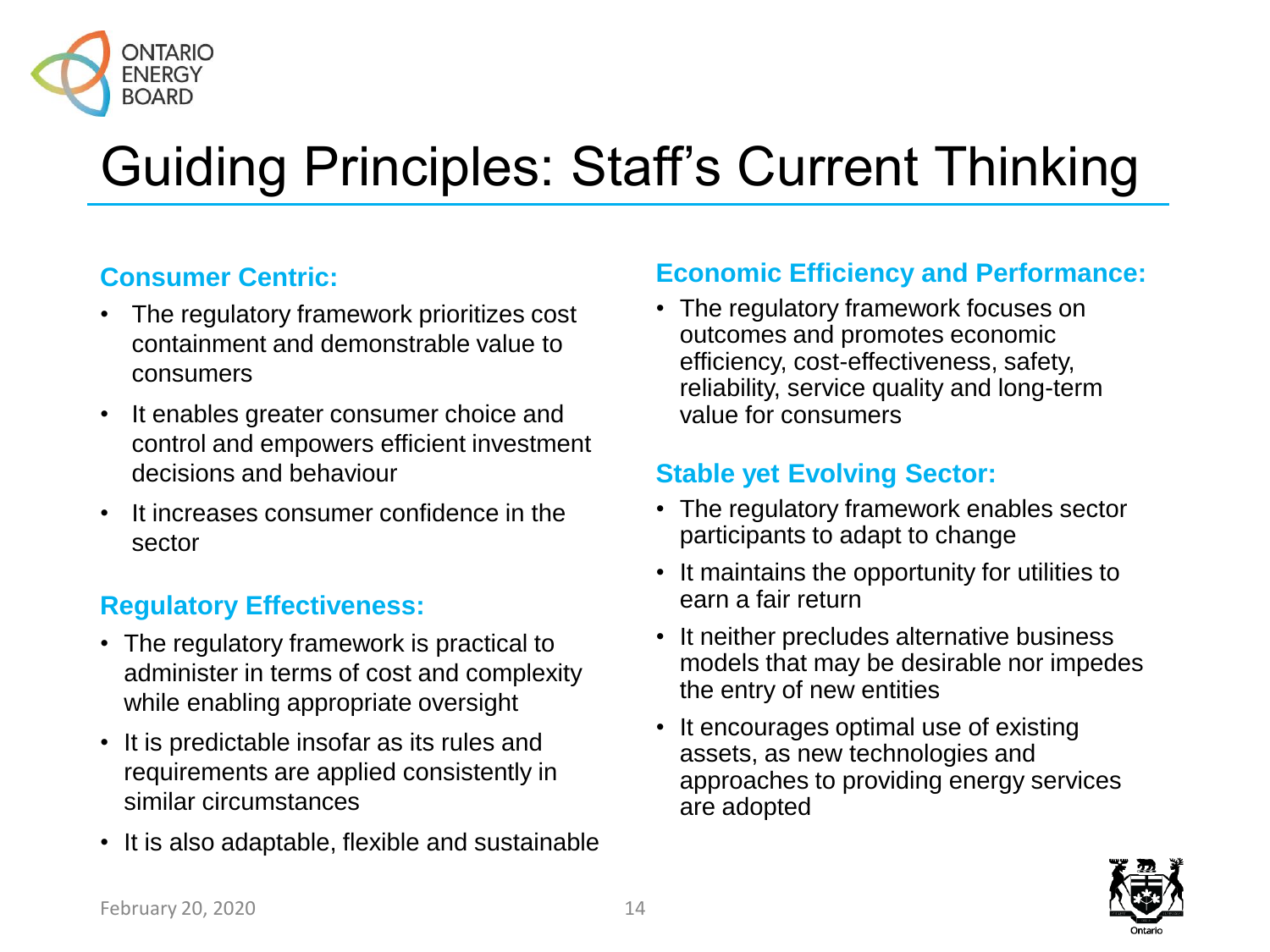# Guiding Principles: Staff's Current Thinking

**Consumer Centric:**

- The regulatory framework prioritizes cost containment and demonstrable value to consumers
- It enables greater consumer choice and control and empowers efficient investment decisions and behaviour
- It increases consumer confidence in the sector

**Regulatory Effectiveness:**

- The regulatory framework is practical to administer in terms of cost and complexity while enabling appropriate oversight
- It is predictable insofar as its rules and requirements are applied consistently in similar circumstances
- It is also adaptable, flexible and sustainable

**Economic Efficiency and Performance:**

- The regulatory framework focuses on outcomes and promotes economic efficiency, cost-effectiveness, safety, reliability, service quality and long-term value for consumers

**Stable yet Evolving Sector:**

- The regulatory framework enables sector participants to adapt to change
- It maintains the opportunity for utilities to earn a fair return
- It neither precludes alternative business models that may be desirable nor impedes the entry of new entities
- It encourages optimal use of existing assets, as new technologies and approaches to providing energy services are adopted

February 20, 2020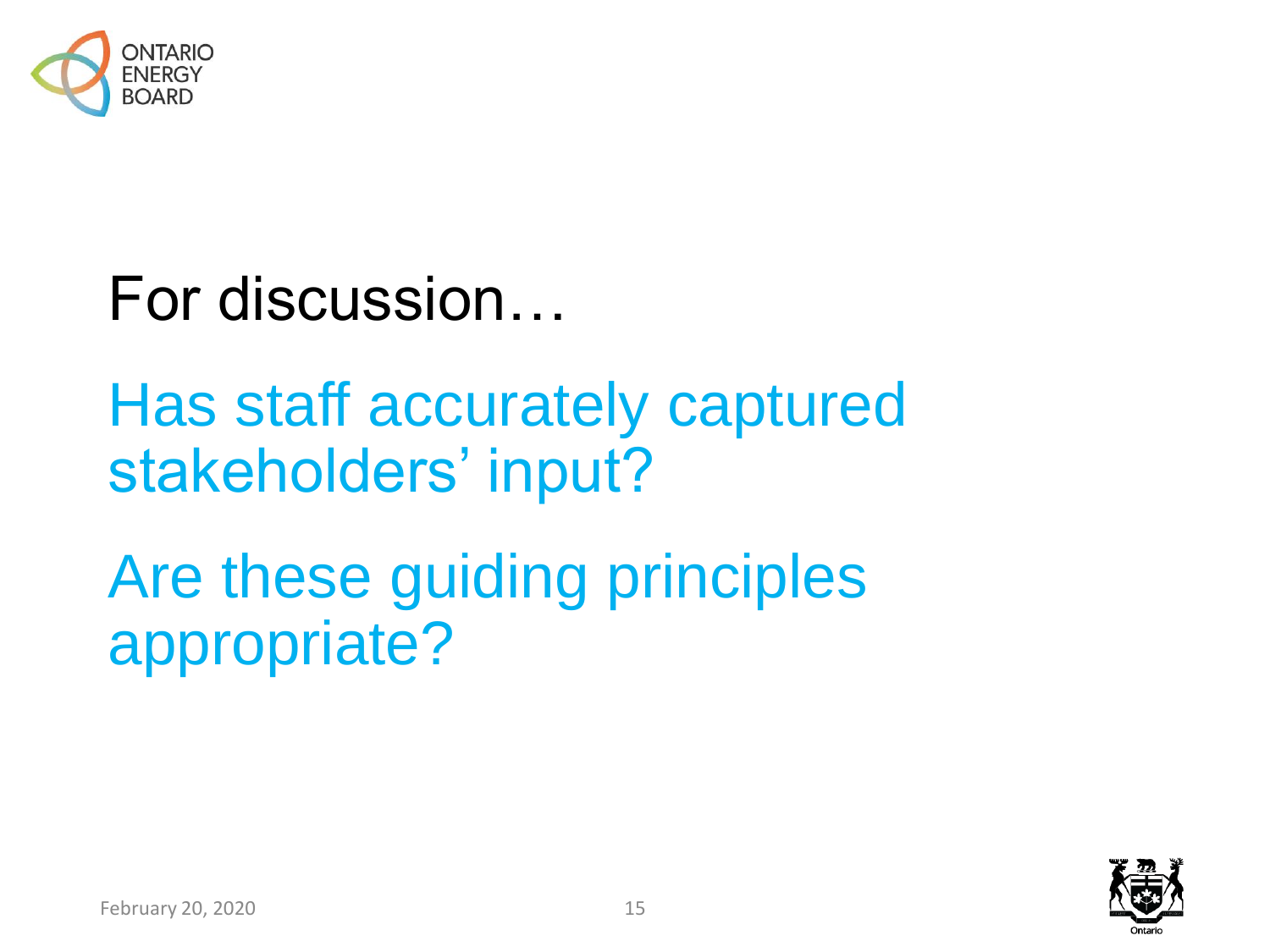# For discussion…

Has staff accurately captured stakeholders' input?

Are these guiding principles appropriate?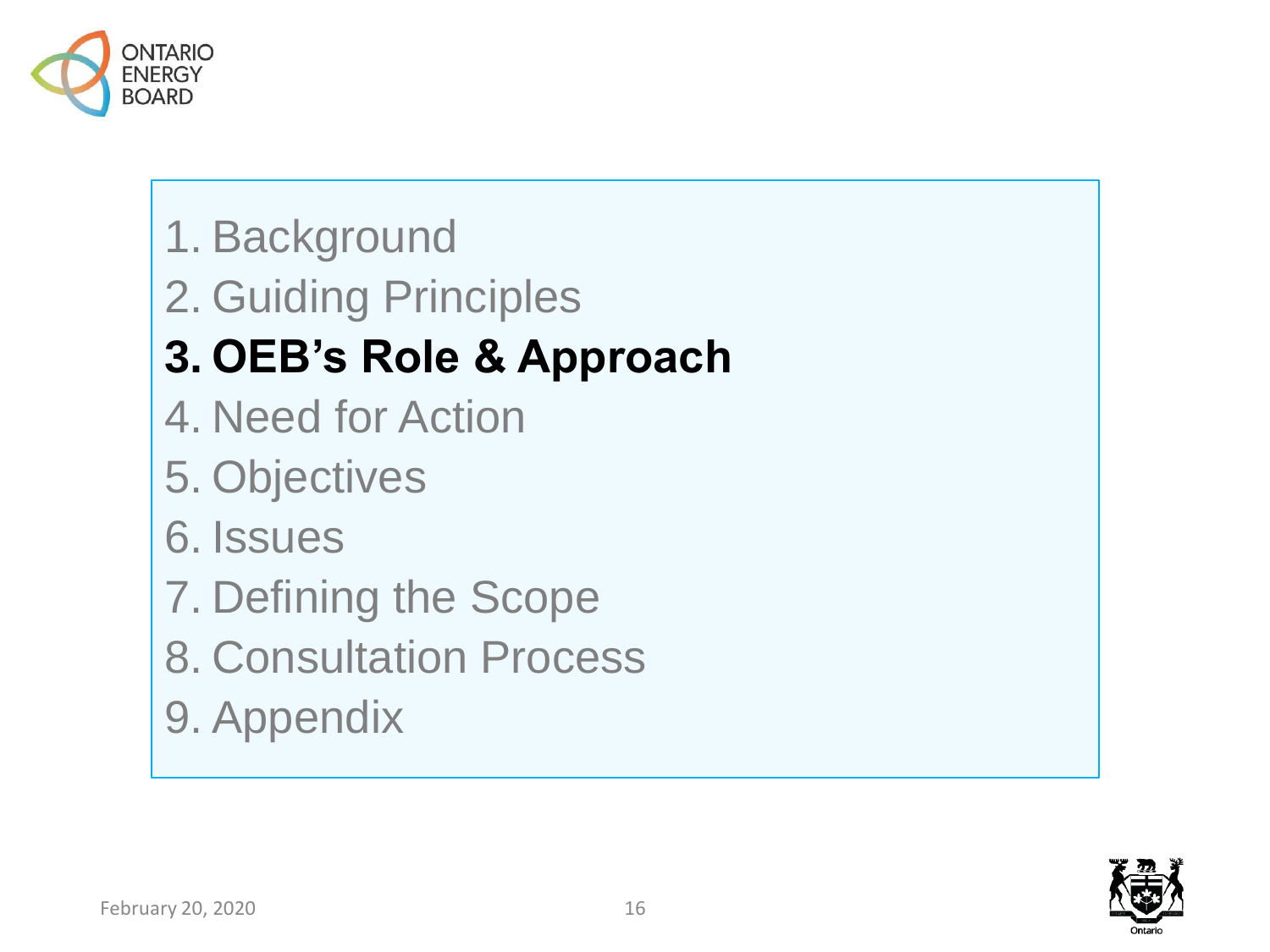1. Background
2. Guiding Principles
3. **OEB's Role & Approach**
4. Need for Action
5. Objectives
6. Issues
7. Defining the Scope
8. Consultation Process
9. Appendix

February 20, 2020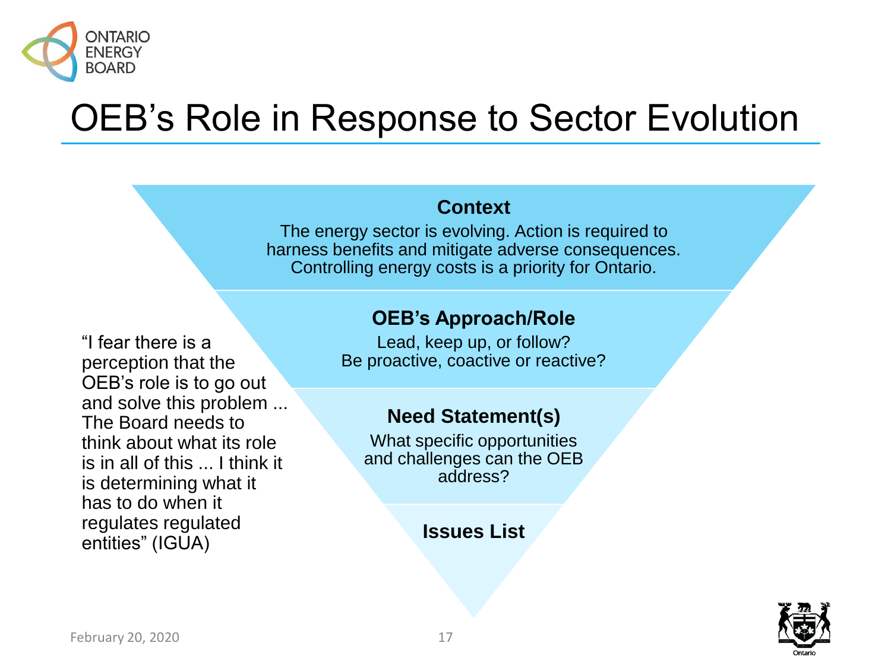# OEB's Role in Response to Sector Evolution

**Context**

The energy sector is evolving. Action is required to harness benefits and mitigate adverse consequences. Controlling energy costs is a priority for Ontario.

**OEB's Approach/Role**

Lead, keep up, or follow?
Be proactive, coactive or reactive?

**Need Statement(s)**

What specific opportunities and challenges can the OEB address?

**Issues List**

"I fear there is a perception that the OEB's role is to go out and solve this problem ... The Board needs to think about what its role is in all of this ... I think it is determining what it has to do when it regulates regulated entities" (IGUA)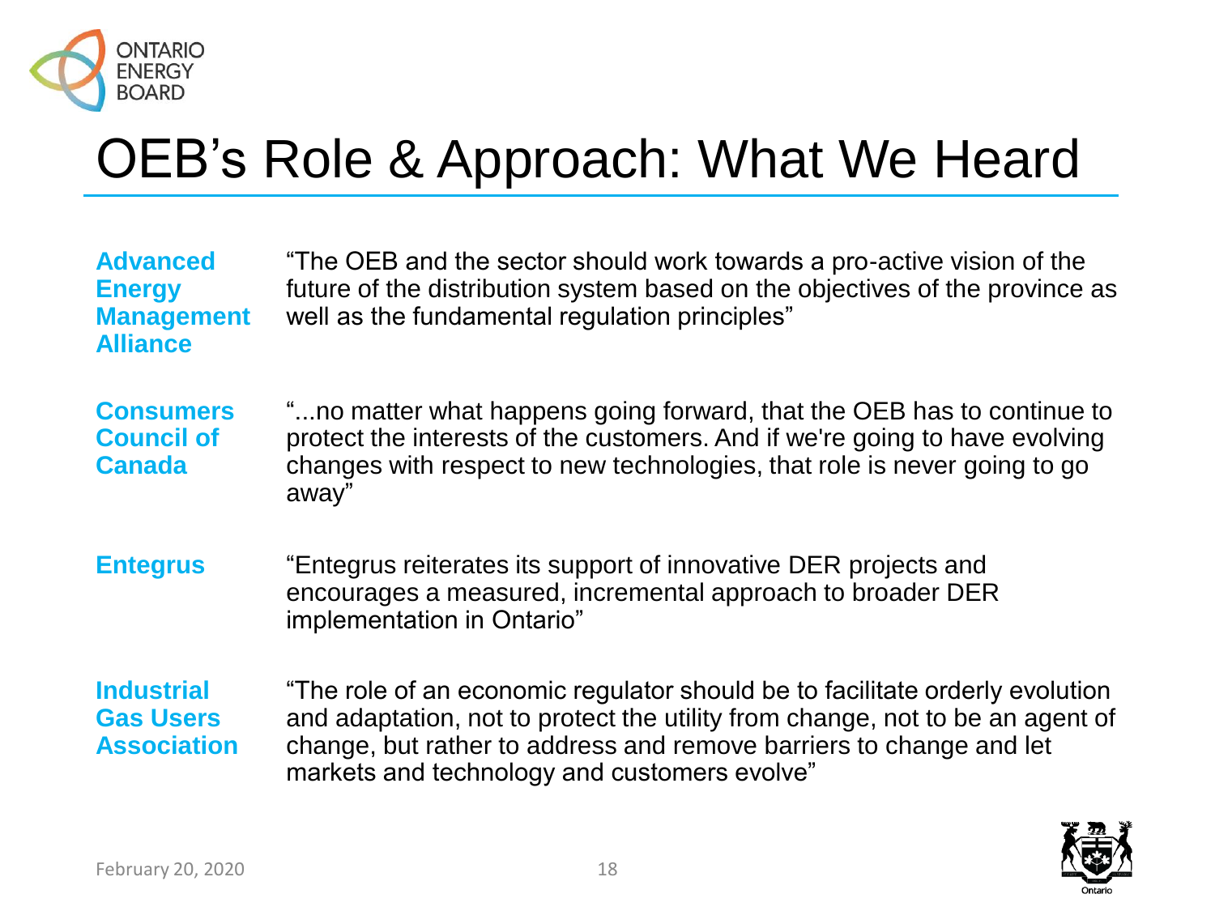# OEB's Role & Approach: What We Heard

**Advanced Energy Management Alliance**

"The OEB and the sector should work towards a pro-active vision of the future of the distribution system based on the objectives of the province as well as the fundamental regulation principles"

**Consumers Council of Canada**

"...no matter what happens going forward, that the OEB has to continue to protect the interests of the customers. And if we're going to have evolving changes with respect to new technologies, that role is never going to go away"

**Entegrus**

"Entegrus reiterates its support of innovative DER projects and encourages a measured, incremental approach to broader DER implementation in Ontario"

**Industrial Gas Users Association**

"The role of an economic regulator should be to facilitate orderly evolution and adaptation, not to protect the utility from change, not to be an agent of change, but rather to address and remove barriers to change and let markets and technology and customers evolve"

February 20, 2020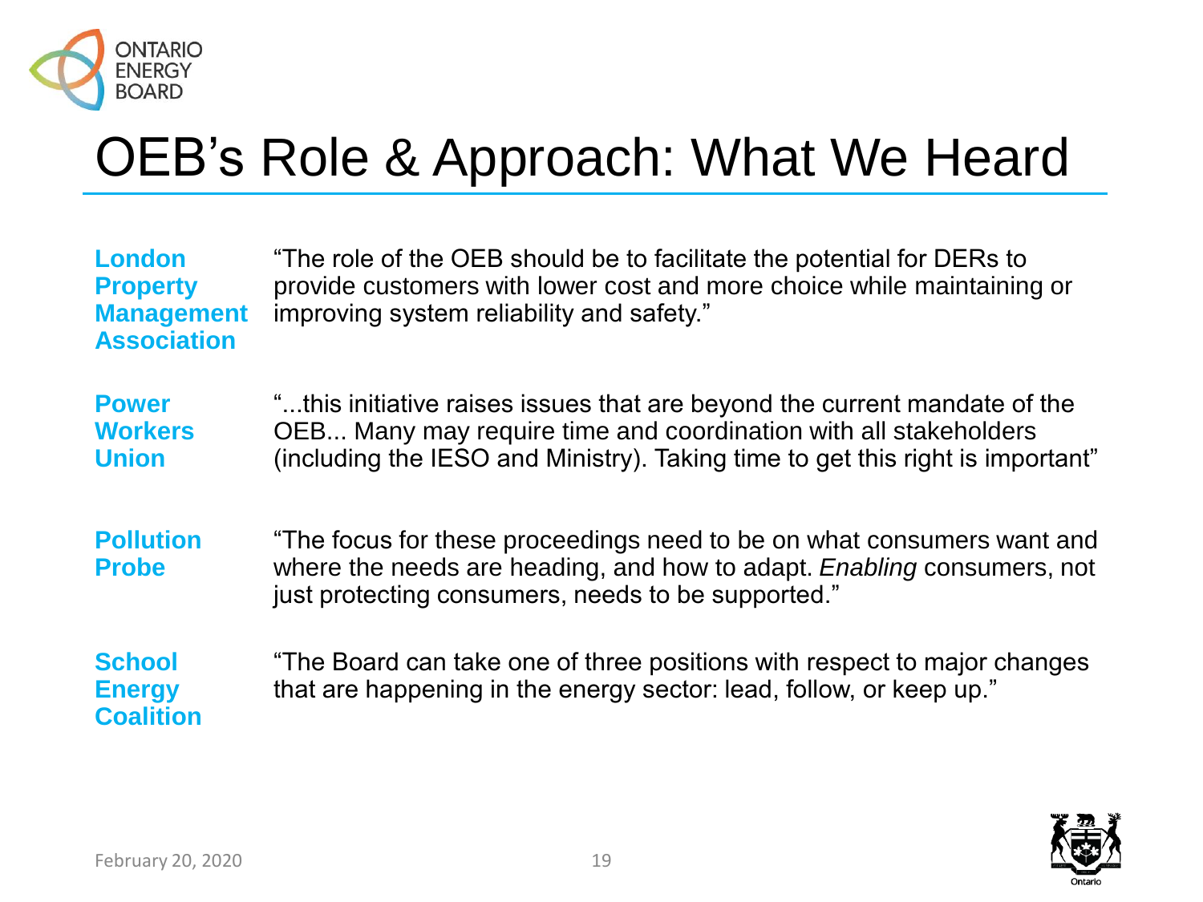# OEB's Role & Approach: What We Heard

**London Property Management Association**

"The role of the OEB should be to facilitate the potential for DERs to provide customers with lower cost and more choice while maintaining or improving system reliability and safety."

**Power Workers Union**

"...this initiative raises issues that are beyond the current mandate of the OEB... Many may require time and coordination with all stakeholders (including the IESO and Ministry). Taking time to get this right is important"

**Pollution Probe**

"The focus for these proceedings need to be on what consumers want and where the needs are heading, and how to adapt. *Enabling* consumers, not just protecting consumers, needs to be supported."

**School Energy Coalition**

"The Board can take one of three positions with respect to major changes that are happening in the energy sector: lead, follow, or keep up."

February 20, 2020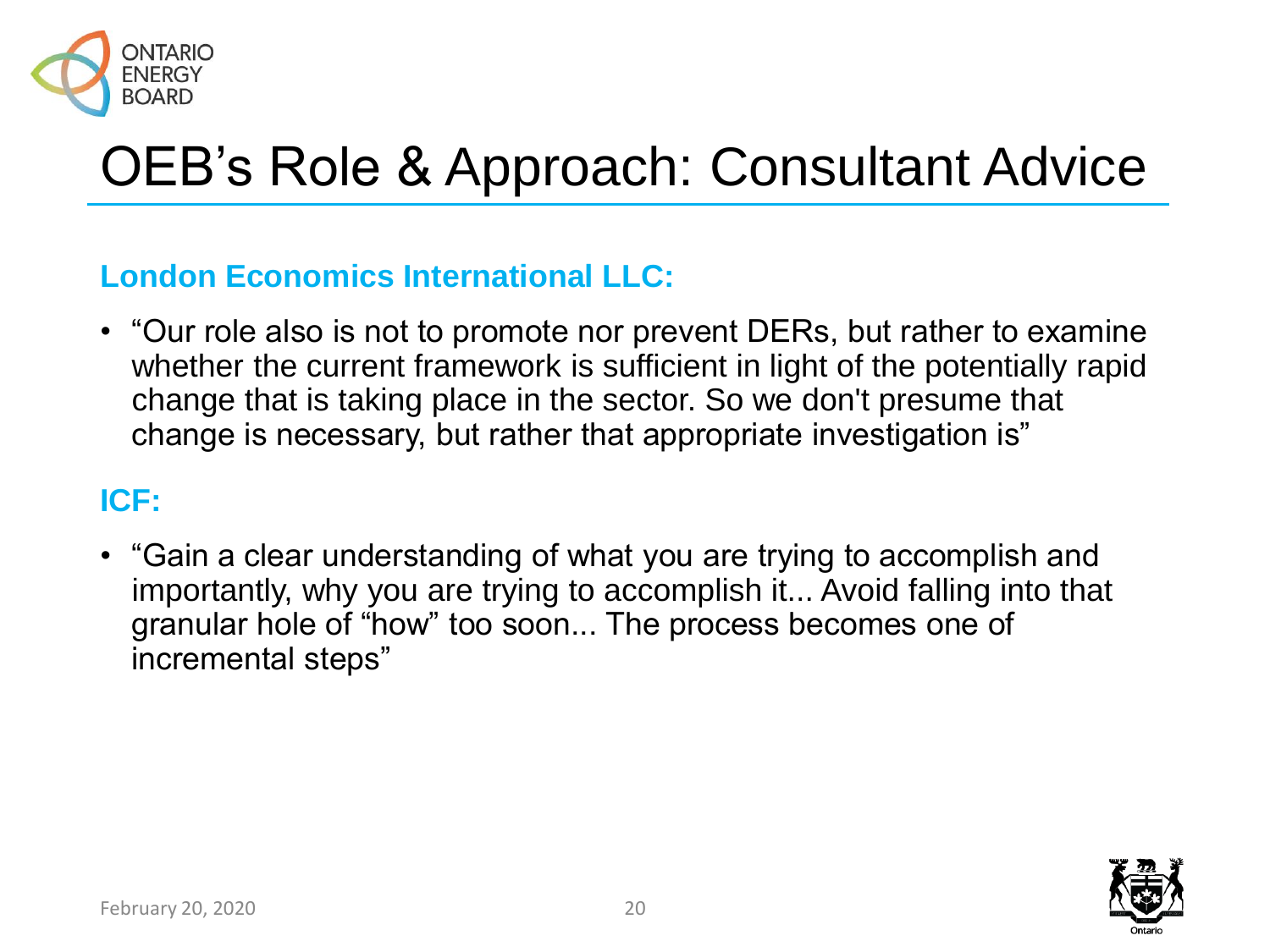# OEB's Role & Approach: Consultant Advice

**London Economics International LLC:**

- "Our role also is not to promote nor prevent DERs, but rather to examine whether the current framework is sufficient in light of the potentially rapid change that is taking place in the sector. So we don't presume that change is necessary, but rather that appropriate investigation is"

**ICF:**

- "Gain a clear understanding of what you are trying to accomplish and importantly, why you are trying to accomplish it... Avoid falling into that granular hole of "how" too soon... The process becomes one of incremental steps"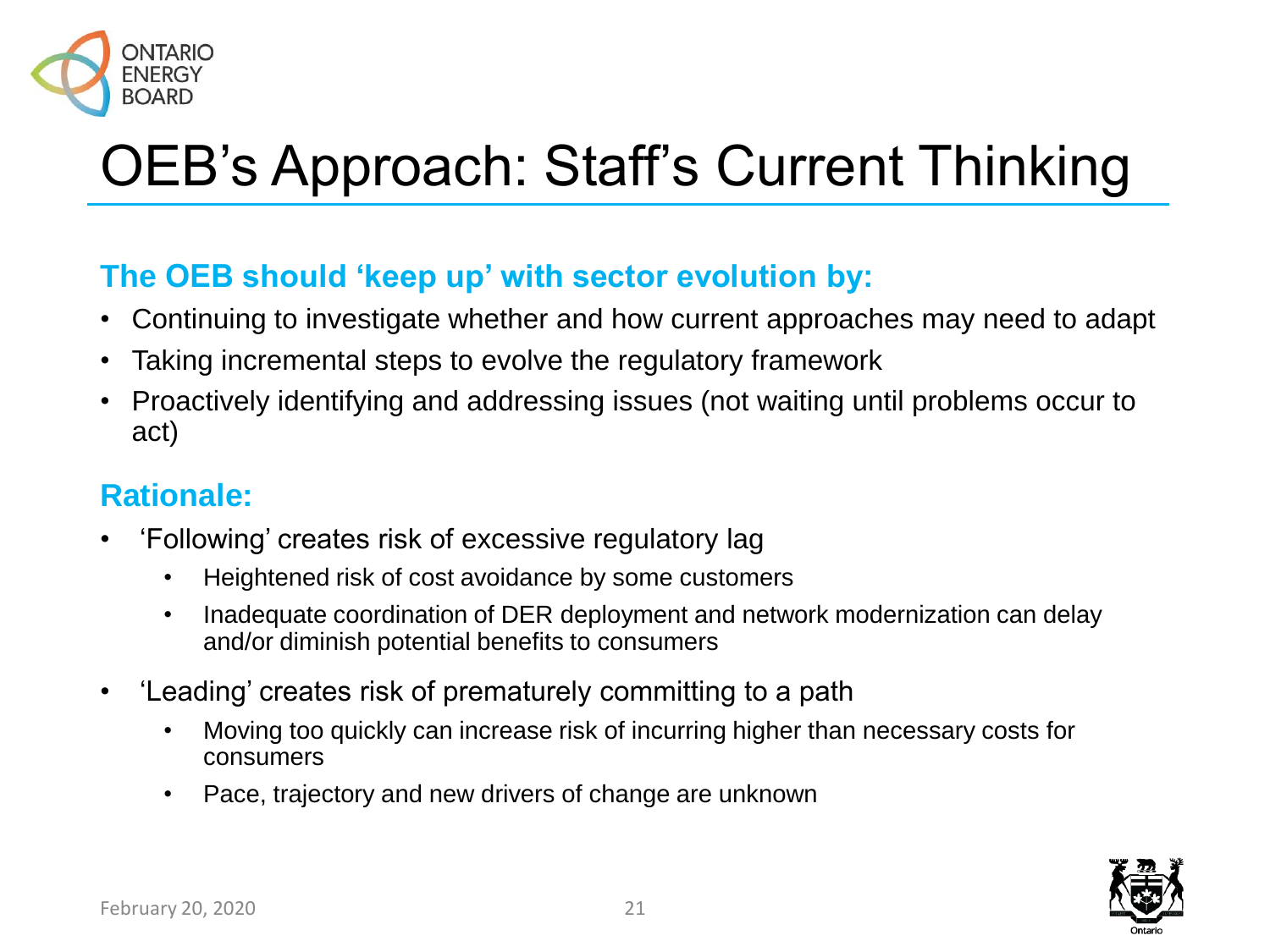# OEB's Approach: Staff's Current Thinking

**The OEB should 'keep up' with sector evolution by:**

- Continuing to investigate whether and how current approaches may need to adapt
- Taking incremental steps to evolve the regulatory framework
- Proactively identifying and addressing issues (not waiting until problems occur to act)

**Rationale:**

- 'Following' creates risk of excessive regulatory lag
  - Heightened risk of cost avoidance by some customers
  - Inadequate coordination of DER deployment and network modernization can delay and/or diminish potential benefits to consumers
- 'Leading' creates risk of prematurely committing to a path
  - Moving too quickly can increase risk of incurring higher than necessary costs for consumers
  - Pace, trajectory and new drivers of change are unknown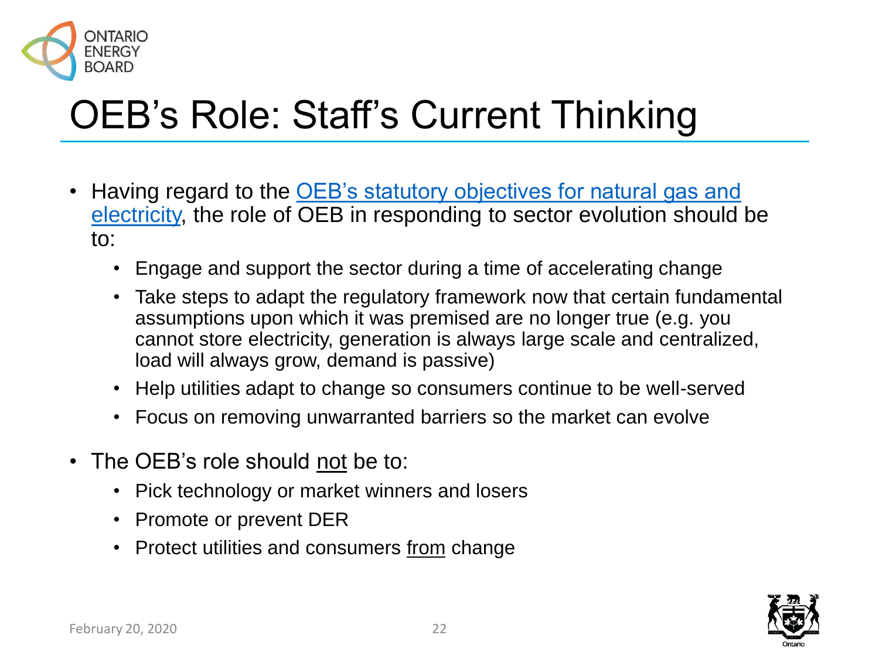# OEB's Role: Staff's Current Thinking

- Having regard to the OEB's statutory objectives for natural gas and electricity, the role of OEB in responding to sector evolution should be to:
  - Engage and support the sector during a time of accelerating change
  - Take steps to adapt the regulatory framework now that certain fundamental assumptions upon which it was premised are no longer true (e.g. you cannot store electricity, generation is always large scale and centralized, load will always grow, demand is passive)
  - Help utilities adapt to change so consumers continue to be well-served
  - Focus on removing unwarranted barriers so the market can evolve
- The OEB's role should not be to:
  - Pick technology or market winners and losers
  - Promote or prevent DER
  - Protect utilities and consumers from change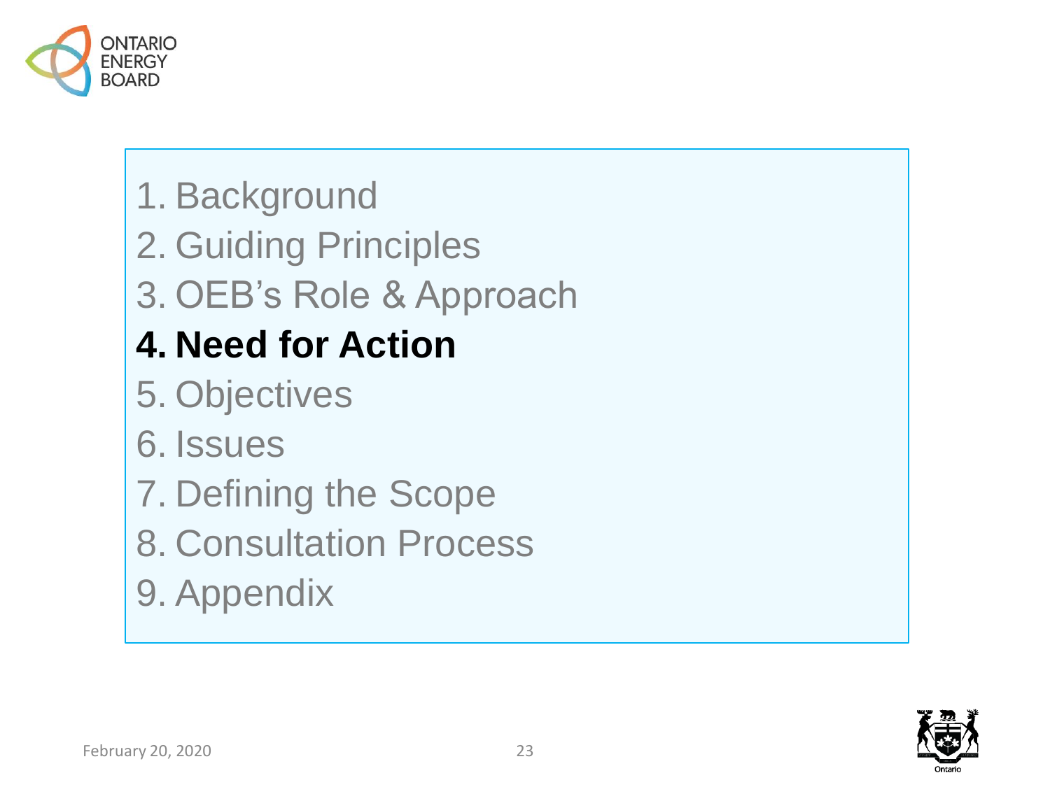1. Background
2. Guiding Principles
3. OEB's Role & Approach
4. **Need for Action**
5. Objectives
6. Issues
7. Defining the Scope
8. Consultation Process
9. Appendix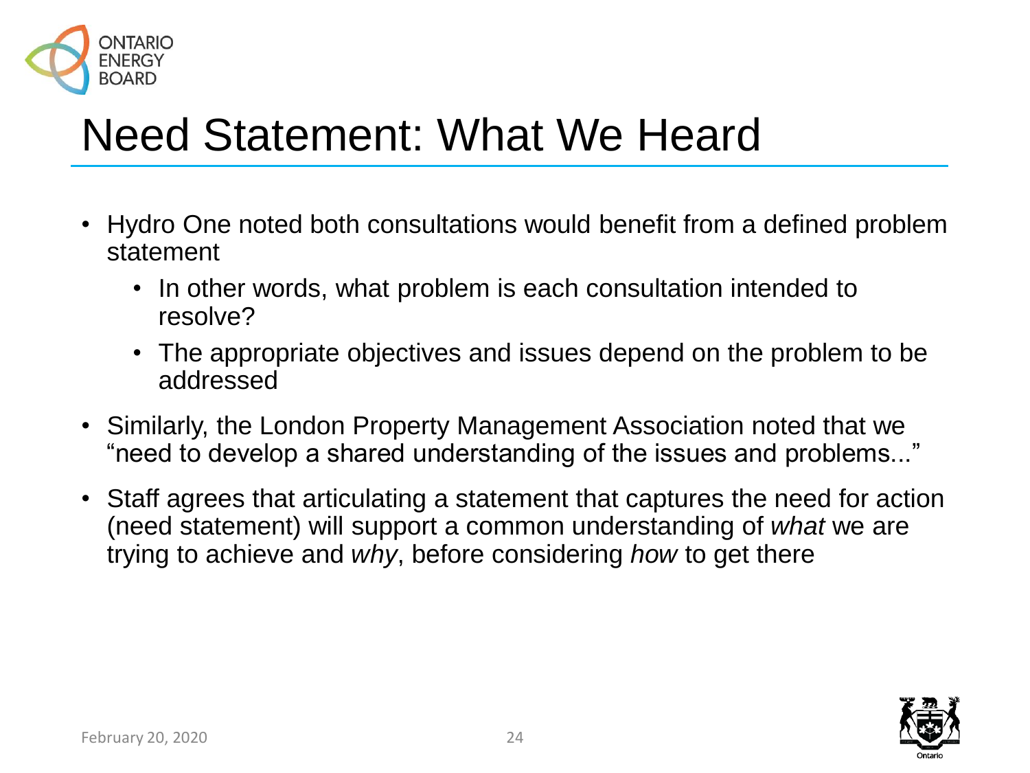# Need Statement: What We Heard

- Hydro One noted both consultations would benefit from a defined problem statement
  - In other words, what problem is each consultation intended to resolve?
  - The appropriate objectives and issues depend on the problem to be addressed
- Similarly, the London Property Management Association noted that we "need to develop a shared understanding of the issues and problems..."
- Staff agrees that articulating a statement that captures the need for action (need statement) will support a common understanding of *what* we are trying to achieve and *why*, before considering *how* to get there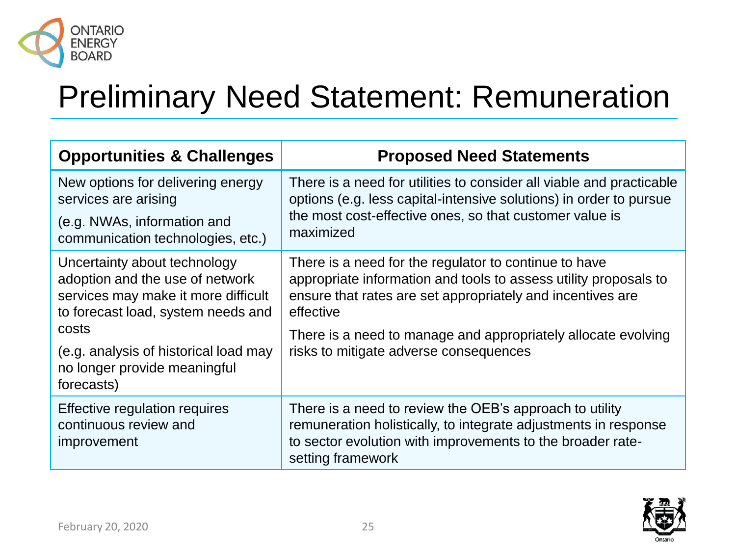# Preliminary Need Statement: Remuneration

| Opportunities & Challenges | Proposed Need Statements |
|---|---|
| New options for delivering energy services are arising<br><br>(e.g. NWAs, information and communication technologies, etc.) | There is a need for utilities to consider all viable and practicable options (e.g. less capital-intensive solutions) in order to pursue the most cost-effective ones, so that customer value is maximized |
| Uncertainty about technology adoption and the use of network services may make it more difficult to forecast load, system needs and costs<br><br>(e.g. analysis of historical load may no longer provide meaningful forecasts) | There is a need for the regulator to continue to have appropriate information and tools to assess utility proposals to ensure that rates are set appropriately and incentives are effective<br><br>There is a need to manage and appropriately allocate evolving risks to mitigate adverse consequences |
| Effective regulation requires continuous review and improvement | There is a need to review the OEB's approach to utility remuneration holistically, to integrate adjustments in response to sector evolution with improvements to the broader rate-setting framework |

February 20, 2020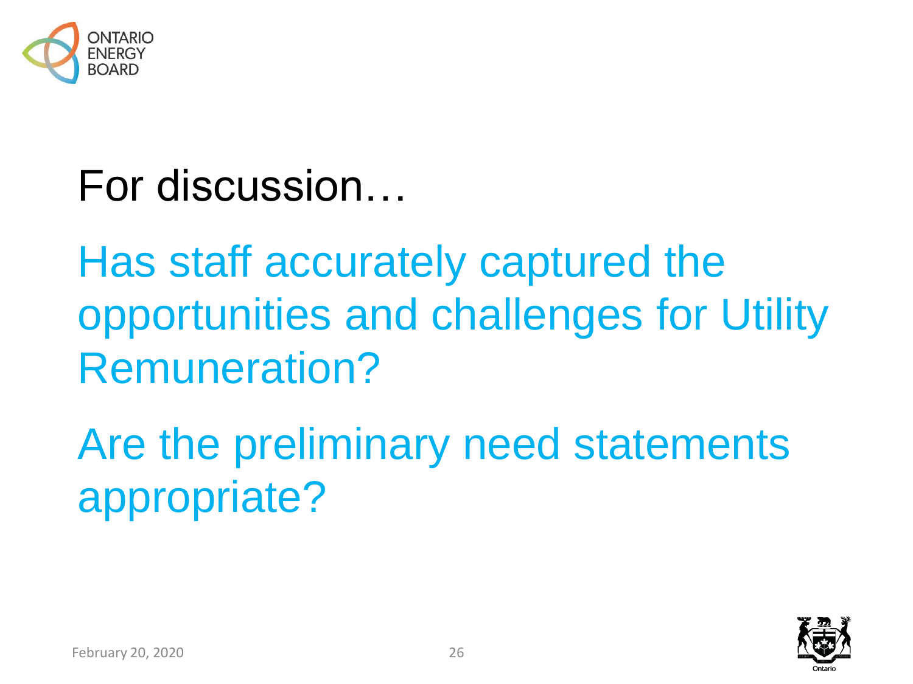# For discussion…

Has staff accurately captured the opportunities and challenges for Utility Remuneration?

Are the preliminary need statements appropriate?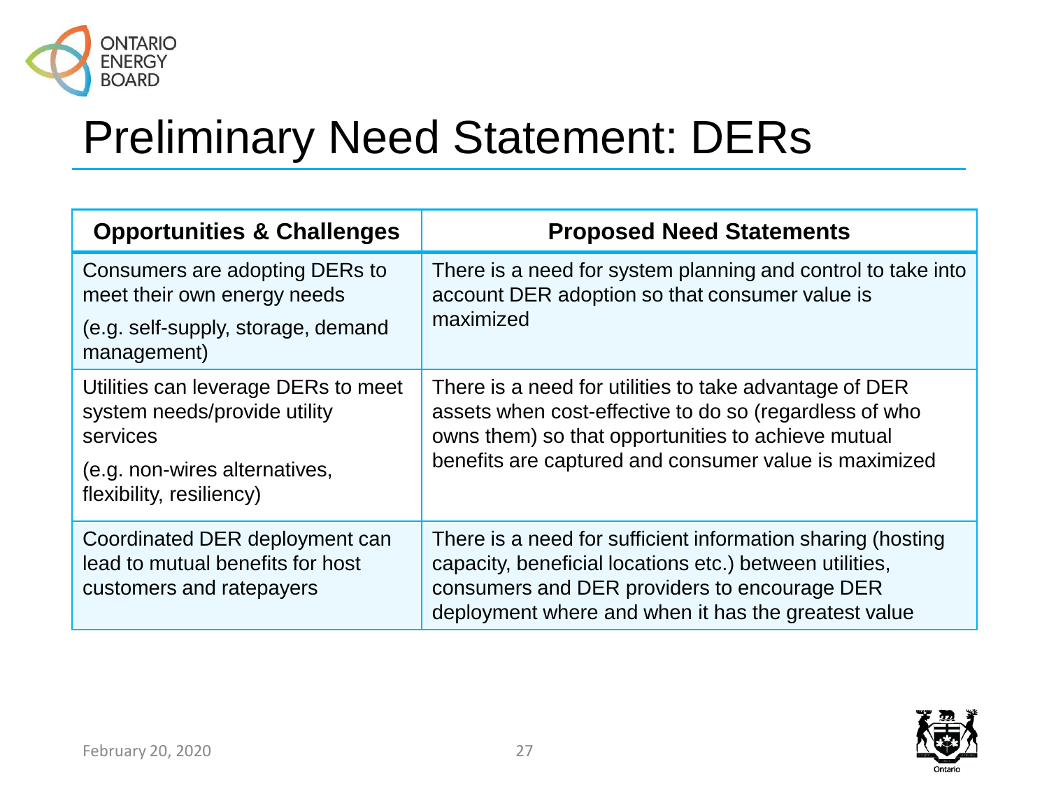# Preliminary Need Statement: DERs

| Opportunities & Challenges | Proposed Need Statements |
|---|---|
| Consumers are adopting DERs to meet their own energy needs<br>(e.g. self-supply, storage, demand management) | There is a need for system planning and control to take into account DER adoption so that consumer value is maximized |
| Utilities can leverage DERs to meet system needs/provide utility services<br>(e.g. non-wires alternatives, flexibility, resiliency) | There is a need for utilities to take advantage of DER assets when cost-effective to do so (regardless of who owns them) so that opportunities to achieve mutual benefits are captured and consumer value is maximized |
| Coordinated DER deployment can lead to mutual benefits for host customers and ratepayers | There is a need for sufficient information sharing (hosting capacity, beneficial locations etc.) between utilities, consumers and DER providers to encourage DER deployment where and when it has the greatest value |

February 20, 2020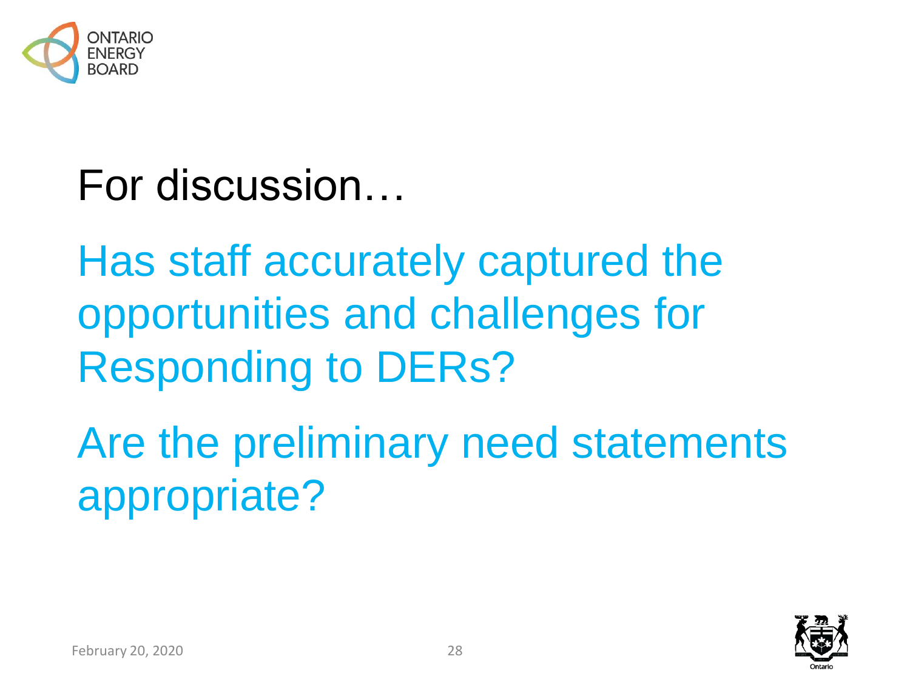# For discussion…

Has staff accurately captured the opportunities and challenges for Responding to DERs?

Are the preliminary need statements appropriate?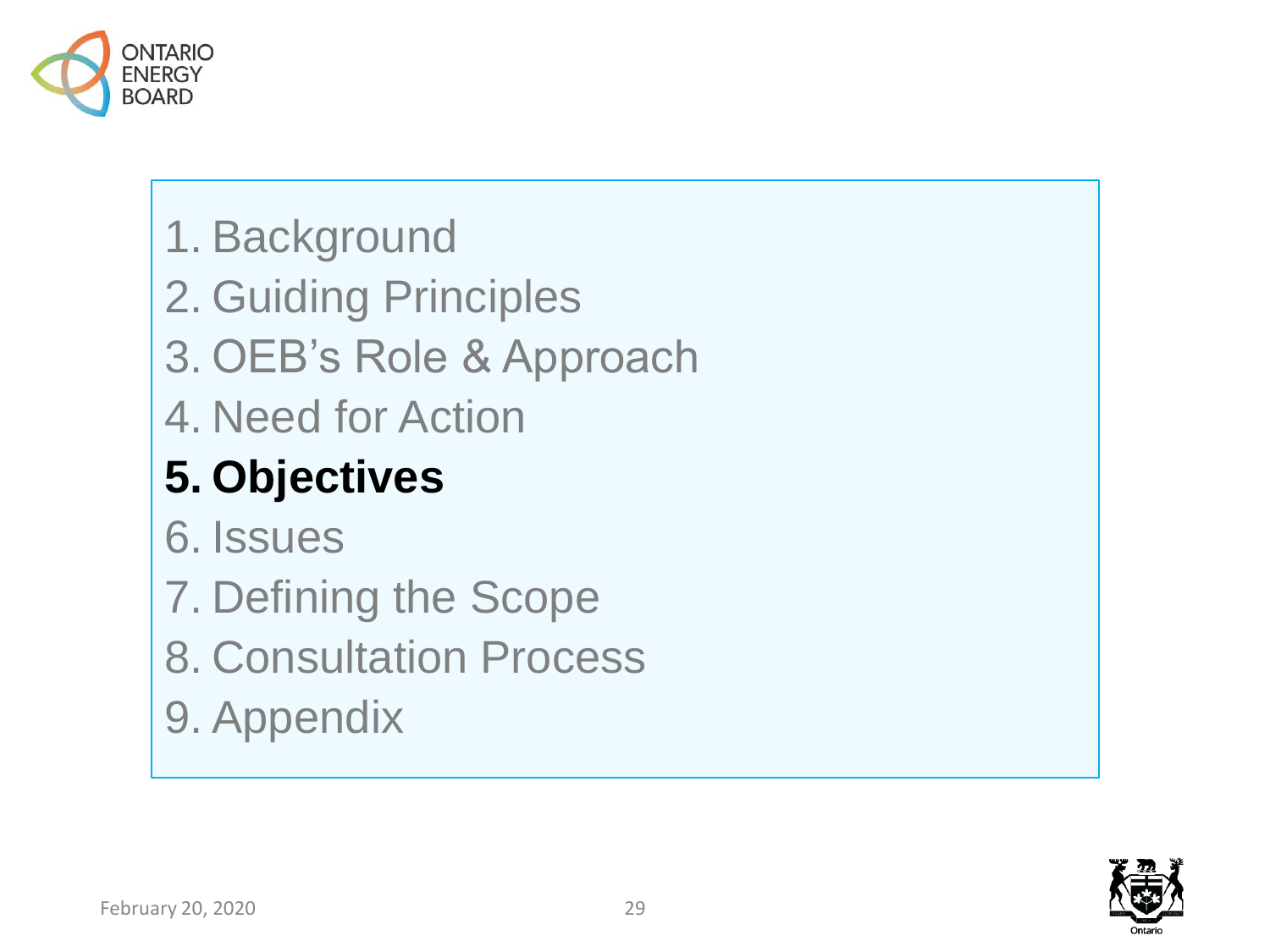1. Background
2. Guiding Principles
3. OEB’s Role & Approach
4. Need for Action
5. **Objectives**
6. Issues
7. Defining the Scope
8. Consultation Process
9. Appendix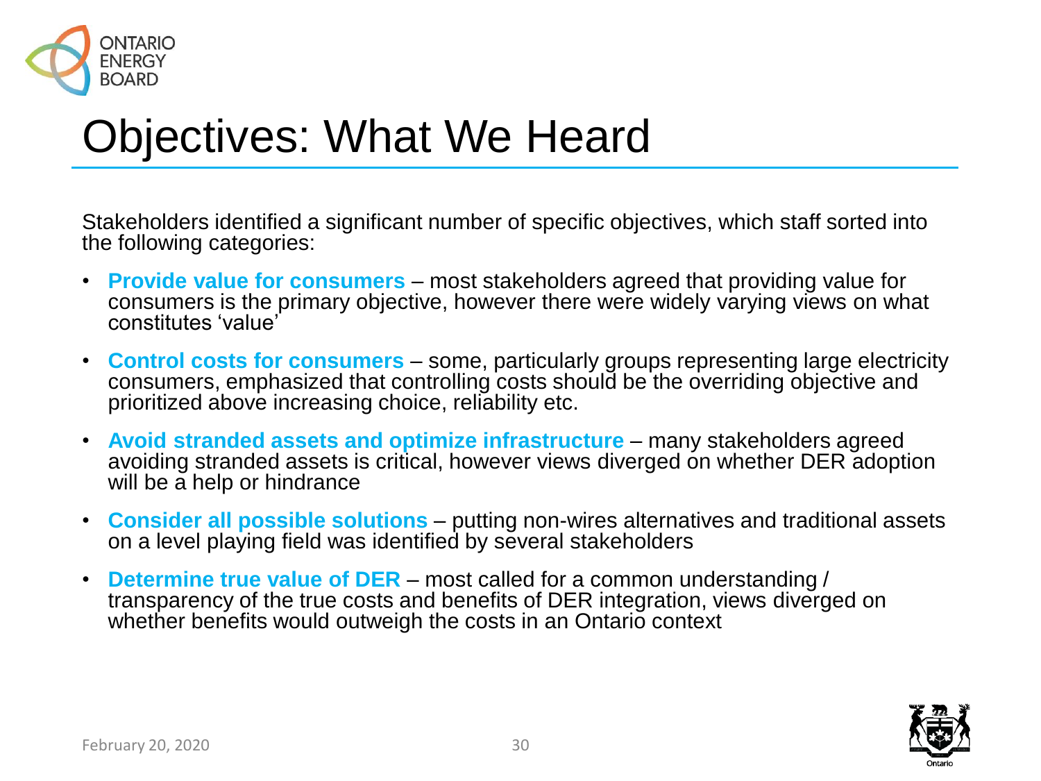# Objectives: What We Heard

Stakeholders identified a significant number of specific objectives, which staff sorted into the following categories:

- **Provide value for consumers** – most stakeholders agreed that providing value for consumers is the primary objective, however there were widely varying views on what constitutes 'value'
- **Control costs for consumers** – some, particularly groups representing large electricity consumers, emphasized that controlling costs should be the overriding objective and prioritized above increasing choice, reliability etc.
- **Avoid stranded assets and optimize infrastructure** – many stakeholders agreed avoiding stranded assets is critical, however views diverged on whether DER adoption will be a help or hindrance
- **Consider all possible solutions** – putting non-wires alternatives and traditional assets on a level playing field was identified by several stakeholders
- **Determine true value of DER** – most called for a common understanding / transparency of the true costs and benefits of DER integration, views diverged on whether benefits would outweigh the costs in an Ontario context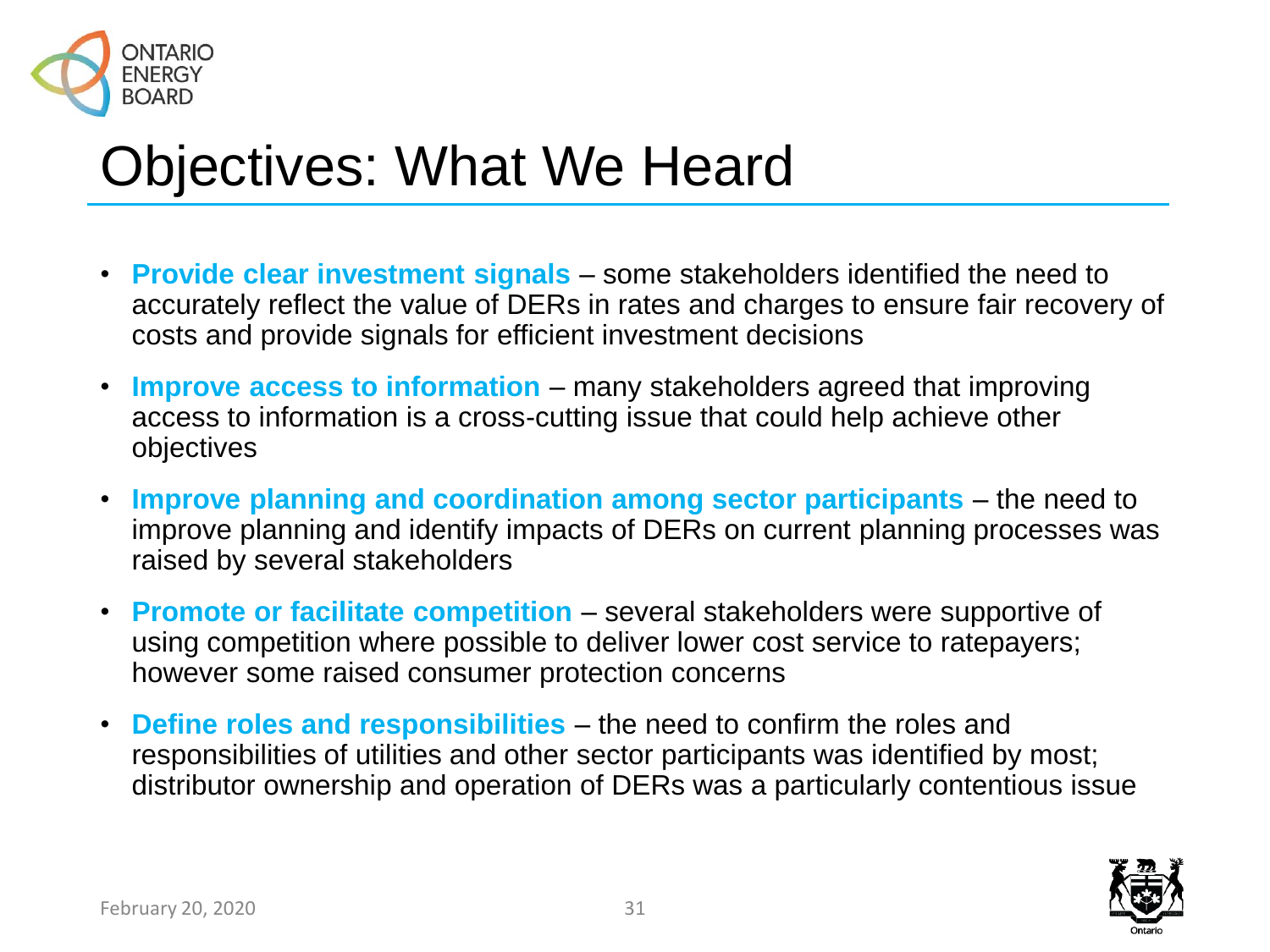# Objectives: What We Heard

- **Provide clear investment signals** – some stakeholders identified the need to accurately reflect the value of DERs in rates and charges to ensure fair recovery of costs and provide signals for efficient investment decisions
- **Improve access to information** – many stakeholders agreed that improving access to information is a cross-cutting issue that could help achieve other objectives
- **Improve planning and coordination among sector participants** – the need to improve planning and identify impacts of DERs on current planning processes was raised by several stakeholders
- **Promote or facilitate competition** – several stakeholders were supportive of using competition where possible to deliver lower cost service to ratepayers; however some raised consumer protection concerns
- **Define roles and responsibilities** – the need to confirm the roles and responsibilities of utilities and other sector participants was identified by most; distributor ownership and operation of DERs was a particularly contentious issue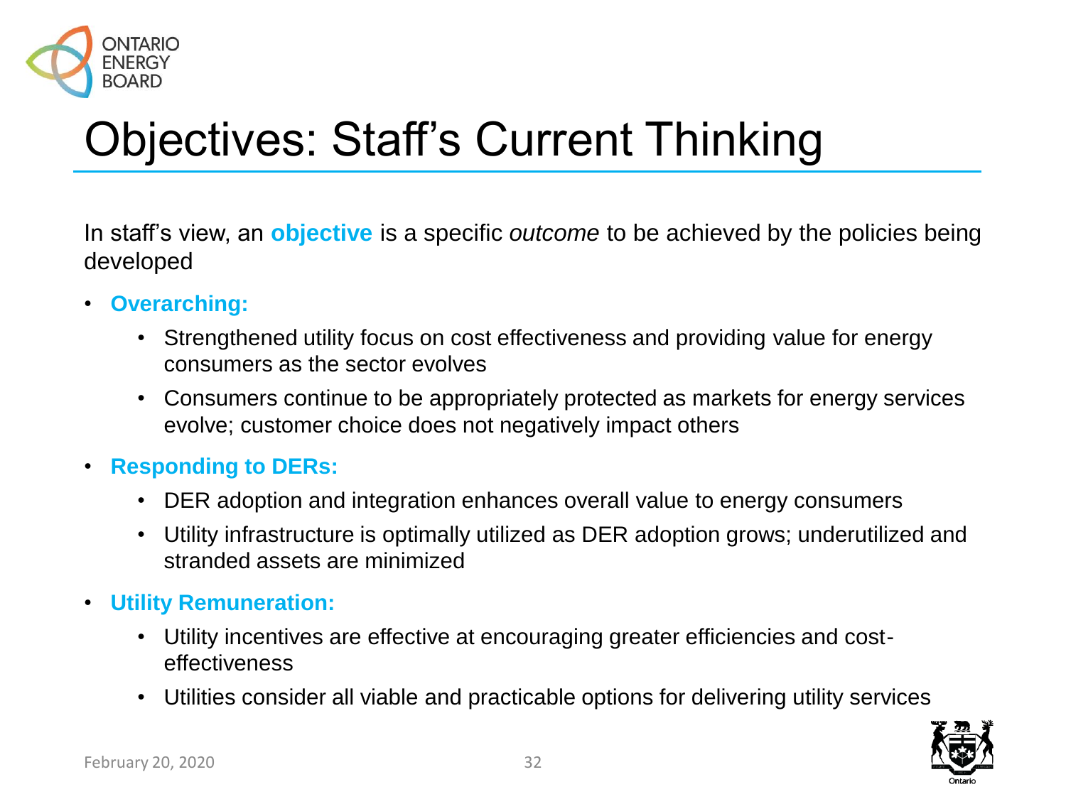# Objectives: Staff's Current Thinking

In staff's view, an **objective** is a specific *outcome* to be achieved by the policies being developed

- **Overarching:**
  - Strengthened utility focus on cost effectiveness and providing value for energy consumers as the sector evolves
  - Consumers continue to be appropriately protected as markets for energy services evolve; customer choice does not negatively impact others
- **Responding to DERs:**
  - DER adoption and integration enhances overall value to energy consumers
  - Utility infrastructure is optimally utilized as DER adoption grows; underutilized and stranded assets are minimized
- **Utility Remuneration:**
  - Utility incentives are effective at encouraging greater efficiencies and cost-effectiveness
  - Utilities consider all viable and practicable options for delivering utility services

February 20, 2020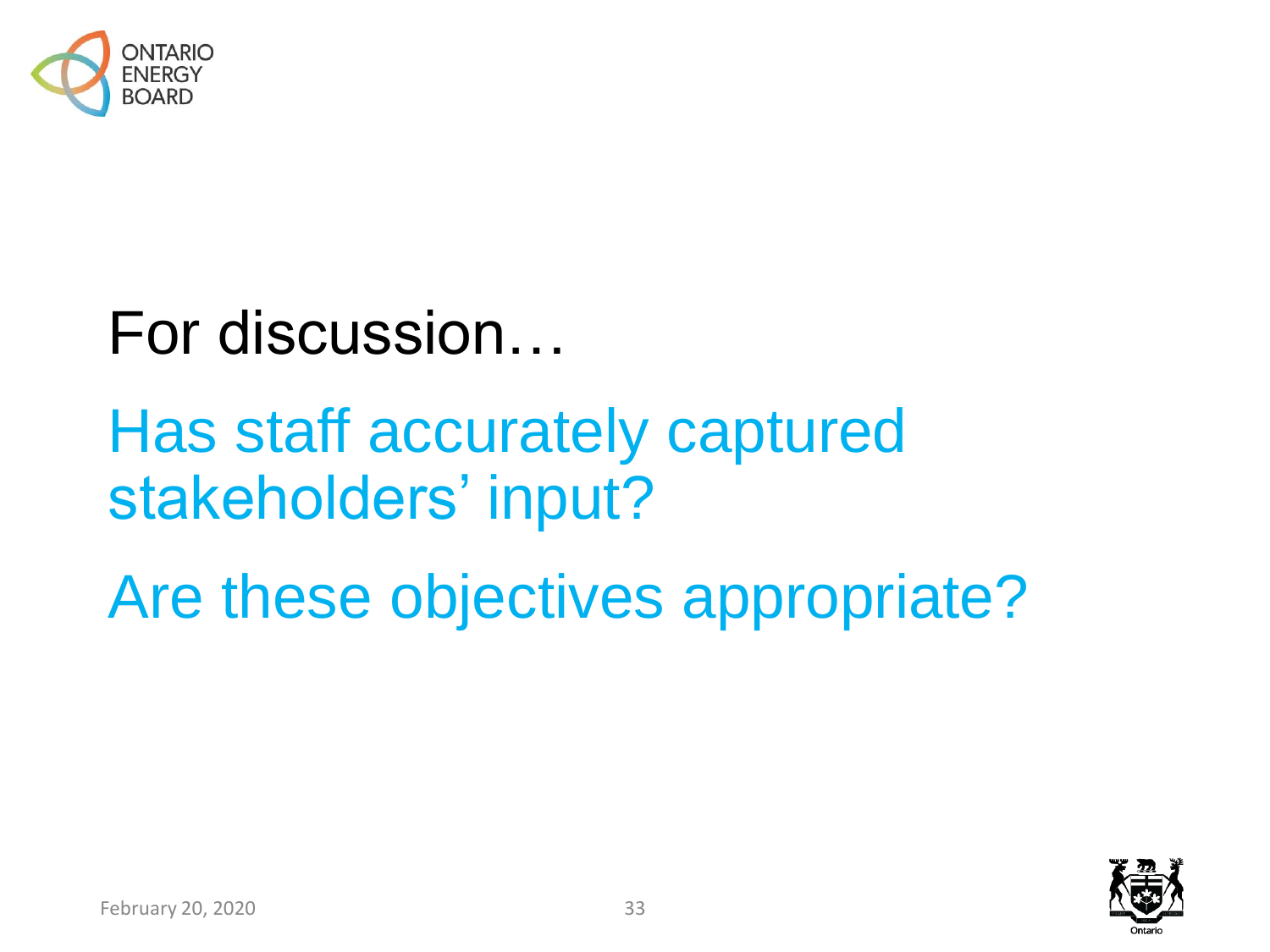# For discussion…

## Has staff accurately captured stakeholders' input?

## Are these objectives appropriate?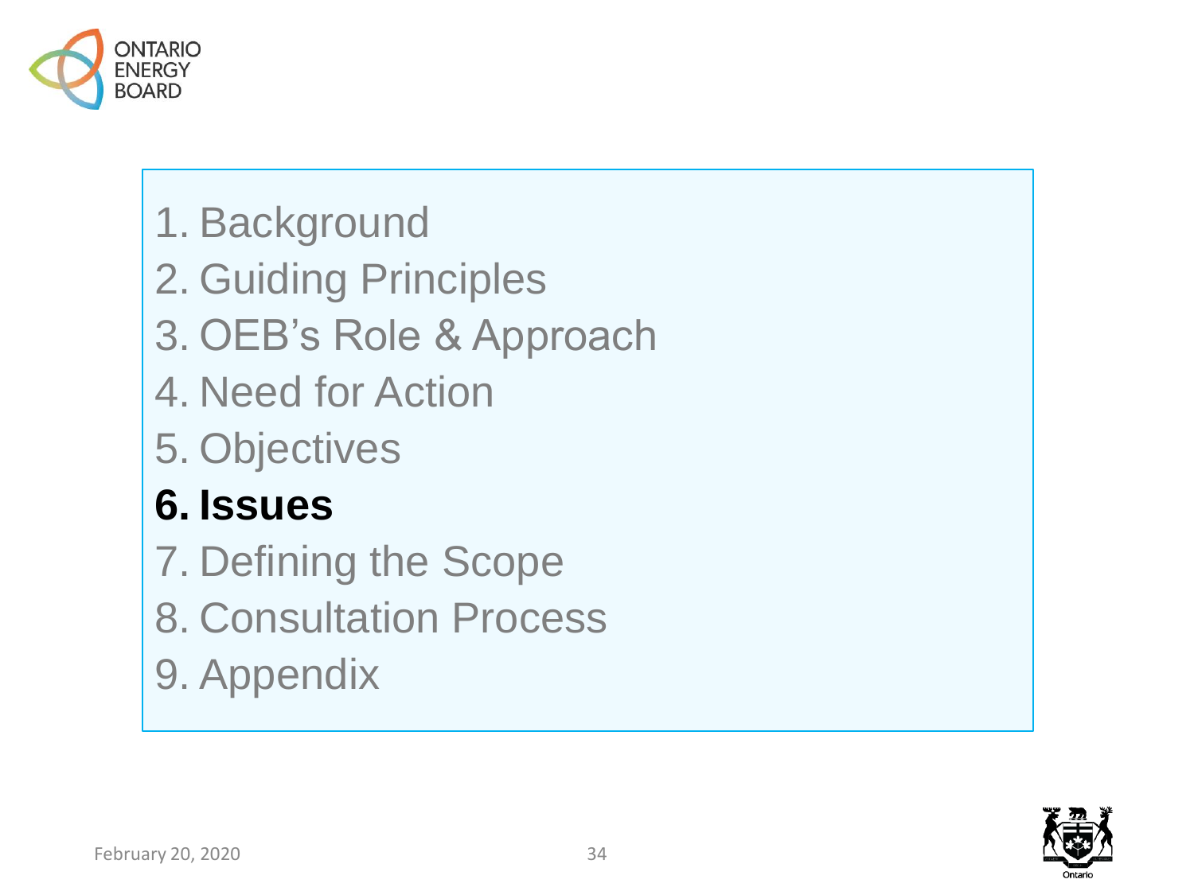1. Background
2. Guiding Principles
3. OEB's Role & Approach
4. Need for Action
5. Objectives
6. **Issues**
7. Defining the Scope
8. Consultation Process
9. Appendix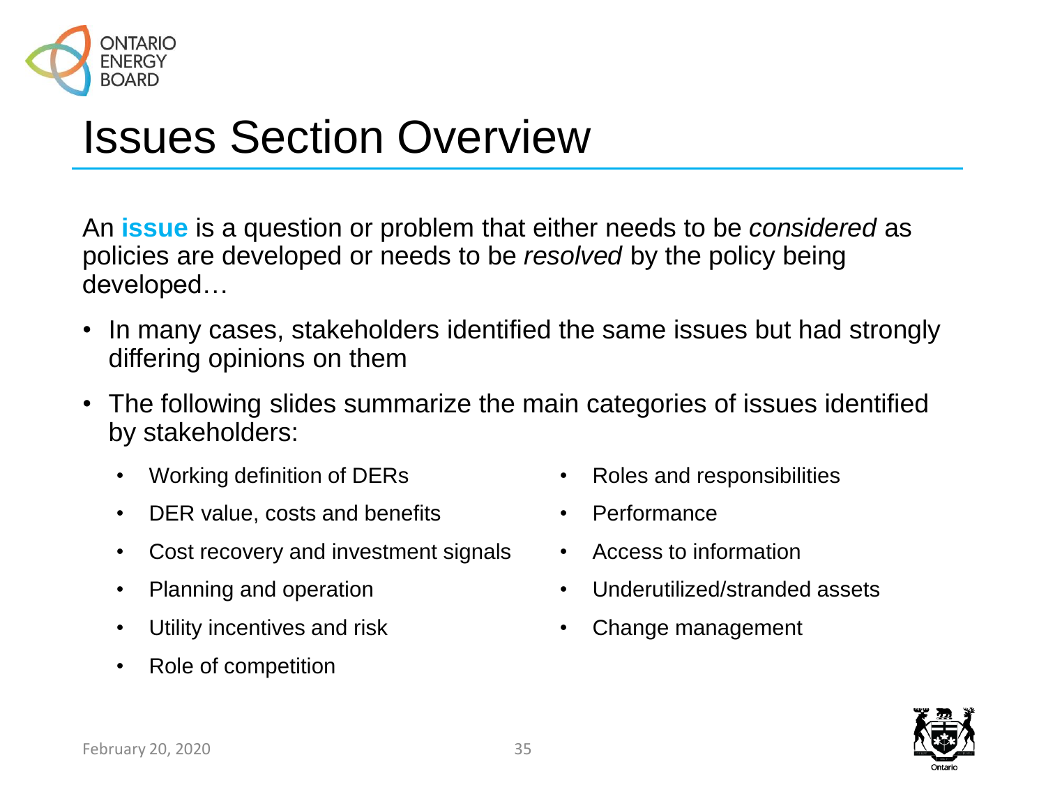# Issues Section Overview

An **issue** is a question or problem that either needs to be *considered* as policies are developed or needs to be *resolved* by the policy being developed…

- In many cases, stakeholders identified the same issues but had strongly differing opinions on them
- The following slides summarize the main categories of issues identified by stakeholders:
  - Working definition of DERs
  - DER value, costs and benefits
  - Cost recovery and investment signals
  - Planning and operation
  - Utility incentives and risk
  - Role of competition
  - Roles and responsibilities
  - Performance
  - Access to information
  - Underutilized/stranded assets
  - Change management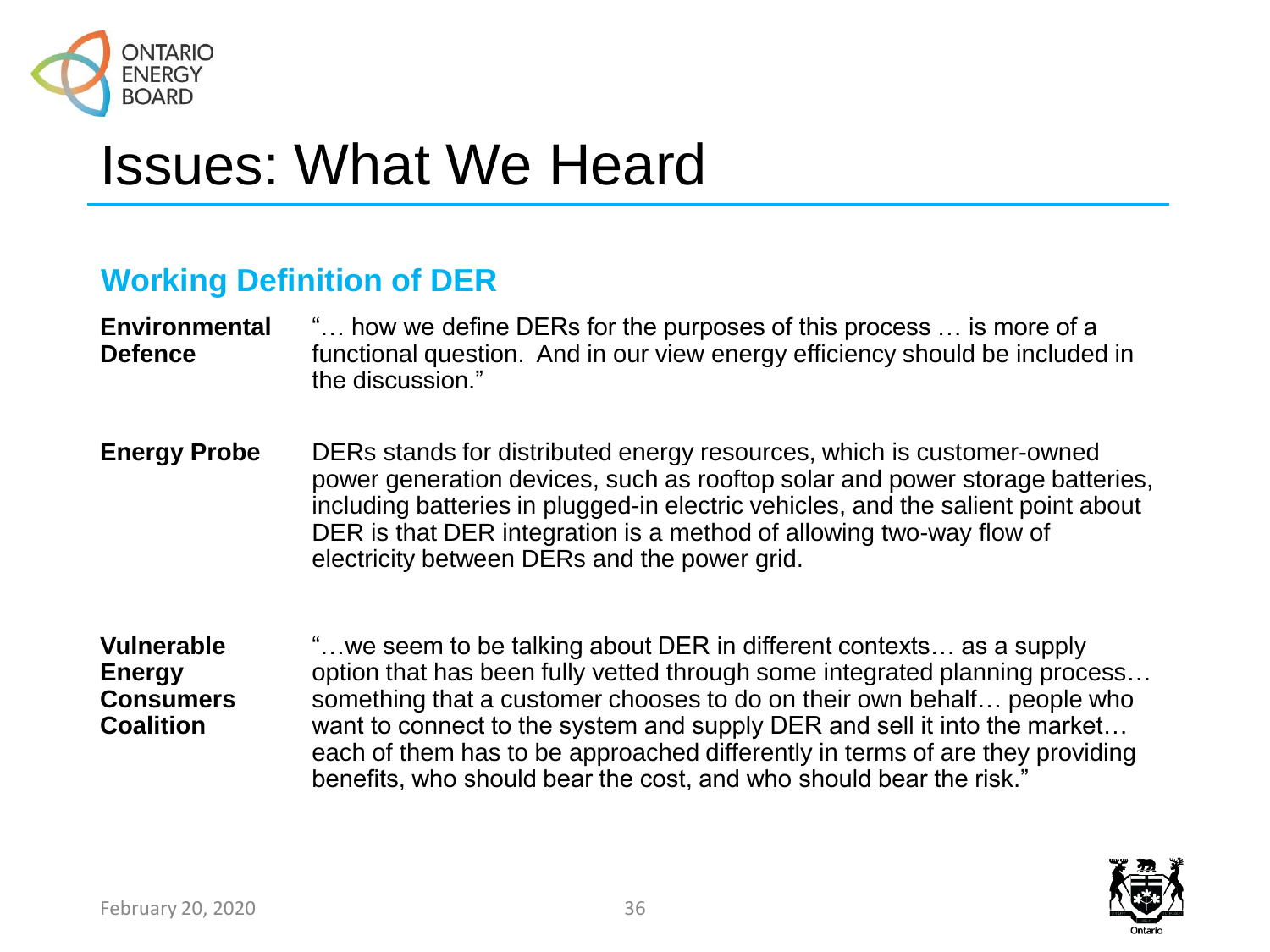# Issues: What We Heard

## Working Definition of DER

| | |
|---|---|
| **Environmental Defence** | "… how we define DERs for the purposes of this process … is more of a functional question. And in our view energy efficiency should be included in the discussion." |
| **Energy Probe** | DERs stands for distributed energy resources, which is customer-owned power generation devices, such as rooftop solar and power storage batteries, including batteries in plugged-in electric vehicles, and the salient point about DER is that DER integration is a method of allowing two-way flow of electricity between DERs and the power grid. |
| **Vulnerable Energy Consumers Coalition** | "…we seem to be talking about DER in different contexts… as a supply option that has been fully vetted through some integrated planning process… something that a customer chooses to do on their own behalf… people who want to connect to the system and supply DER and sell it into the market… each of them has to be approached differently in terms of are they providing benefits, who should bear the cost, and who should bear the risk." |

February 20, 2020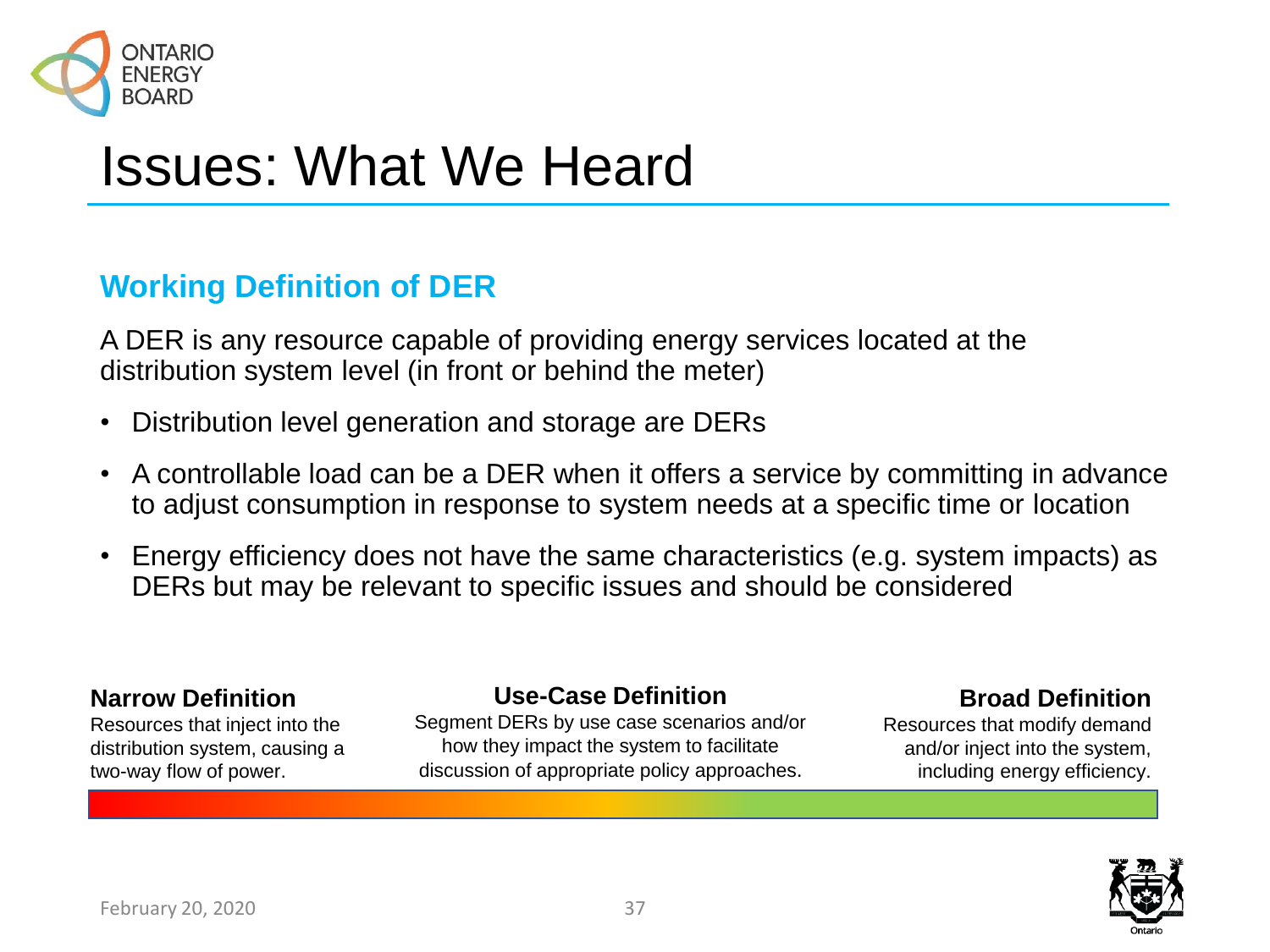# Issues: What We Heard

## Working Definition of DER

A DER is any resource capable of providing energy services located at the distribution system level (in front or behind the meter)

- Distribution level generation and storage are DERs
- A controllable load can be a DER when it offers a service by committing in advance to adjust consumption in response to system needs at a specific time or location
- Energy efficiency does not have the same characteristics (e.g. system impacts) as DERs but may be relevant to specific issues and should be considered

**Narrow Definition**
Resources that inject into the distribution system, causing a two-way flow of power.

**Use-Case Definition**
Segment DERs by use case scenarios and/or how they impact the system to facilitate discussion of appropriate policy approaches.

**Broad Definition**
Resources that modify demand and/or inject into the system, including energy efficiency.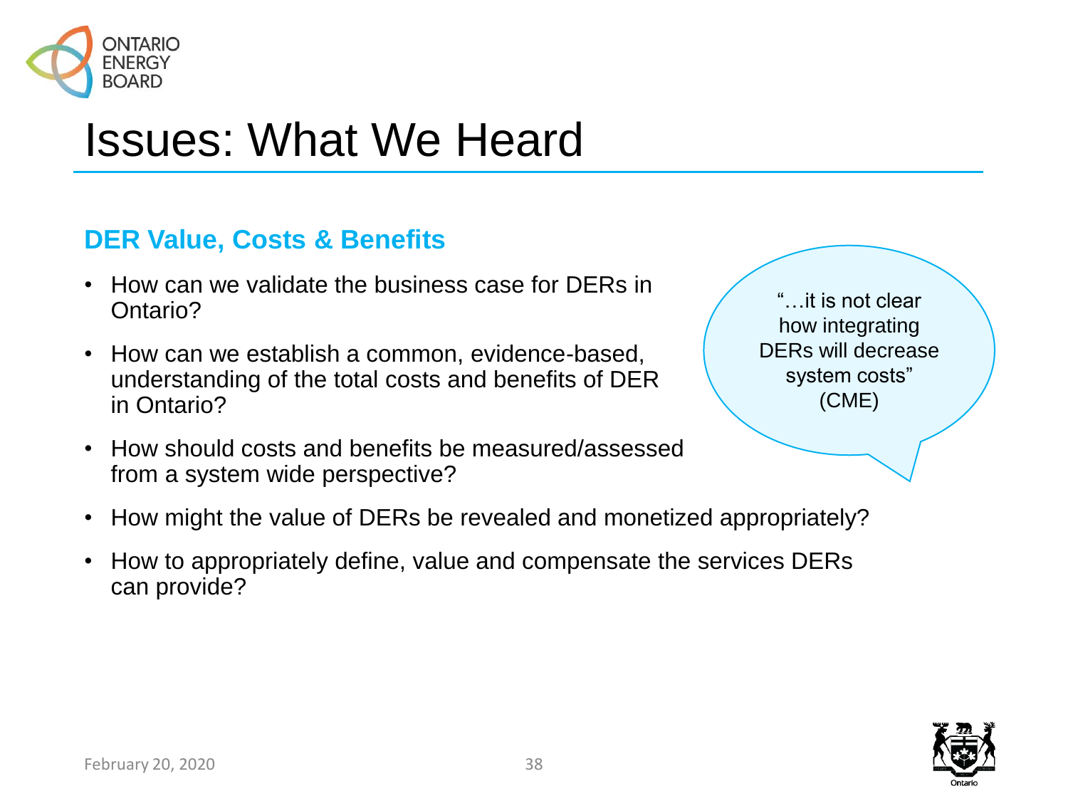# Issues: What We Heard

## DER Value, Costs & Benefits

- How can we validate the business case for DERs in Ontario?
- How can we establish a common, evidence-based, understanding of the total costs and benefits of DER in Ontario?
- How should costs and benefits be measured/assessed from a system wide perspective?
- How might the value of DERs be revealed and monetized appropriately?
- How to appropriately define, value and compensate the services DERs can provide?

"…it is not clear how integrating DERs will decrease system costs" (CME)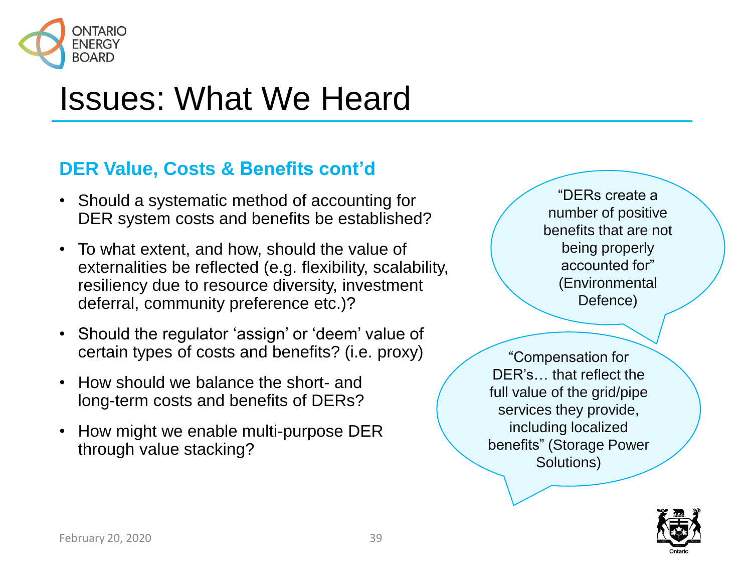# Issues: What We Heard

## DER Value, Costs & Benefits cont'd

- Should a systematic method of accounting for DER system costs and benefits be established?
- To what extent, and how, should the value of externalities be reflected (e.g. flexibility, scalability, resiliency due to resource diversity, investment deferral, community preference etc.)?
- Should the regulator 'assign' or 'deem' value of certain types of costs and benefits? (i.e. proxy)
- How should we balance the short- and long-term costs and benefits of DERs?
- How might we enable multi-purpose DER through value stacking?

"DERs create a number of positive benefits that are not being properly accounted for" (Environmental Defence)

"Compensation for DER's… that reflect the full value of the grid/pipe services they provide, including localized benefits" (Storage Power Solutions)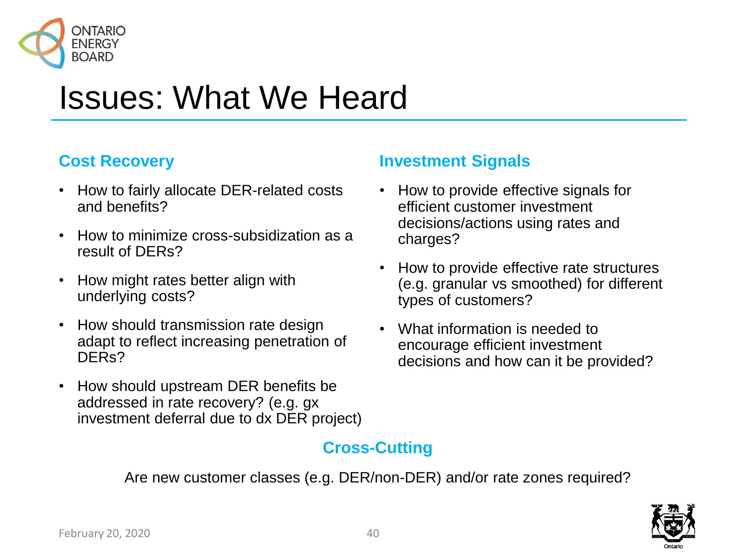# Issues: What We Heard

## Cost Recovery

- How to fairly allocate DER-related costs and benefits?
- How to minimize cross-subsidization as a result of DERs?
- How might rates better align with underlying costs?
- How should transmission rate design adapt to reflect increasing penetration of DERs?
- How should upstream DER benefits be addressed in rate recovery? (e.g. gx investment deferral due to dx DER project)

## Investment Signals

- How to provide effective signals for efficient customer investment decisions/actions using rates and charges?
- How to provide effective rate structures (e.g. granular vs smoothed) for different types of customers?
- What information is needed to encourage efficient investment decisions and how can it be provided?

## Cross-Cutting

Are new customer classes (e.g. DER/non-DER) and/or rate zones required?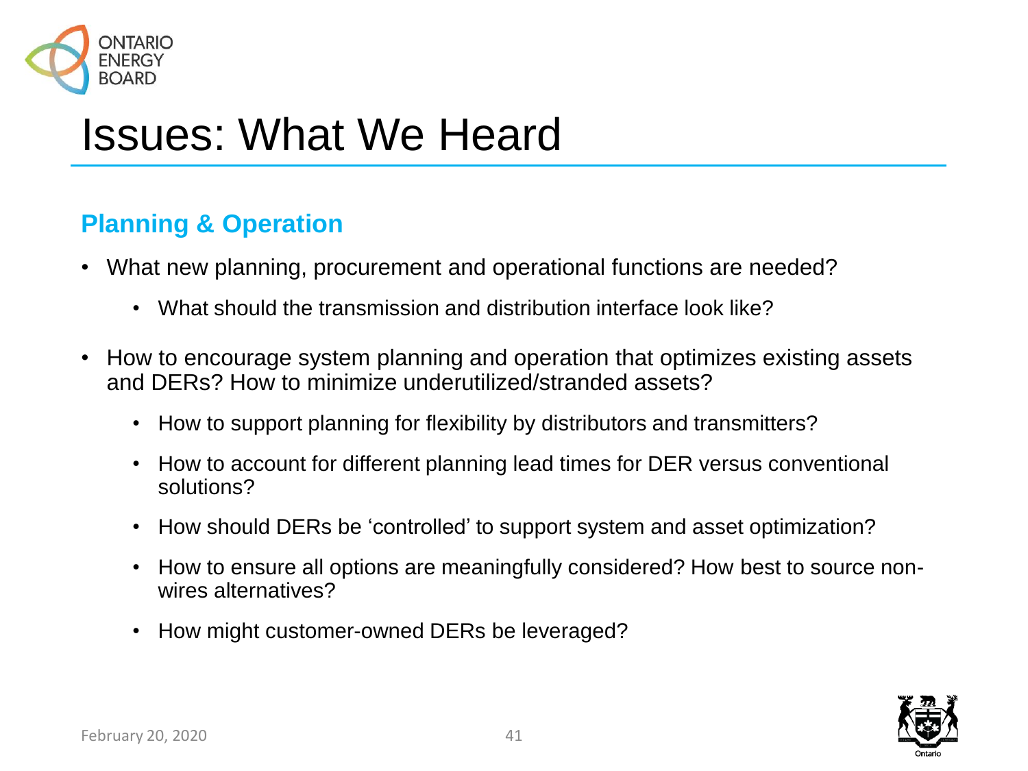# Issues: What We Heard

## Planning & Operation

- What new planning, procurement and operational functions are needed?
  - What should the transmission and distribution interface look like?
- How to encourage system planning and operation that optimizes existing assets and DERs? How to minimize underutilized/stranded assets?
  - How to support planning for flexibility by distributors and transmitters?
  - How to account for different planning lead times for DER versus conventional solutions?
  - How should DERs be 'controlled' to support system and asset optimization?
  - How to ensure all options are meaningfully considered? How best to source non-wires alternatives?
  - How might customer-owned DERs be leveraged?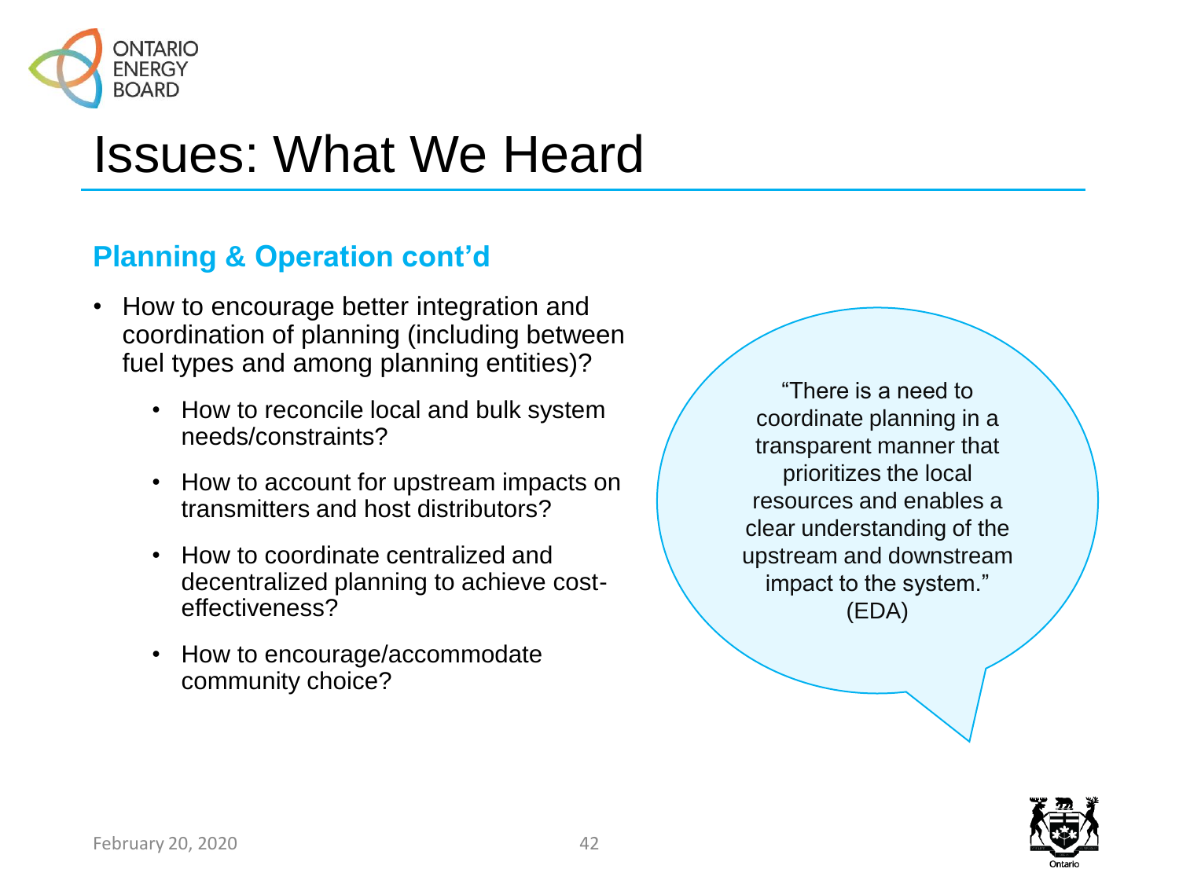# Issues: What We Heard

## Planning & Operation cont'd

- How to encourage better integration and coordination of planning (including between fuel types and among planning entities)?
  - How to reconcile local and bulk system needs/constraints?
  - How to account for upstream impacts on transmitters and host distributors?
  - How to coordinate centralized and decentralized planning to achieve cost-effectiveness?
  - How to encourage/accommodate community choice?

> "There is a need to coordinate planning in a transparent manner that prioritizes the local resources and enables a clear understanding of the upstream and downstream impact to the system." (EDA)

February 20, 2020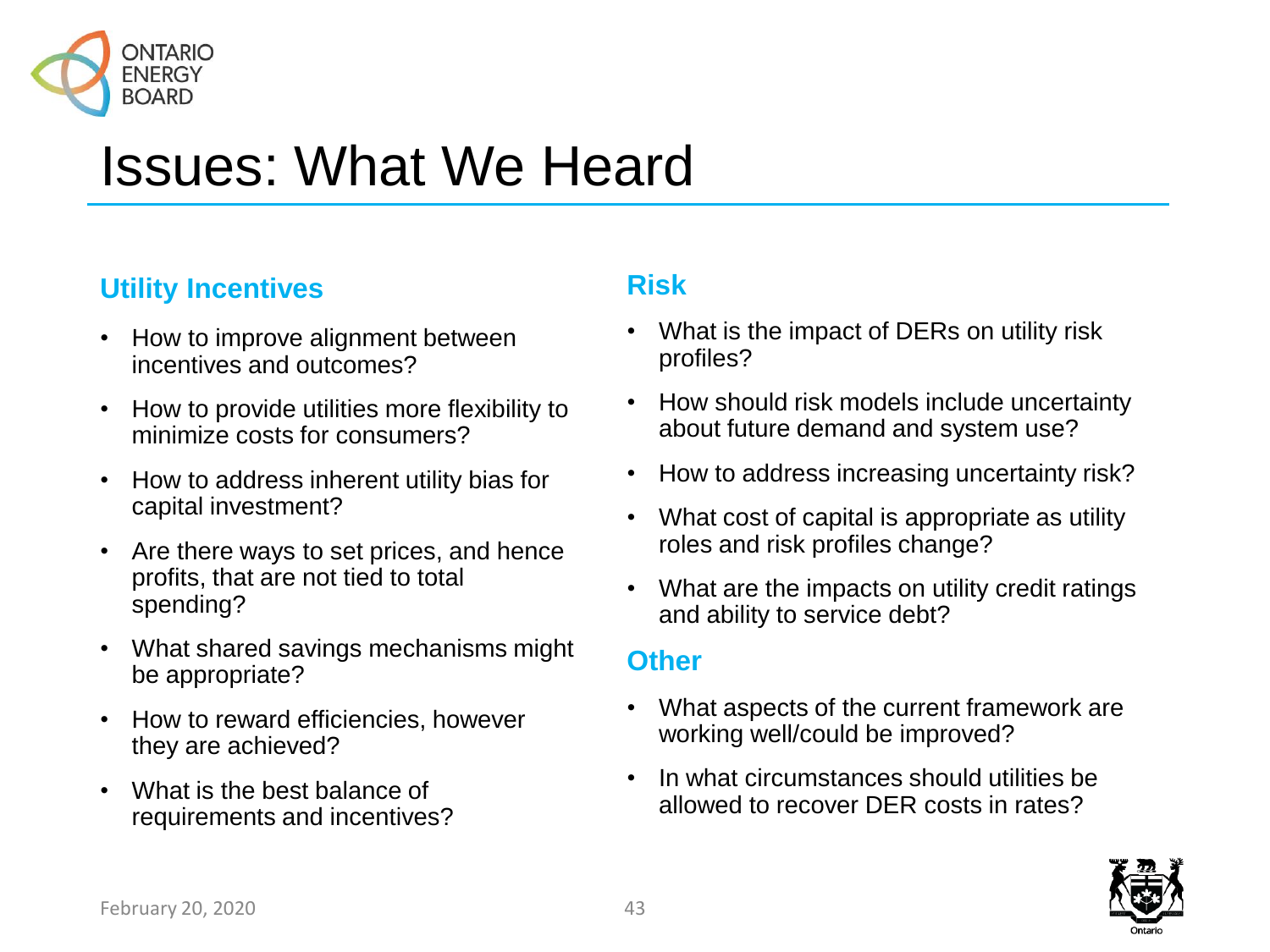# Issues: What We Heard

## Utility Incentives

- How to improve alignment between incentives and outcomes?
- How to provide utilities more flexibility to minimize costs for consumers?
- How to address inherent utility bias for capital investment?
- Are there ways to set prices, and hence profits, that are not tied to total spending?
- What shared savings mechanisms might be appropriate?
- How to reward efficiencies, however they are achieved?
- What is the best balance of requirements and incentives?

## Risk

- What is the impact of DERs on utility risk profiles?
- How should risk models include uncertainty about future demand and system use?
- How to address increasing uncertainty risk?
- What cost of capital is appropriate as utility roles and risk profiles change?
- What are the impacts on utility credit ratings and ability to service debt?

## Other

- What aspects of the current framework are working well/could be improved?
- In what circumstances should utilities be allowed to recover DER costs in rates?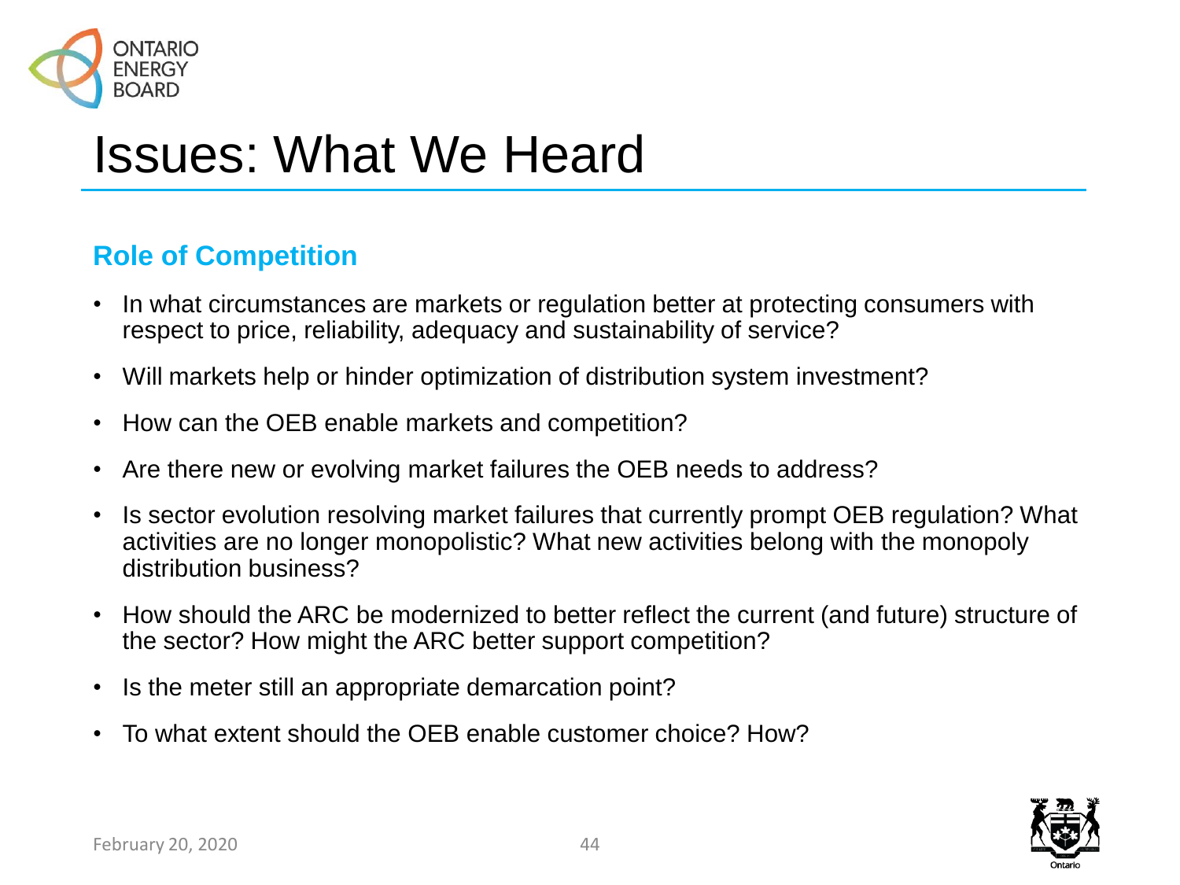# Issues: What We Heard

## Role of Competition

- In what circumstances are markets or regulation better at protecting consumers with respect to price, reliability, adequacy and sustainability of service?
- Will markets help or hinder optimization of distribution system investment?
- How can the OEB enable markets and competition?
- Are there new or evolving market failures the OEB needs to address?
- Is sector evolution resolving market failures that currently prompt OEB regulation? What activities are no longer monopolistic? What new activities belong with the monopoly distribution business?
- How should the ARC be modernized to better reflect the current (and future) structure of the sector? How might the ARC better support competition?
- Is the meter still an appropriate demarcation point?
- To what extent should the OEB enable customer choice? How?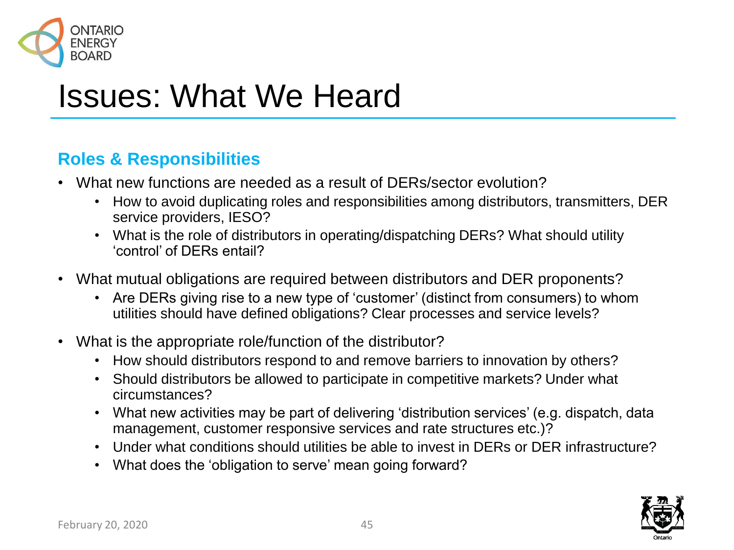# Issues: What We Heard

## Roles & Responsibilities

- What new functions are needed as a result of DERs/sector evolution?
  - How to avoid duplicating roles and responsibilities among distributors, transmitters, DER service providers, IESO?
  - What is the role of distributors in operating/dispatching DERs? What should utility 'control' of DERs entail?
- What mutual obligations are required between distributors and DER proponents?
  - Are DERs giving rise to a new type of 'customer' (distinct from consumers) to whom utilities should have defined obligations? Clear processes and service levels?
- What is the appropriate role/function of the distributor?
  - How should distributors respond to and remove barriers to innovation by others?
  - Should distributors be allowed to participate in competitive markets? Under what circumstances?
  - What new activities may be part of delivering 'distribution services' (e.g. dispatch, data management, customer responsive services and rate structures etc.)?
  - Under what conditions should utilities be able to invest in DERs or DER infrastructure?
  - What does the 'obligation to serve' mean going forward?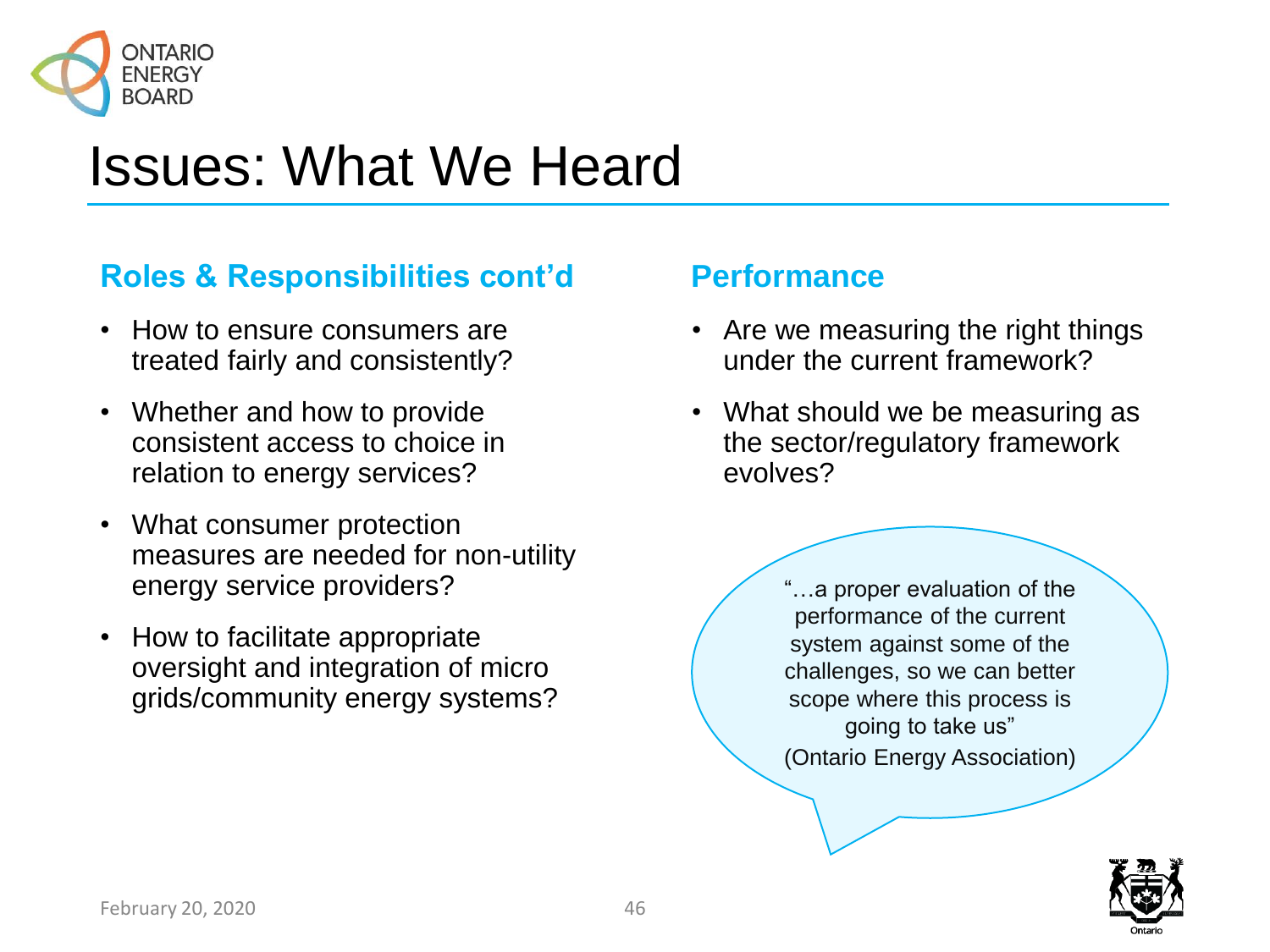# Issues: What We Heard

## Roles & Responsibilities cont'd

- How to ensure consumers are treated fairly and consistently?
- Whether and how to provide consistent access to choice in relation to energy services?
- What consumer protection measures are needed for non-utility energy service providers?
- How to facilitate appropriate oversight and integration of micro grids/community energy systems?

## Performance

- Are we measuring the right things under the current framework?
- What should we be measuring as the sector/regulatory framework evolves?

"…a proper evaluation of the performance of the current system against some of the challenges, so we can better scope where this process is going to take us"
(Ontario Energy Association)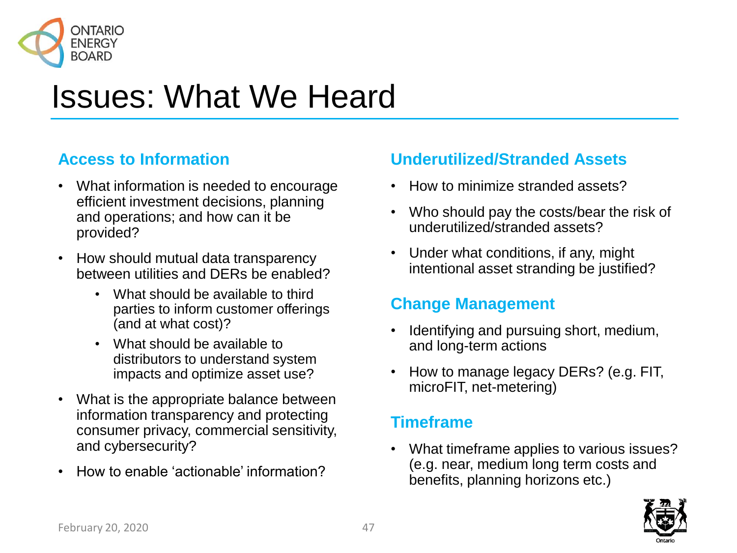# Issues: What We Heard

## Access to Information

- What information is needed to encourage efficient investment decisions, planning and operations; and how can it be provided?
- How should mutual data transparency between utilities and DERs be enabled?
  - What should be available to third parties to inform customer offerings (and at what cost)?
  - What should be available to distributors to understand system impacts and optimize asset use?
- What is the appropriate balance between information transparency and protecting consumer privacy, commercial sensitivity, and cybersecurity?
- How to enable 'actionable' information?

## Underutilized/Stranded Assets

- How to minimize stranded assets?
- Who should pay the costs/bear the risk of underutilized/stranded assets?
- Under what conditions, if any, might intentional asset stranding be justified?

## Change Management

- Identifying and pursuing short, medium, and long-term actions
- How to manage legacy DERs? (e.g. FIT, microFIT, net-metering)

## Timeframe

- What timeframe applies to various issues? (e.g. near, medium long term costs and benefits, planning horizons etc.)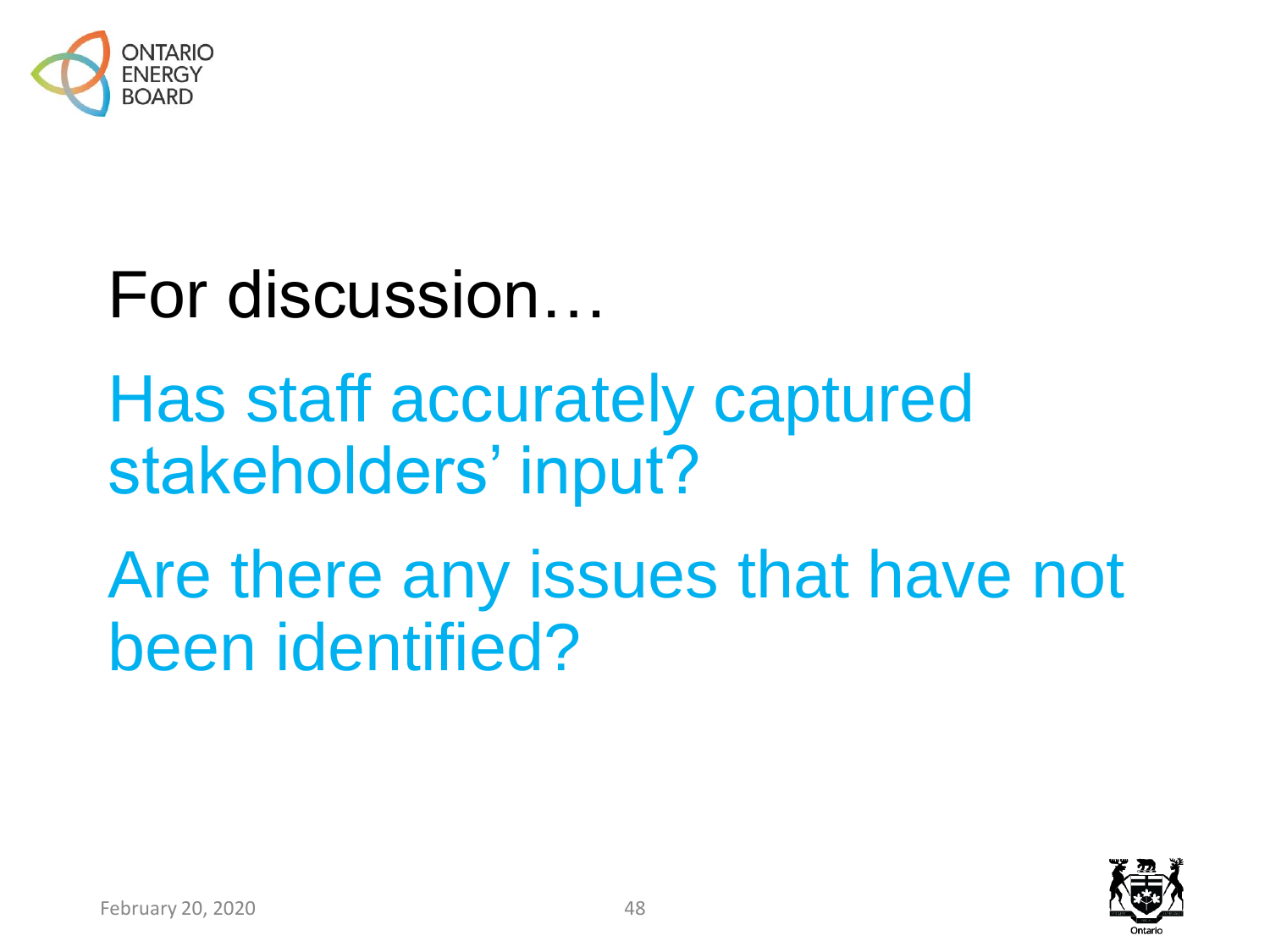# For discussion…

Has staff accurately captured stakeholders' input?

Are there any issues that have not been identified?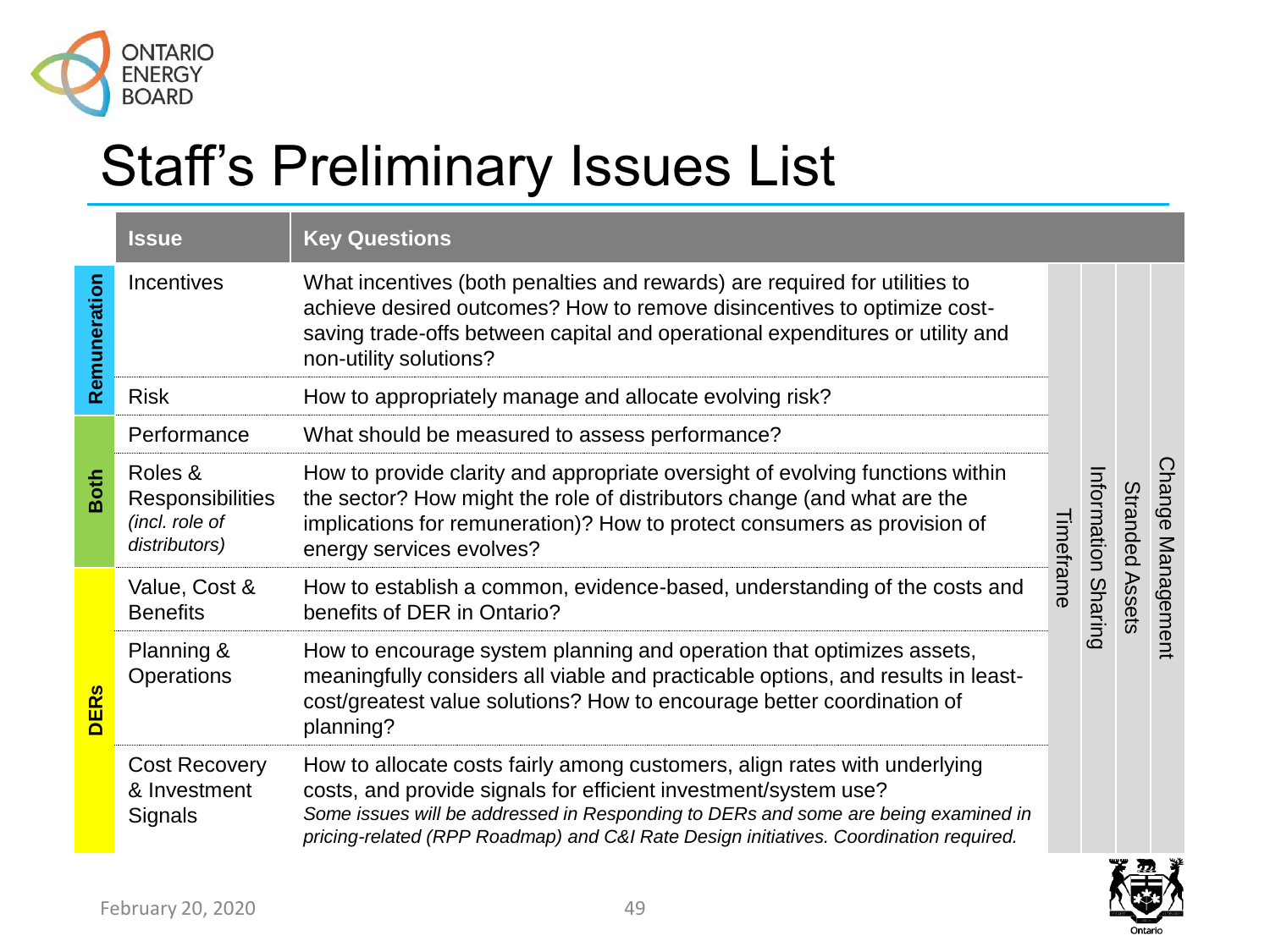# Staff's Preliminary Issues List

| | Issue | Key Questions | | | | |
|---|---|---|---|---|---|---|
| **Remuneration** | Incentives | What incentives (both penalties and rewards) are required for utilities to achieve desired outcomes? How to remove disincentives to optimize cost-saving trade-offs between capital and operational expenditures or utility and non-utility solutions? | Timeframe | Information Sharing | Stranded Assets | Change Management |
| **Remuneration** | Risk | How to appropriately manage and allocate evolving risk? | | | | |
| **Both** | Performance | What should be measured to assess performance? | | | | |
| **Both** | Roles & Responsibilities *(incl. role of distributors)* | How to provide clarity and appropriate oversight of evolving functions within the sector? How might the role of distributors change (and what are the implications for remuneration)? How to protect consumers as provision of energy services evolves? | | | | |
| **DERs** | Value, Cost & Benefits | How to establish a common, evidence-based, understanding of the costs and benefits of DER in Ontario? | | | | |
| **DERs** | Planning & Operations | How to encourage system planning and operation that optimizes assets, meaningfully considers all viable and practicable options, and results in least-cost/greatest value solutions? How to encourage better coordination of planning? | | | | |
| **DERs** | Cost Recovery & Investment Signals | How to allocate costs fairly among customers, align rates with underlying costs, and provide signals for efficient investment/system use? *Some issues will be addressed in Responding to DERs and some are being examined in pricing-related (RPP Roadmap) and C&I Rate Design initiatives. Coordination required.* | | | | |

February 20, 2020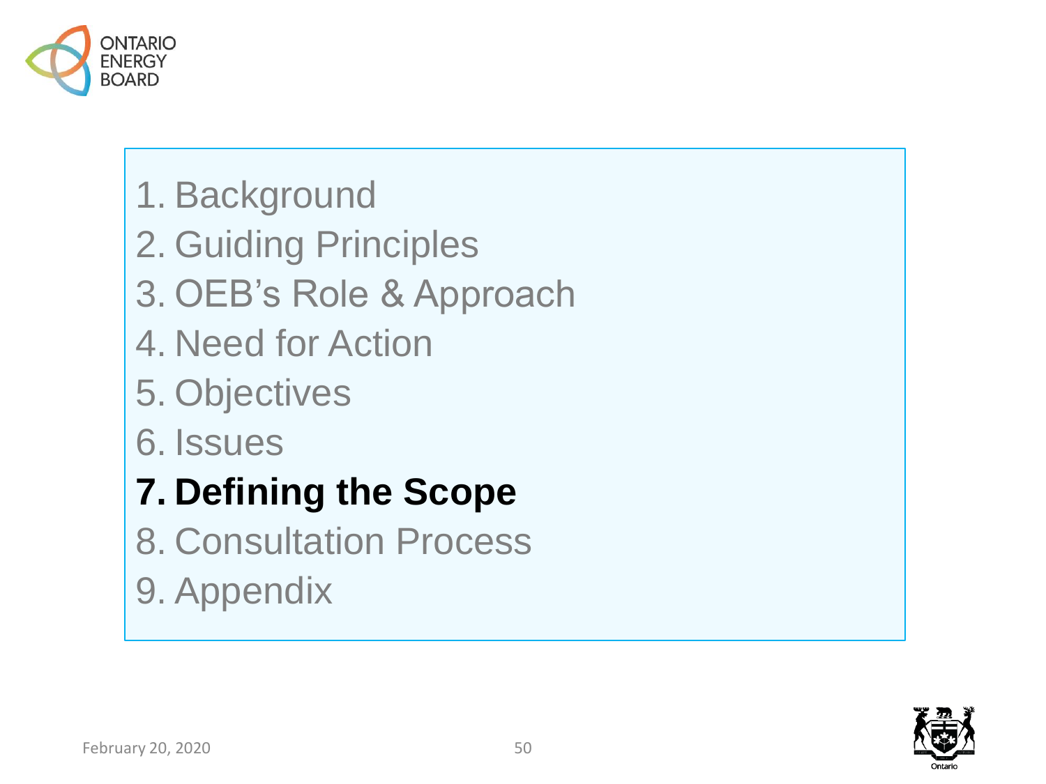1. Background
2. Guiding Principles
3. OEB's Role & Approach
4. Need for Action
5. Objectives
6. Issues
7. **Defining the Scope**
8. Consultation Process
9. Appendix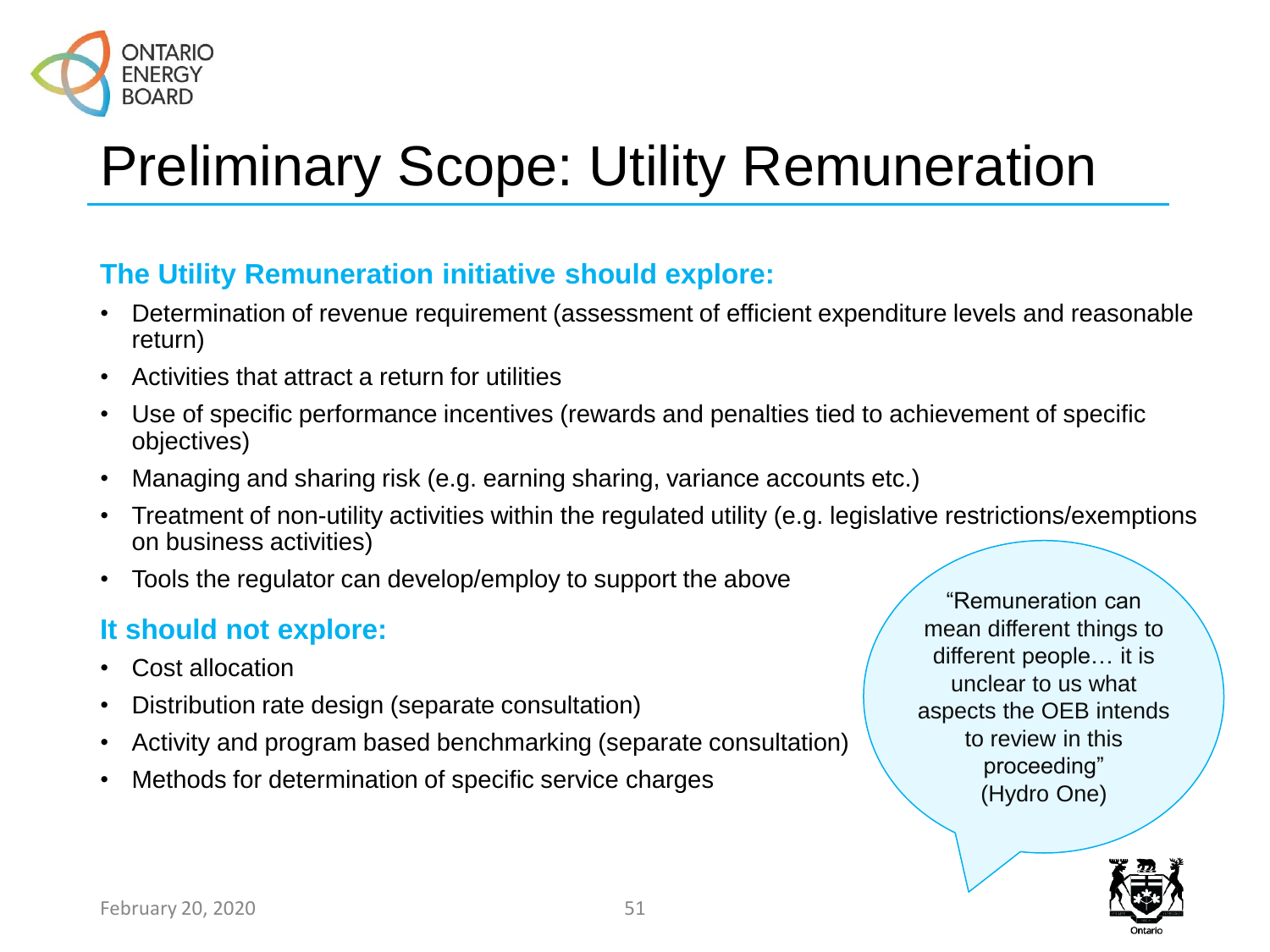# Preliminary Scope: Utility Remuneration

## The Utility Remuneration initiative should explore:

- Determination of revenue requirement (assessment of efficient expenditure levels and reasonable return)
- Activities that attract a return for utilities
- Use of specific performance incentives (rewards and penalties tied to achievement of specific objectives)
- Managing and sharing risk (e.g. earning sharing, variance accounts etc.)
- Treatment of non-utility activities within the regulated utility (e.g. legislative restrictions/exemptions on business activities)
- Tools the regulator can develop/employ to support the above

## It should not explore:

- Cost allocation
- Distribution rate design (separate consultation)
- Activity and program based benchmarking (separate consultation)
- Methods for determination of specific service charges

> "Remuneration can mean different things to different people… it is unclear to us what aspects the OEB intends to review in this proceeding" (Hydro One)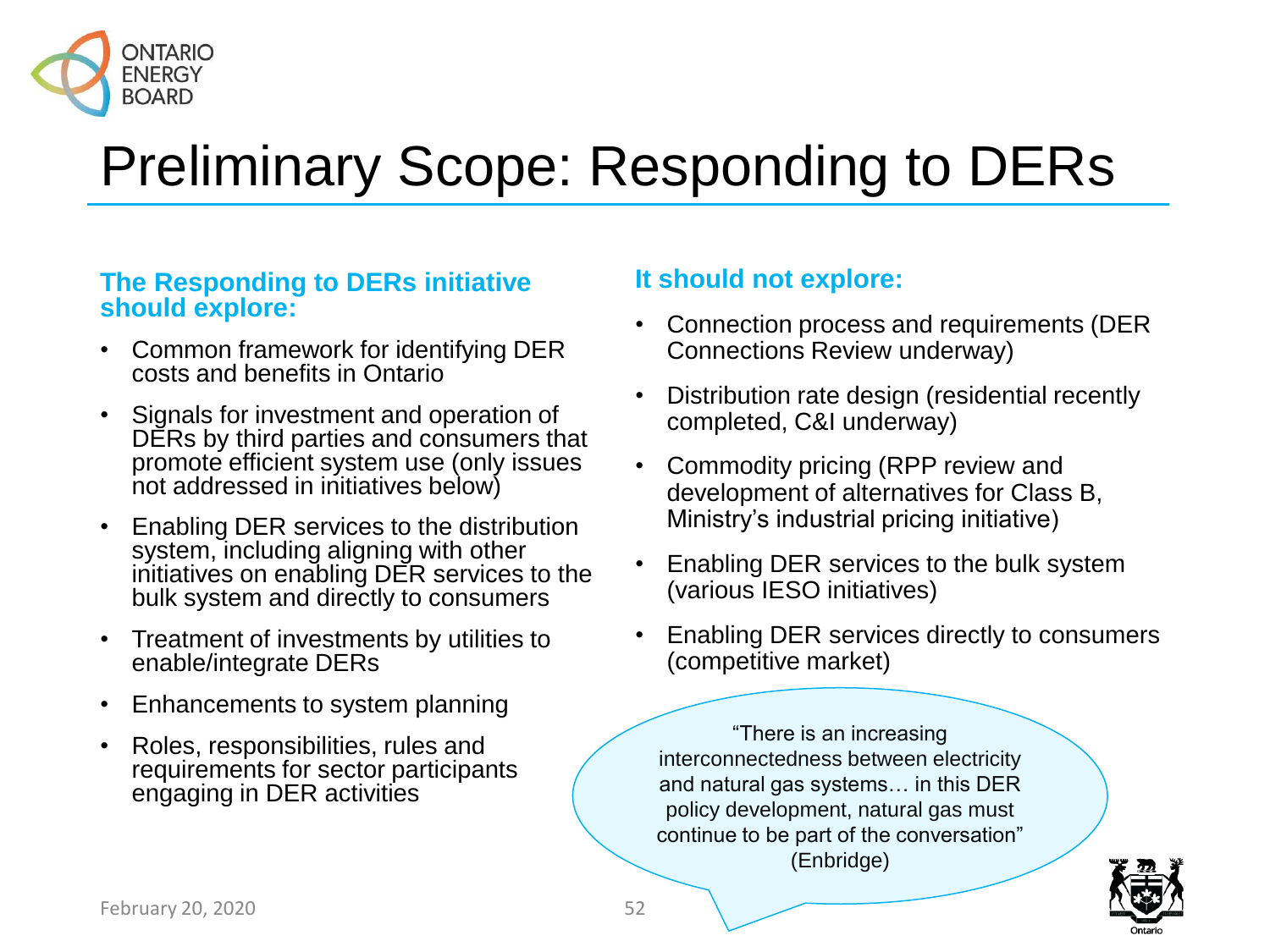# Preliminary Scope: Responding to DERs

**The Responding to DERs initiative should explore:**

- Common framework for identifying DER costs and benefits in Ontario
- Signals for investment and operation of DERs by third parties and consumers that promote efficient system use (only issues not addressed in initiatives below)
- Enabling DER services to the distribution system, including aligning with other initiatives on enabling DER services to the bulk system and directly to consumers
- Treatment of investments by utilities to enable/integrate DERs
- Enhancements to system planning
- Roles, responsibilities, rules and requirements for sector participants engaging in DER activities

**It should not explore:**

- Connection process and requirements (DER Connections Review underway)
- Distribution rate design (residential recently completed, C&I underway)
- Commodity pricing (RPP review and development of alternatives for Class B, Ministry's industrial pricing initiative)
- Enabling DER services to the bulk system (various IESO initiatives)
- Enabling DER services directly to consumers (competitive market)

"There is an increasing interconnectedness between electricity and natural gas systems… in this DER policy development, natural gas must continue to be part of the conversation" (Enbridge)

February 20, 2020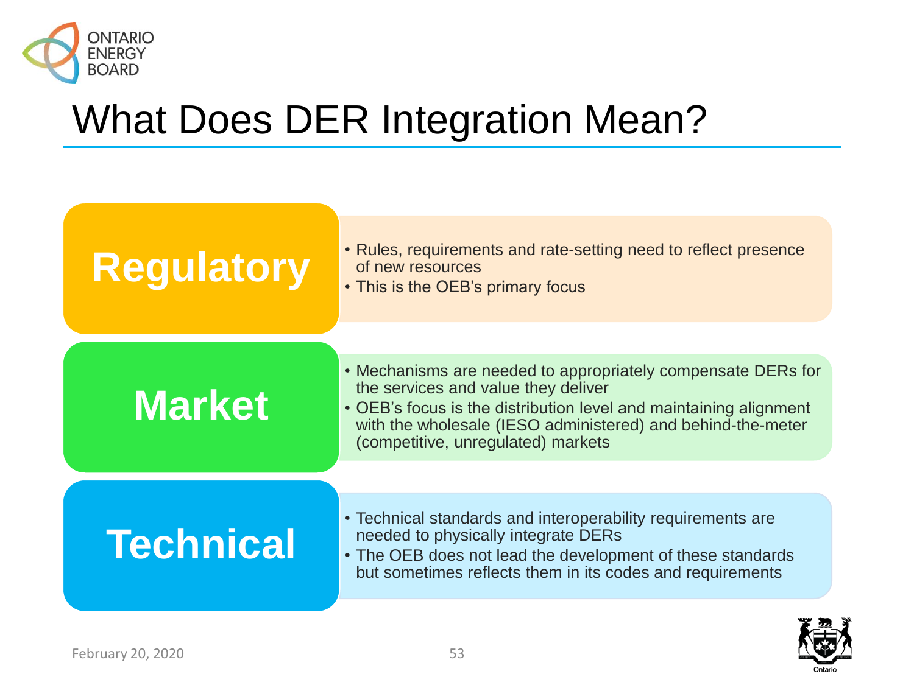# What Does DER Integration Mean?

## Regulatory

- Rules, requirements and rate-setting need to reflect presence of new resources
- This is the OEB's primary focus

## Market

- Mechanisms are needed to appropriately compensate DERs for the services and value they deliver
- OEB's focus is the distribution level and maintaining alignment with the wholesale (IESO administered) and behind-the-meter (competitive, unregulated) markets

## Technical

- Technical standards and interoperability requirements are needed to physically integrate DERs
- The OEB does not lead the development of these standards but sometimes reflects them in its codes and requirements

February 20, 2020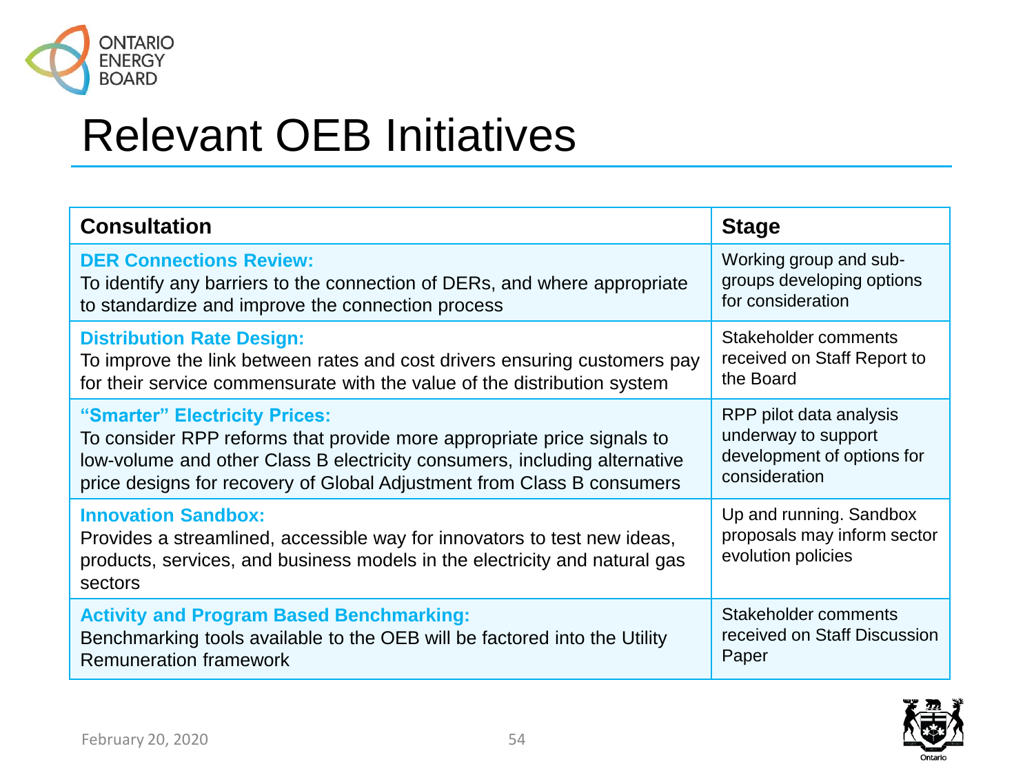# Relevant OEB Initiatives

| Consultation | Stage |
| --- | --- |
| **DER Connections Review:** To identify any barriers to the connection of DERs, and where appropriate to standardize and improve the connection process | Working group and sub-groups developing options for consideration |
| **Distribution Rate Design:** To improve the link between rates and cost drivers ensuring customers pay for their service commensurate with the value of the distribution system | Stakeholder comments received on Staff Report to the Board |
| **"Smarter" Electricity Prices:** To consider RPP reforms that provide more appropriate price signals to low-volume and other Class B electricity consumers, including alternative price designs for recovery of Global Adjustment from Class B consumers | RPP pilot data analysis underway to support development of options for consideration |
| **Innovation Sandbox:** Provides a streamlined, accessible way for innovators to test new ideas, products, services, and business models in the electricity and natural gas sectors | Up and running. Sandbox proposals may inform sector evolution policies |
| **Activity and Program Based Benchmarking:** Benchmarking tools available to the OEB will be factored into the Utility Remuneration framework | Stakeholder comments received on Staff Discussion Paper |

February 20, 2020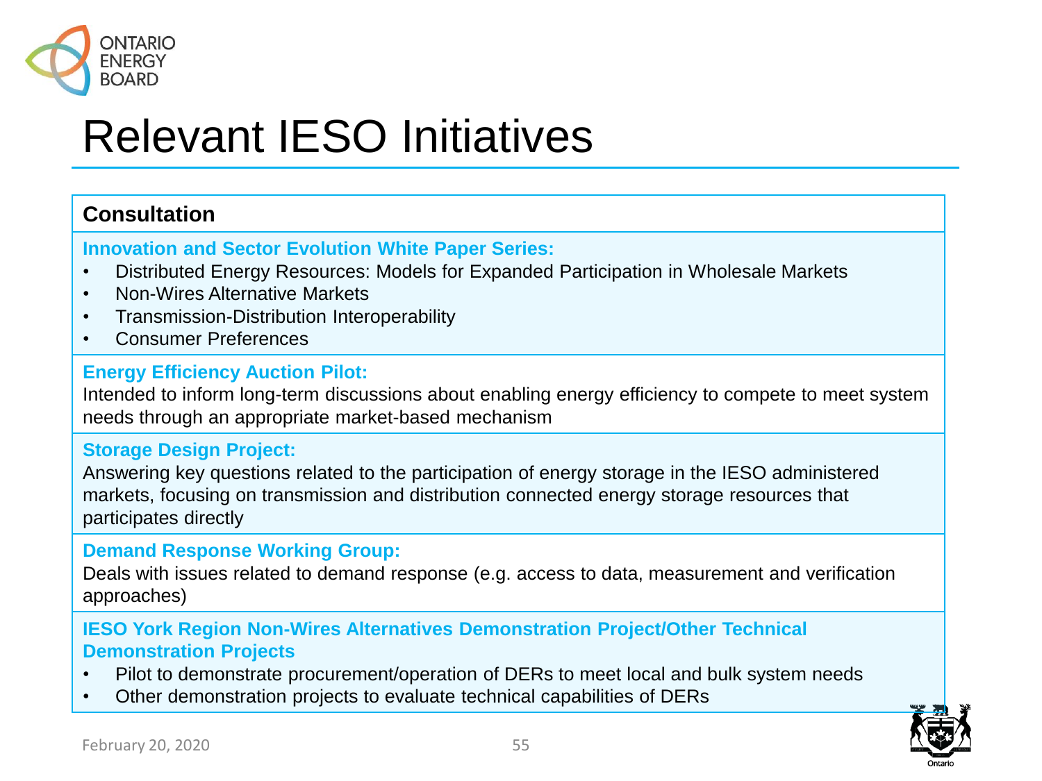# Relevant IESO Initiatives

**Consultation**

**Innovation and Sector Evolution White Paper Series:**

- Distributed Energy Resources: Models for Expanded Participation in Wholesale Markets
- Non-Wires Alternative Markets
- Transmission-Distribution Interoperability
- Consumer Preferences

**Energy Efficiency Auction Pilot:**

Intended to inform long-term discussions about enabling energy efficiency to compete to meet system needs through an appropriate market-based mechanism

**Storage Design Project:**

Answering key questions related to the participation of energy storage in the IESO administered markets, focusing on transmission and distribution connected energy storage resources that participates directly

**Demand Response Working Group:**

Deals with issues related to demand response (e.g. access to data, measurement and verification approaches)

**IESO York Region Non-Wires Alternatives Demonstration Project/Other Technical Demonstration Projects**

- Pilot to demonstrate procurement/operation of DERs to meet local and bulk system needs
- Other demonstration projects to evaluate technical capabilities of DERs

February 20, 2020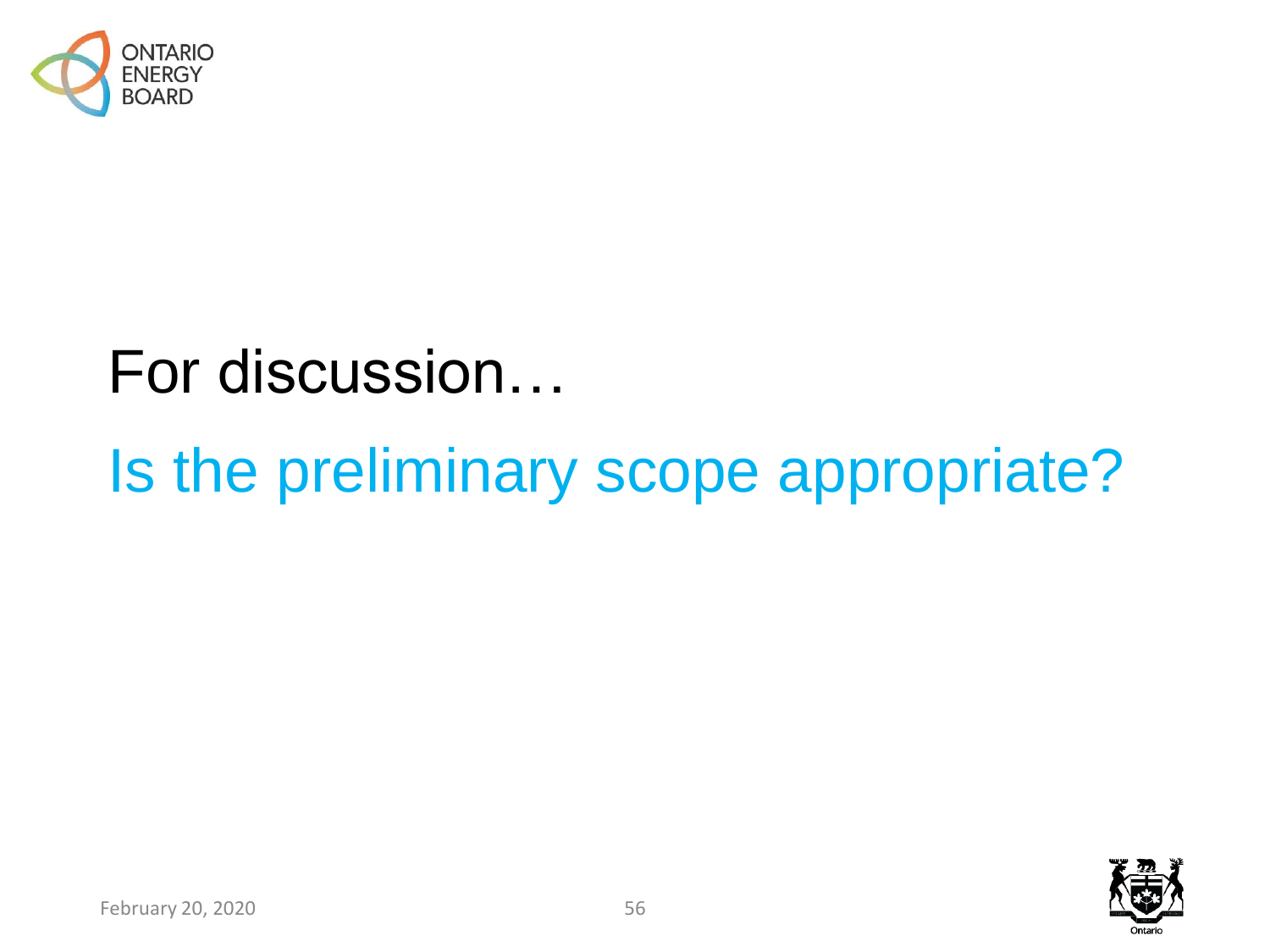# For discussion…

## Is the preliminary scope appropriate?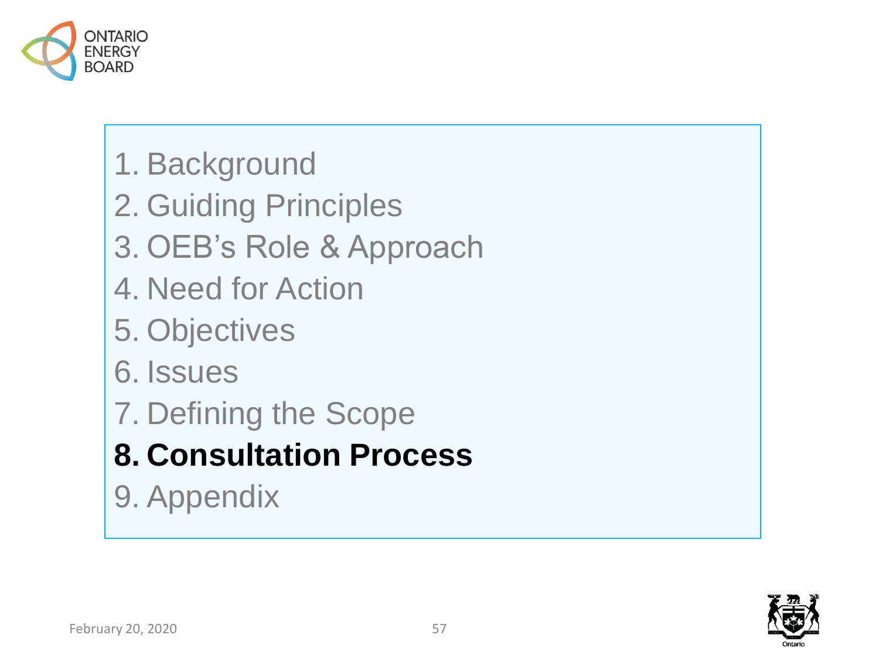1. Background
2. Guiding Principles
3. OEB's Role & Approach
4. Need for Action
5. Objectives
6. Issues
7. Defining the Scope
8. **Consultation Process**
9. Appendix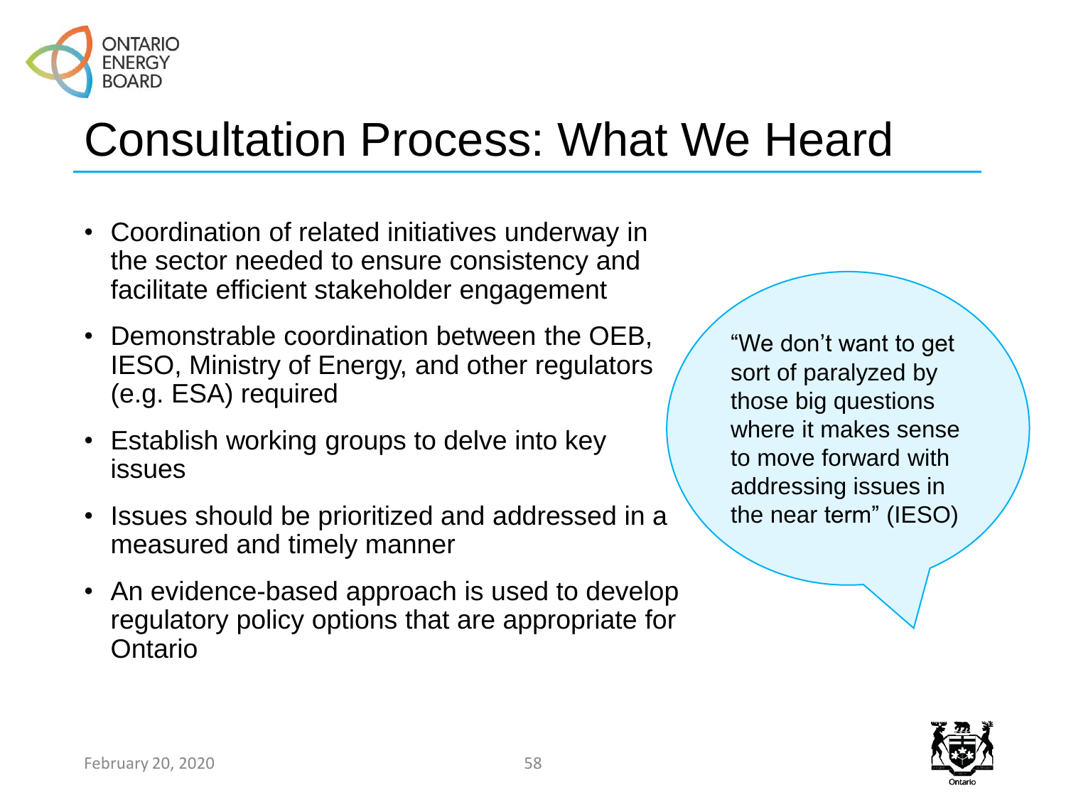# Consultation Process: What We Heard

- Coordination of related initiatives underway in the sector needed to ensure consistency and facilitate efficient stakeholder engagement
- Demonstrable coordination between the OEB, IESO, Ministry of Energy, and other regulators (e.g. ESA) required
- Establish working groups to delve into key issues
- Issues should be prioritized and addressed in a measured and timely manner
- An evidence-based approach is used to develop regulatory policy options that are appropriate for Ontario

"We don't want to get sort of paralyzed by those big questions where it makes sense to move forward with addressing issues in the near term" (IESO)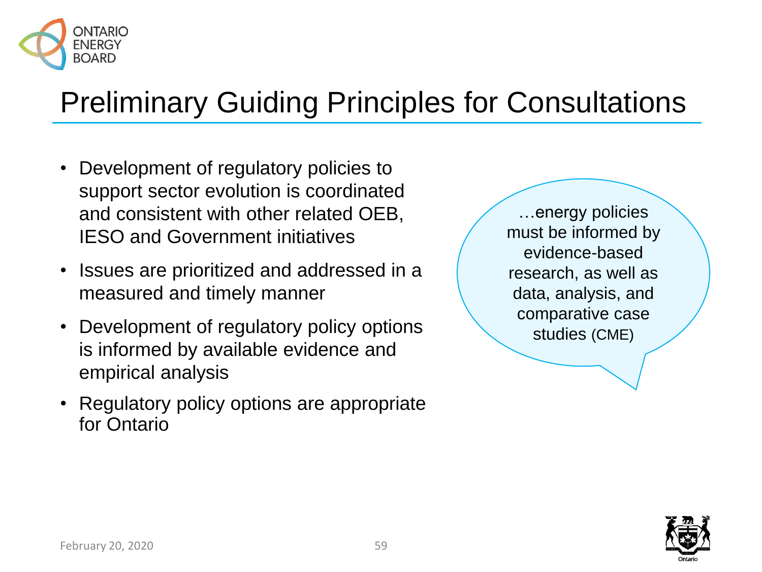# Preliminary Guiding Principles for Consultations

- Development of regulatory policies to support sector evolution is coordinated and consistent with other related OEB, IESO and Government initiatives
- Issues are prioritized and addressed in a measured and timely manner
- Development of regulatory policy options is informed by available evidence and empirical analysis
- Regulatory policy options are appropriate for Ontario

…energy policies must be informed by evidence-based research, as well as data, analysis, and comparative case studies (CME)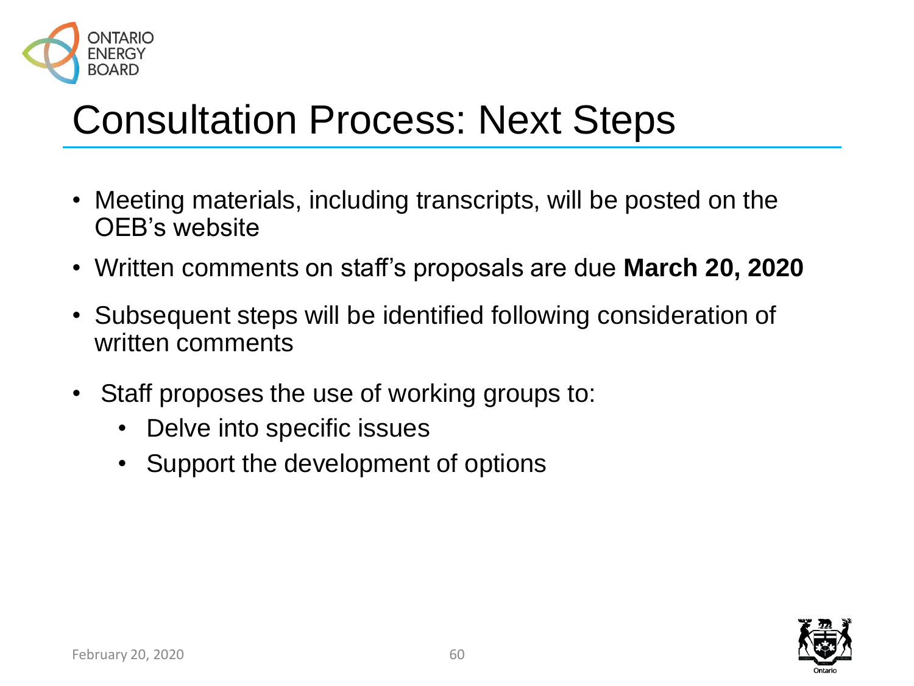# Consultation Process: Next Steps

- Meeting materials, including transcripts, will be posted on the OEB's website
- Written comments on staff's proposals are due **March 20, 2020**
- Subsequent steps will be identified following consideration of written comments
- Staff proposes the use of working groups to:
  - Delve into specific issues
  - Support the development of options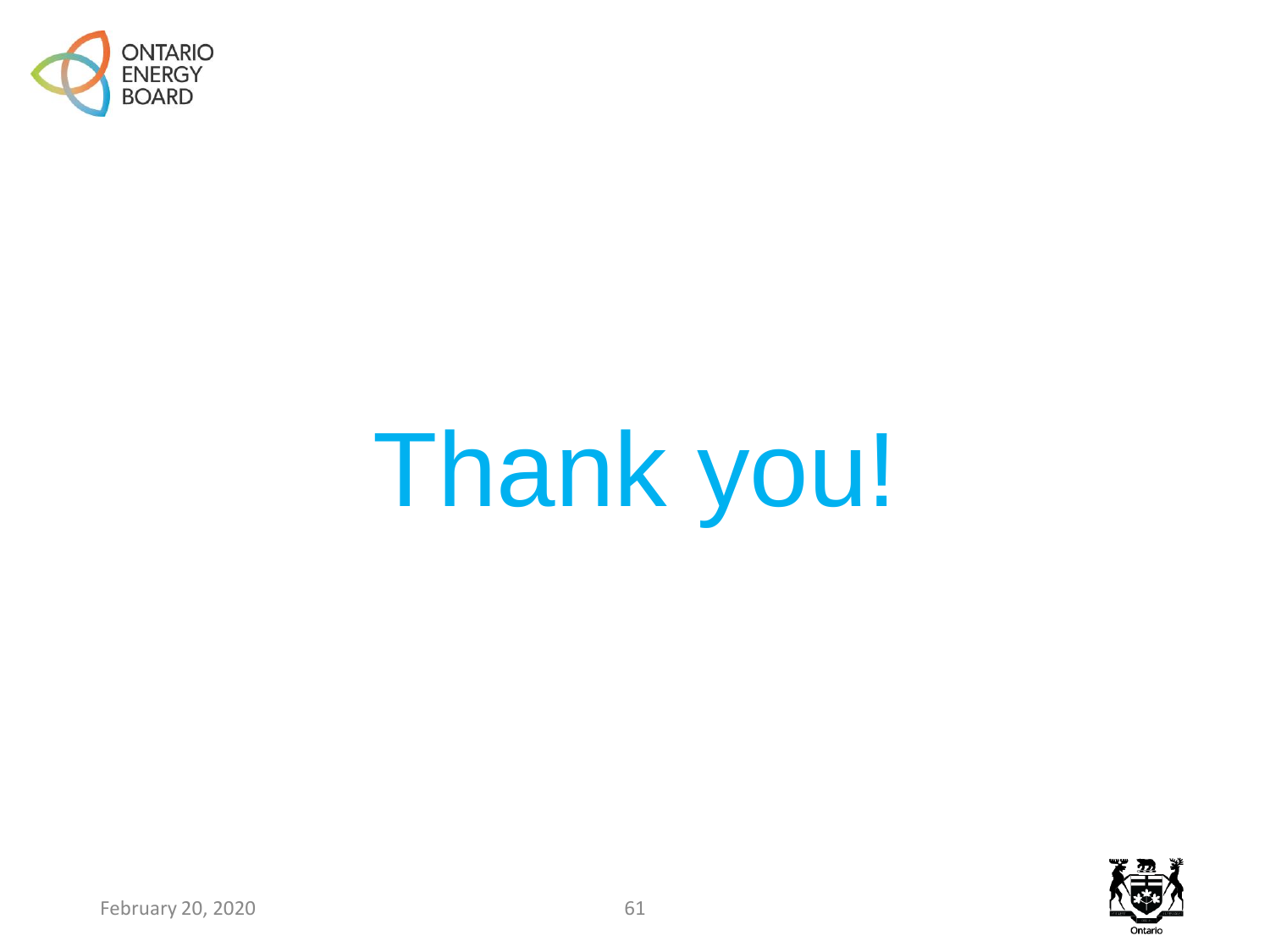# Thank you!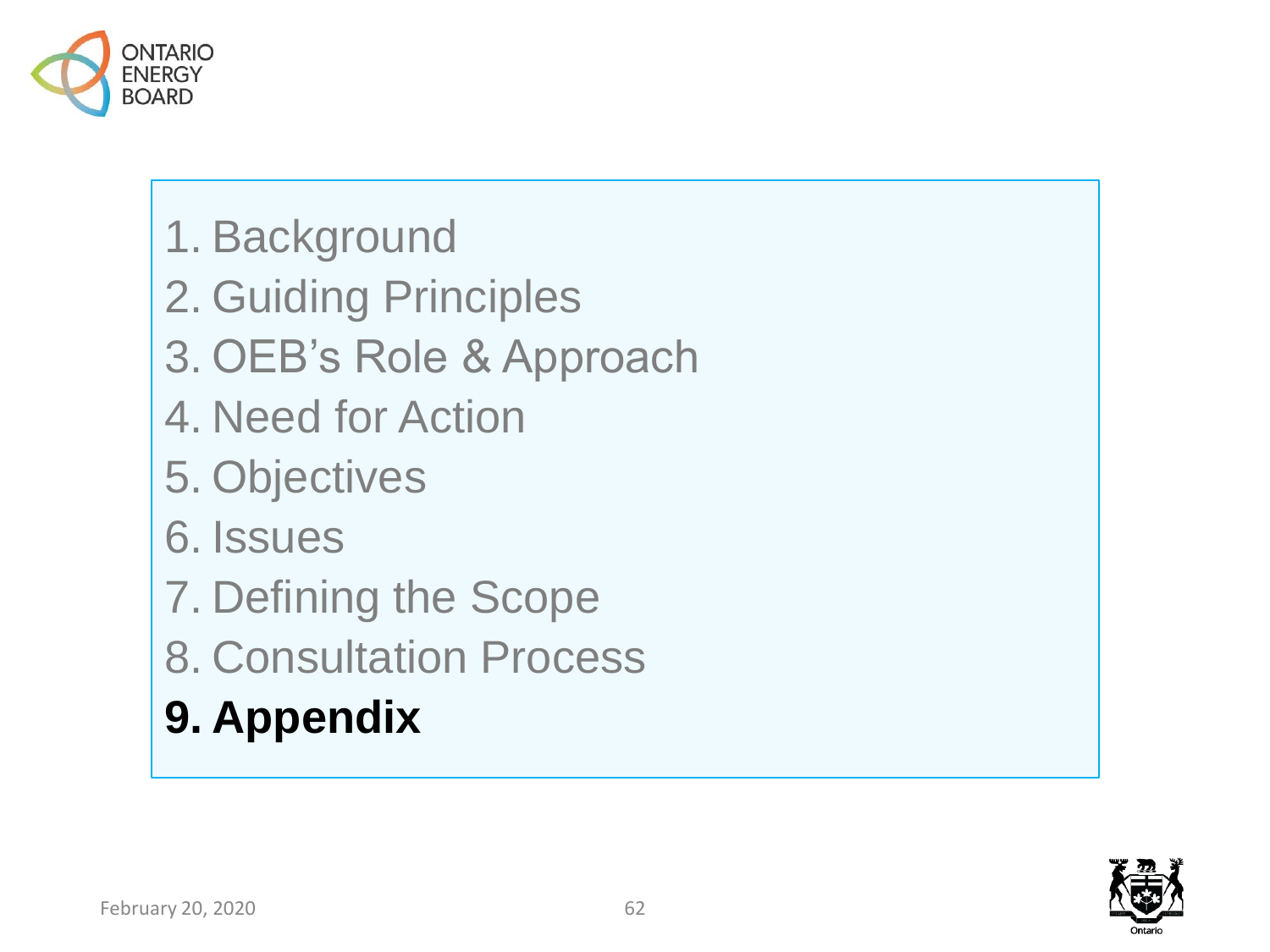1. Background
2. Guiding Principles
3. OEB's Role & Approach
4. Need for Action
5. Objectives
6. Issues
7. Defining the Scope
8. Consultation Process
9. **Appendix**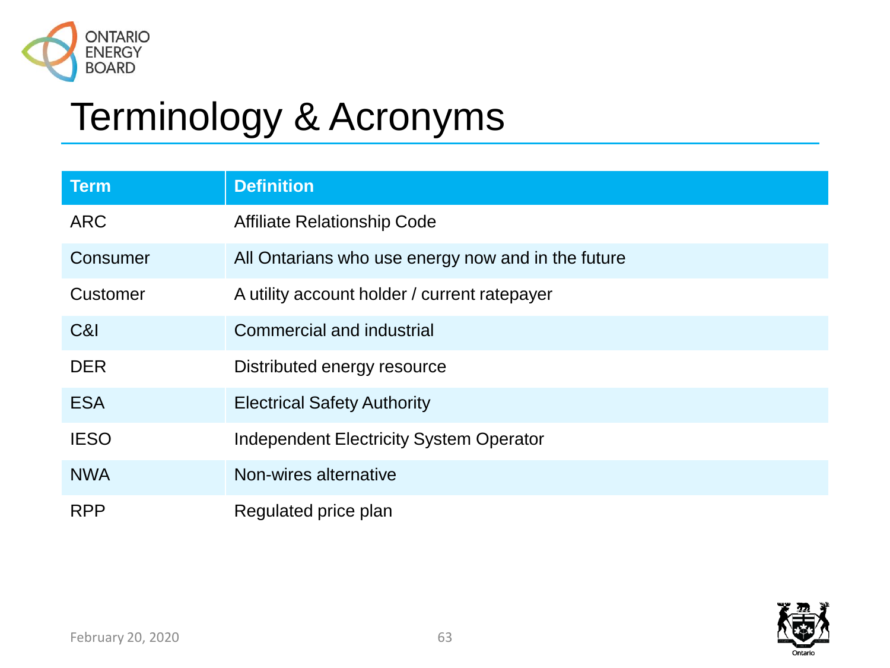# Terminology & Acronyms

| Term | Definition |
| --- | --- |
| ARC | Affiliate Relationship Code |
| Consumer | All Ontarians who use energy now and in the future |
| Customer | A utility account holder / current ratepayer |
| C&I | Commercial and industrial |
| DER | Distributed energy resource |
| ESA | Electrical Safety Authority |
| IESO | Independent Electricity System Operator |
| NWA | Non-wires alternative |
| RPP | Regulated price plan |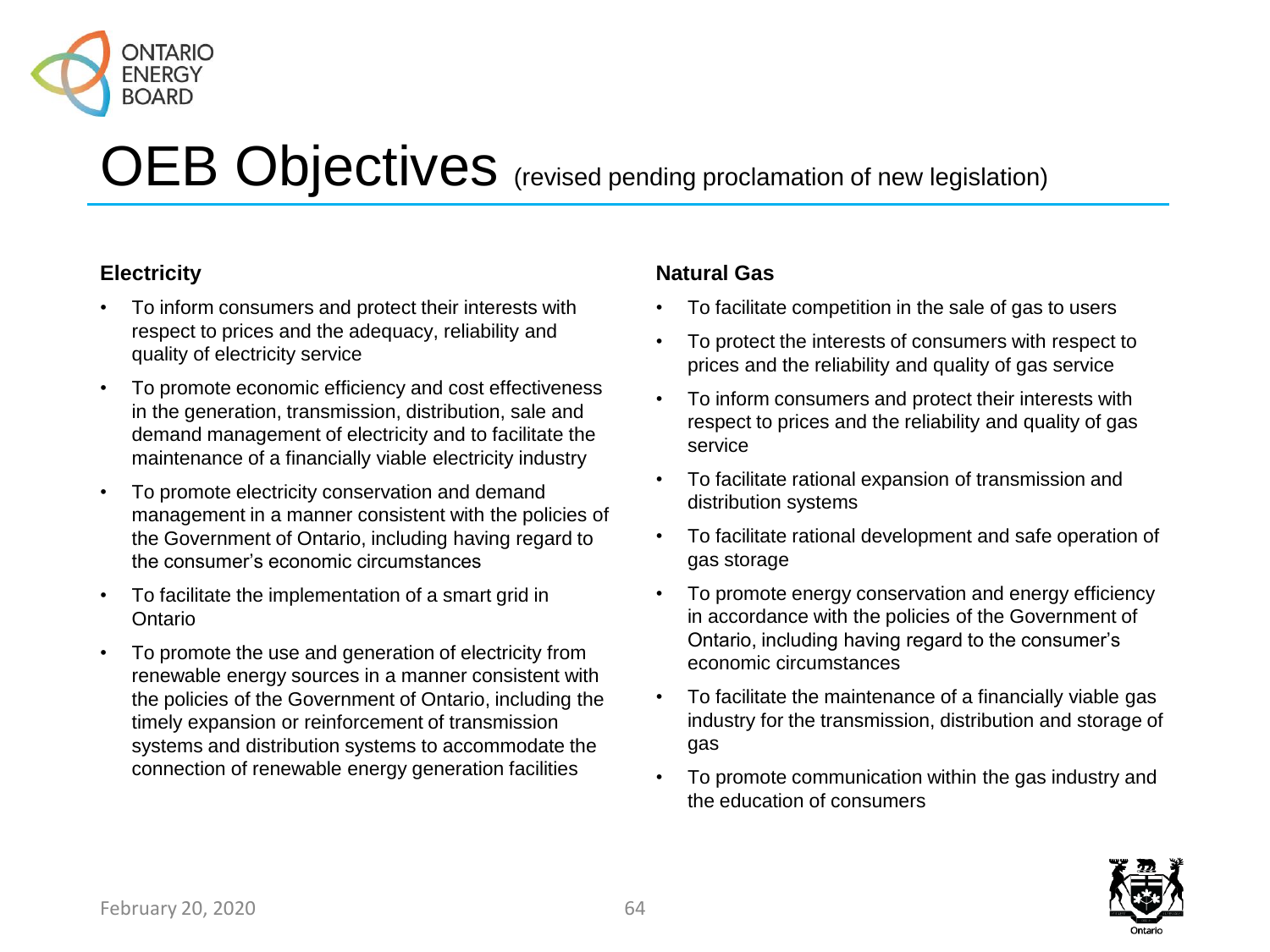# OEB Objectives (revised pending proclamation of new legislation)

**Electricity**

- To inform consumers and protect their interests with respect to prices and the adequacy, reliability and quality of electricity service
- To promote economic efficiency and cost effectiveness in the generation, transmission, distribution, sale and demand management of electricity and to facilitate the maintenance of a financially viable electricity industry
- To promote electricity conservation and demand management in a manner consistent with the policies of the Government of Ontario, including having regard to the consumer's economic circumstances
- To facilitate the implementation of a smart grid in Ontario
- To promote the use and generation of electricity from renewable energy sources in a manner consistent with the policies of the Government of Ontario, including the timely expansion or reinforcement of transmission systems and distribution systems to accommodate the connection of renewable energy generation facilities

**Natural Gas**

- To facilitate competition in the sale of gas to users
- To protect the interests of consumers with respect to prices and the reliability and quality of gas service
- To inform consumers and protect their interests with respect to prices and the reliability and quality of gas service
- To facilitate rational expansion of transmission and distribution systems
- To facilitate rational development and safe operation of gas storage
- To promote energy conservation and energy efficiency in accordance with the policies of the Government of Ontario, including having regard to the consumer's economic circumstances
- To facilitate the maintenance of a financially viable gas industry for the transmission, distribution and storage of gas
- To promote communication within the gas industry and the education of consumers

February 20, 2020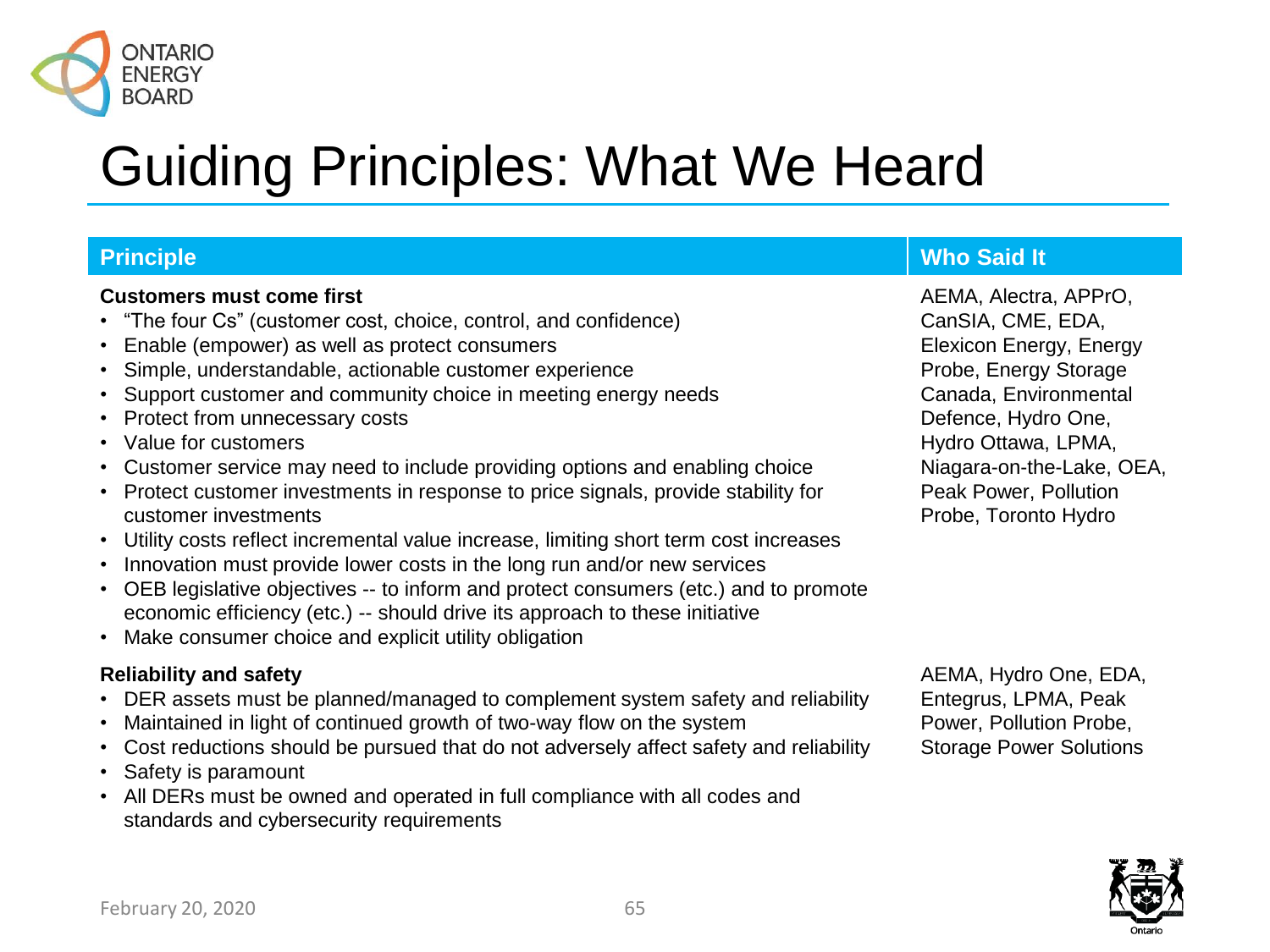# Guiding Principles: What We Heard

| Principle | Who Said It |
|---|---|
| **Customers must come first**<br>• "The four Cs" (customer cost, choice, control, and confidence)<br>• Enable (empower) as well as protect consumers<br>• Simple, understandable, actionable customer experience<br>• Support customer and community choice in meeting energy needs<br>• Protect from unnecessary costs<br>• Value for customers<br>• Customer service may need to include providing options and enabling choice<br>• Protect customer investments in response to price signals, provide stability for customer investments<br>• Utility costs reflect incremental value increase, limiting short term cost increases<br>• Innovation must provide lower costs in the long run and/or new services<br>• OEB legislative objectives -- to inform and protect consumers (etc.) and to promote economic efficiency (etc.) -- should drive its approach to these initiative<br>• Make consumer choice and explicit utility obligation | AEMA, Alectra, APPrO, CanSIA, CME, EDA, Elexicon Energy, Energy Probe, Energy Storage Canada, Environmental Defence, Hydro One, Hydro Ottawa, LPMA, Niagara-on-the-Lake, OEA, Peak Power, Pollution Probe, Toronto Hydro |
| **Reliability and safety**<br>• DER assets must be planned/managed to complement system safety and reliability<br>• Maintained in light of continued growth of two-way flow on the system<br>• Cost reductions should be pursued that do not adversely affect safety and reliability<br>• Safety is paramount<br>• All DERs must be owned and operated in full compliance with all codes and standards and cybersecurity requirements | AEMA, Hydro One, EDA, Entegrus, LPMA, Peak Power, Pollution Probe, Storage Power Solutions |

February 20, 2020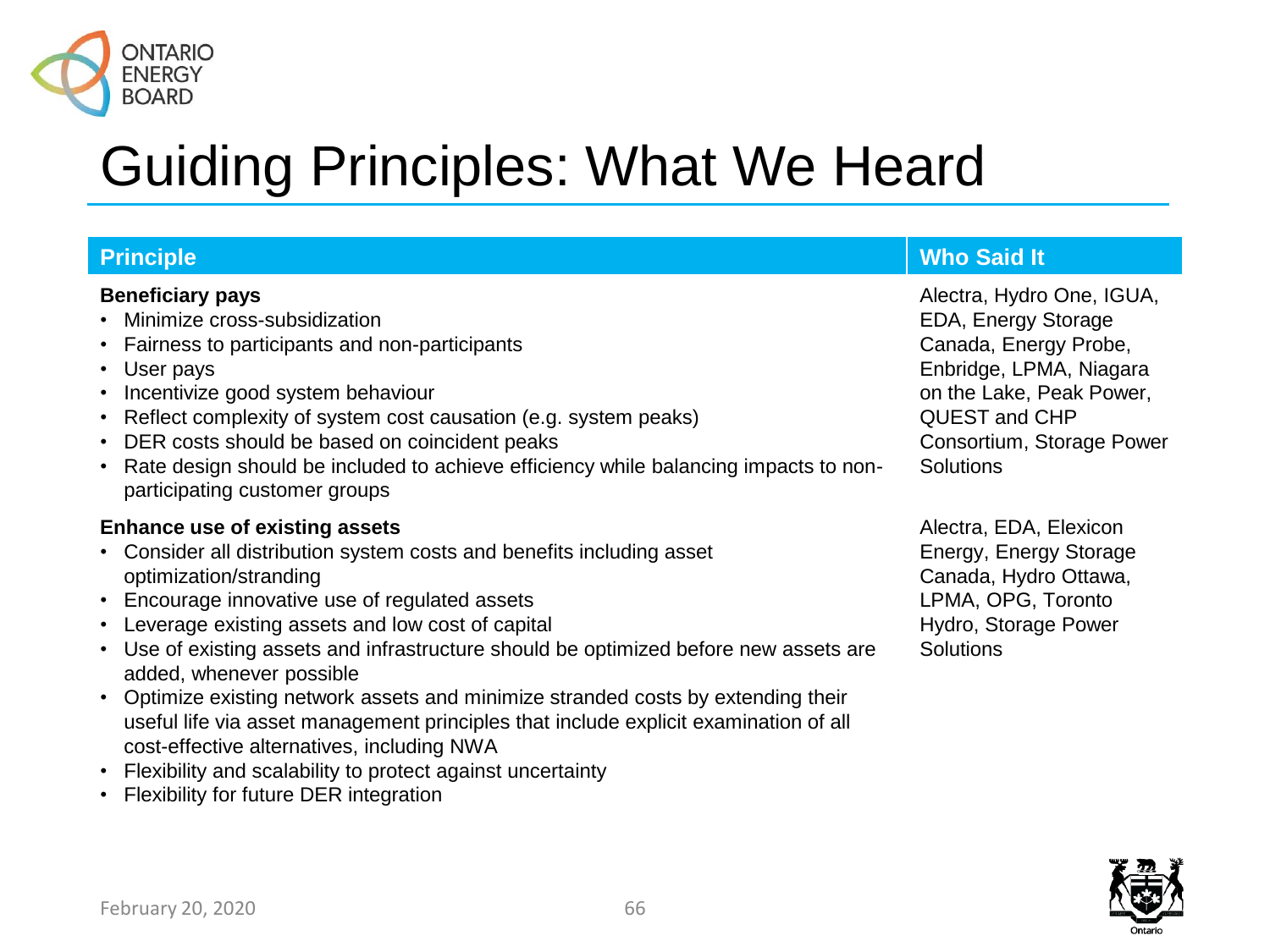# Guiding Principles: What We Heard

| Principle | Who Said It |
|---|---|
| **Beneficiary pays**<br>• Minimize cross-subsidization<br>• Fairness to participants and non-participants<br>• User pays<br>• Incentivize good system behaviour<br>• Reflect complexity of system cost causation (e.g. system peaks)<br>• DER costs should be based on coincident peaks<br>• Rate design should be included to achieve efficiency while balancing impacts to non-participating customer groups | Alectra, Hydro One, IGUA, EDA, Energy Storage Canada, Energy Probe, Enbridge, LPMA, Niagara on the Lake, Peak Power, QUEST and CHP Consortium, Storage Power Solutions |
| **Enhance use of existing assets**<br>• Consider all distribution system costs and benefits including asset optimization/stranding<br>• Encourage innovative use of regulated assets<br>• Leverage existing assets and low cost of capital<br>• Use of existing assets and infrastructure should be optimized before new assets are added, whenever possible<br>• Optimize existing network assets and minimize stranded costs by extending their useful life via asset management principles that include explicit examination of all cost-effective alternatives, including NWA<br>• Flexibility and scalability to protect against uncertainty<br>• Flexibility for future DER integration | Alectra, EDA, Elexicon Energy, Energy Storage Canada, Hydro Ottawa, LPMA, OPG, Toronto Hydro, Storage Power Solutions |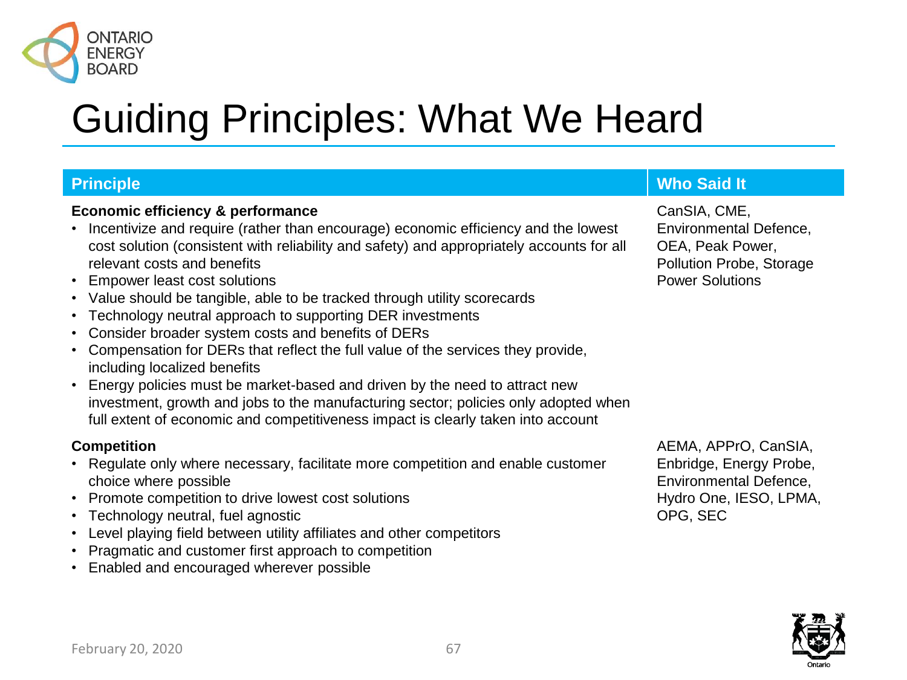# Guiding Principles: What We Heard

| Principle | Who Said It |
|---|---|
| **Economic efficiency & performance**<br>• Incentivize and require (rather than encourage) economic efficiency and the lowest cost solution (consistent with reliability and safety) and appropriately accounts for all relevant costs and benefits<br>• Empower least cost solutions<br>• Value should be tangible, able to be tracked through utility scorecards<br>• Technology neutral approach to supporting DER investments<br>• Consider broader system costs and benefits of DERs<br>• Compensation for DERs that reflect the full value of the services they provide, including localized benefits<br>• Energy policies must be market-based and driven by the need to attract new investment, growth and jobs to the manufacturing sector; policies only adopted when full extent of economic and competitiveness impact is clearly taken into account | CanSIA, CME, Environmental Defence, OEA, Peak Power, Pollution Probe, Storage Power Solutions |
| **Competition**<br>• Regulate only where necessary, facilitate more competition and enable customer choice where possible<br>• Promote competition to drive lowest cost solutions<br>• Technology neutral, fuel agnostic<br>• Level playing field between utility affiliates and other competitors<br>• Pragmatic and customer first approach to competition<br>• Enabled and encouraged wherever possible | AEMA, APPrO, CanSIA, Enbridge, Energy Probe, Environmental Defence, Hydro One, IESO, LPMA, OPG, SEC |

February 20, 2020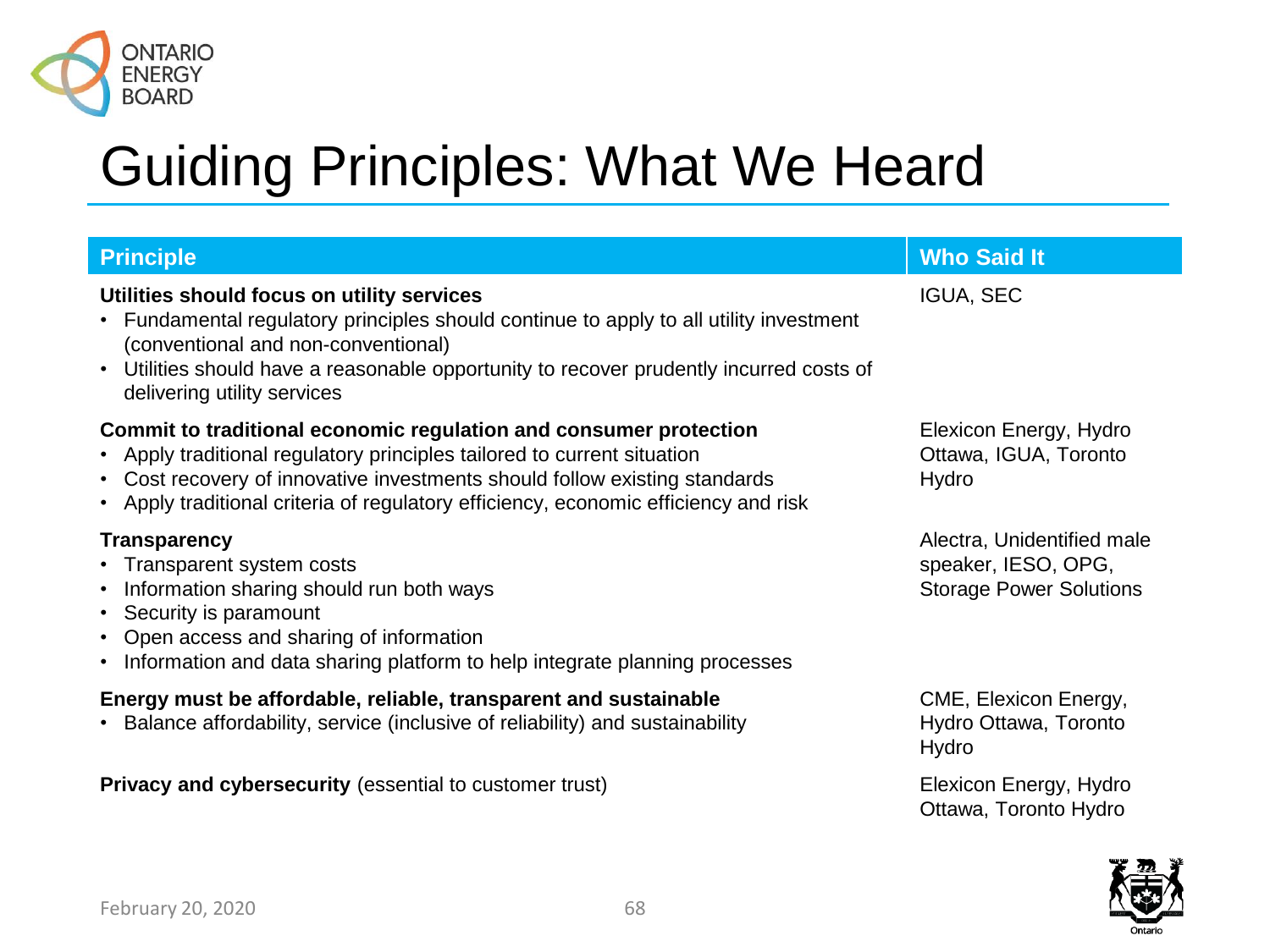# Guiding Principles: What We Heard

| Principle | Who Said It |
|---|---|
| **Utilities should focus on utility services**<br>• Fundamental regulatory principles should continue to apply to all utility investment (conventional and non-conventional)<br>• Utilities should have a reasonable opportunity to recover prudently incurred costs of delivering utility services | IGUA, SEC |
| **Commit to traditional economic regulation and consumer protection**<br>• Apply traditional regulatory principles tailored to current situation<br>• Cost recovery of innovative investments should follow existing standards<br>• Apply traditional criteria of regulatory efficiency, economic efficiency and risk | Elexicon Energy, Hydro Ottawa, IGUA, Toronto Hydro |
| **Transparency**<br>• Transparent system costs<br>• Information sharing should run both ways<br>• Security is paramount<br>• Open access and sharing of information<br>• Information and data sharing platform to help integrate planning processes | Alectra, Unidentified male speaker, IESO, OPG, Storage Power Solutions |
| **Energy must be affordable, reliable, transparent and sustainable**<br>• Balance affordability, service (inclusive of reliability) and sustainability | CME, Elexicon Energy, Hydro Ottawa, Toronto Hydro |
| **Privacy and cybersecurity** (essential to customer trust) | Elexicon Energy, Hydro Ottawa, Toronto Hydro |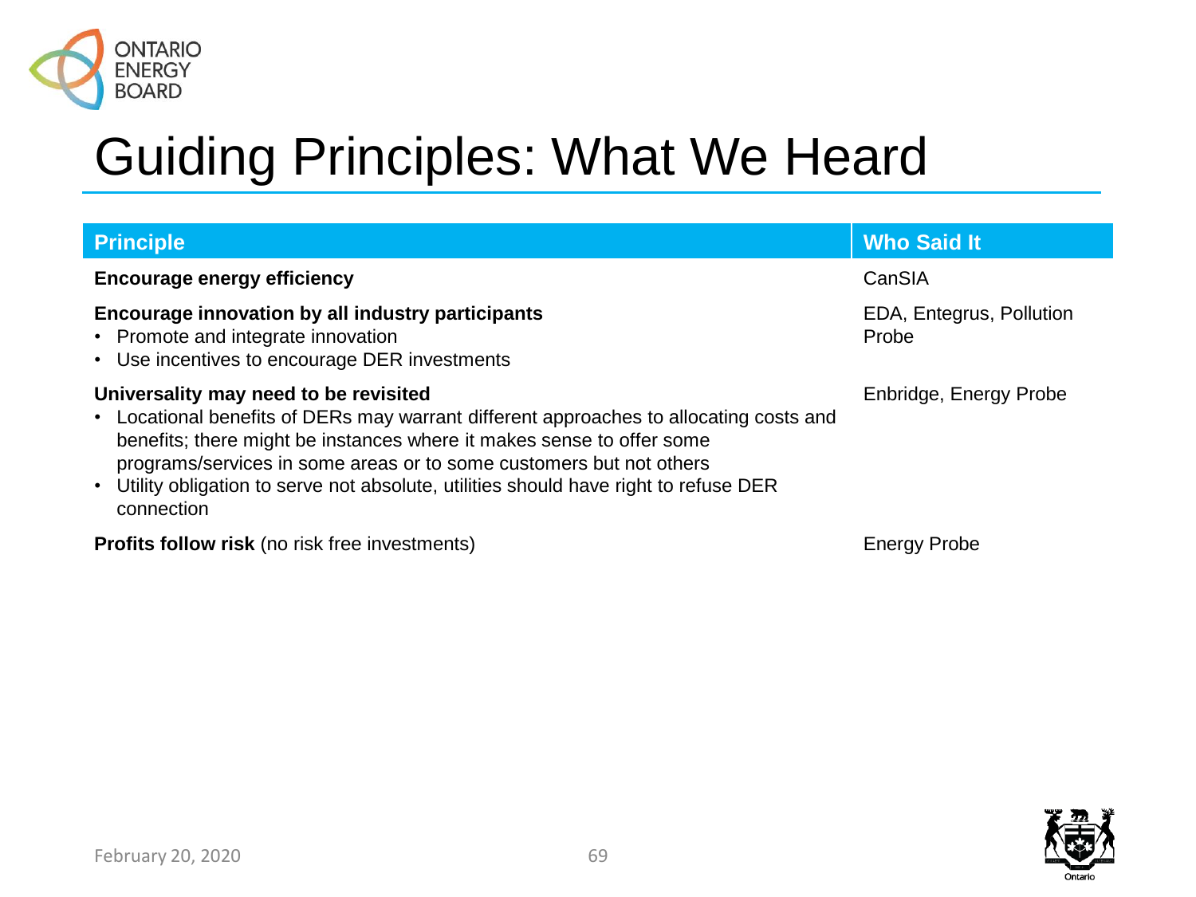# Guiding Principles: What We Heard

| Principle | Who Said It |
|---|---|
| **Encourage energy efficiency** | CanSIA |
| **Encourage innovation by all industry participants**<br>• Promote and integrate innovation<br>• Use incentives to encourage DER investments | EDA, Entegrus, Pollution Probe |
| **Universality may need to be revisited**<br>• Locational benefits of DERs may warrant different approaches to allocating costs and benefits; there might be instances where it makes sense to offer some programs/services in some areas or to some customers but not others<br>• Utility obligation to serve not absolute, utilities should have right to refuse DER connection | Enbridge, Energy Probe |
| **Profits follow risk** (no risk free investments) | Energy Probe |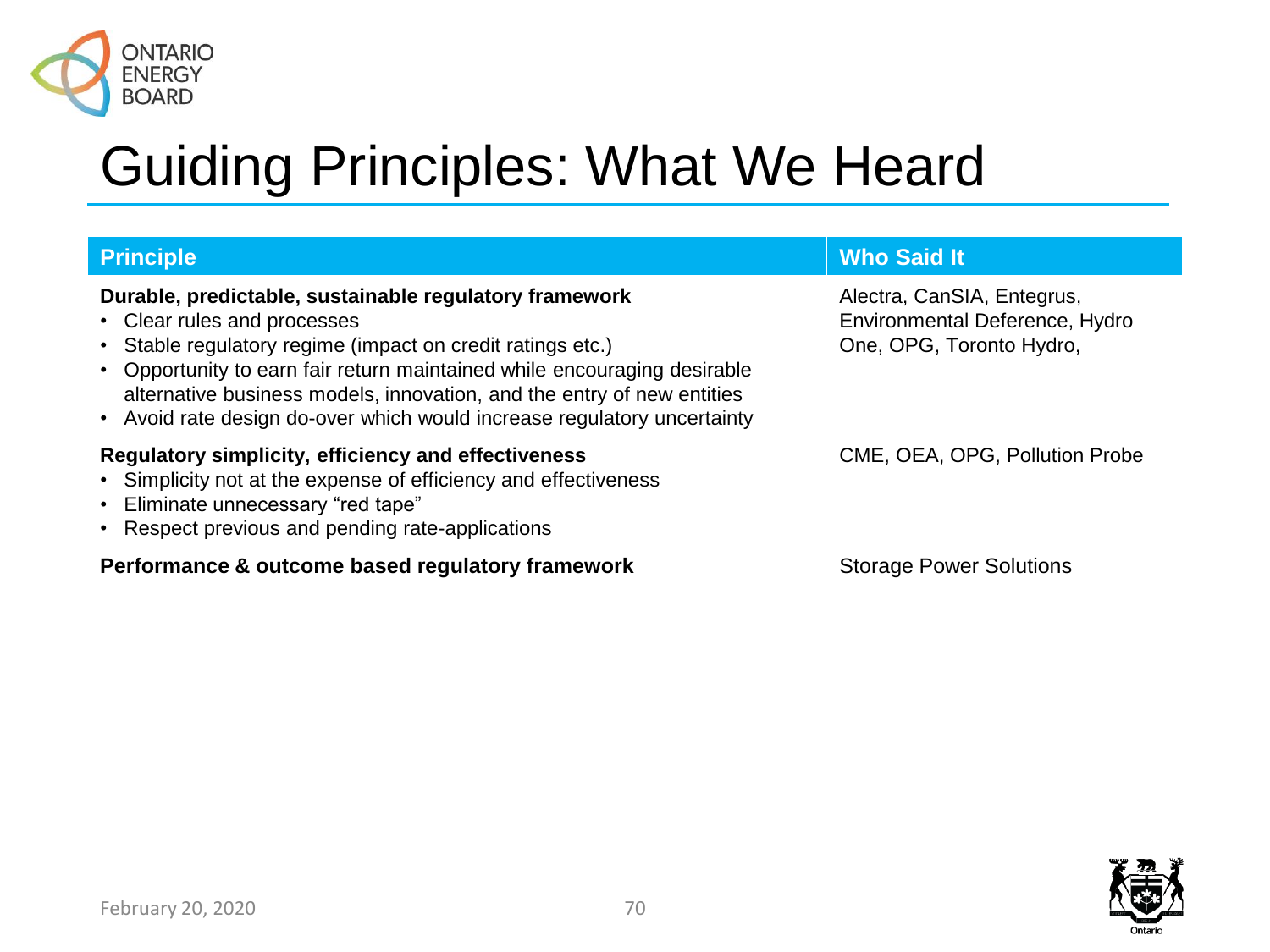# Guiding Principles: What We Heard

| Principle | Who Said It |
|---|---|
| **Durable, predictable, sustainable regulatory framework**<br>• Clear rules and processes<br>• Stable regulatory regime (impact on credit ratings etc.)<br>• Opportunity to earn fair return maintained while encouraging desirable alternative business models, innovation, and the entry of new entities<br>• Avoid rate design do-over which would increase regulatory uncertainty | Alectra, CanSIA, Entegrus, Environmental Deference, Hydro One, OPG, Toronto Hydro, |
| **Regulatory simplicity, efficiency and effectiveness**<br>• Simplicity not at the expense of efficiency and effectiveness<br>• Eliminate unnecessary "red tape"<br>• Respect previous and pending rate-applications | CME, OEA, OPG, Pollution Probe |
| **Performance & outcome based regulatory framework** | Storage Power Solutions |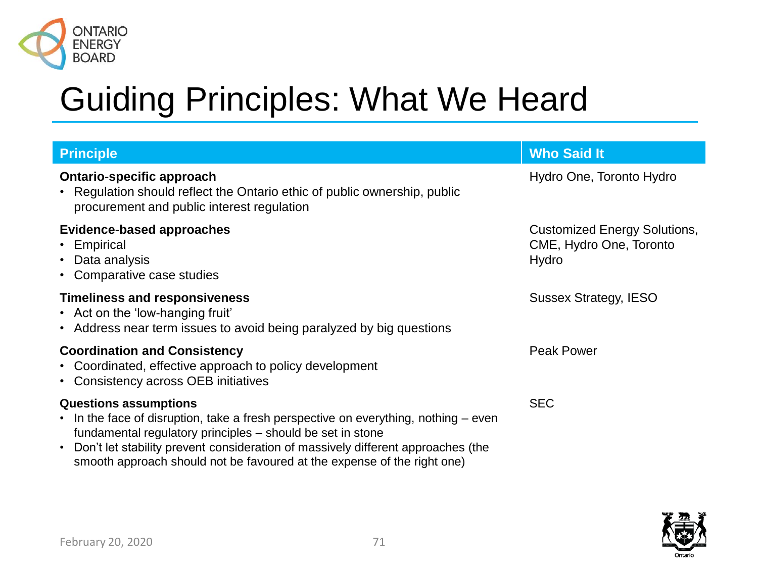# Guiding Principles: What We Heard

| Principle | Who Said It |
|---|---|
| **Ontario-specific approach**<br>• Regulation should reflect the Ontario ethic of public ownership, public procurement and public interest regulation | Hydro One, Toronto Hydro |
| **Evidence-based approaches**<br>• Empirical<br>• Data analysis<br>• Comparative case studies | Customized Energy Solutions, CME, Hydro One, Toronto Hydro |
| **Timeliness and responsiveness**<br>• Act on the 'low-hanging fruit'<br>• Address near term issues to avoid being paralyzed by big questions | Sussex Strategy, IESO |
| **Coordination and Consistency**<br>• Coordinated, effective approach to policy development<br>• Consistency across OEB initiatives | Peak Power |
| **Questions assumptions**<br>• In the face of disruption, take a fresh perspective on everything, nothing – even fundamental regulatory principles – should be set in stone<br>• Don't let stability prevent consideration of massively different approaches (the smooth approach should not be favoured at the expense of the right one) | SEC |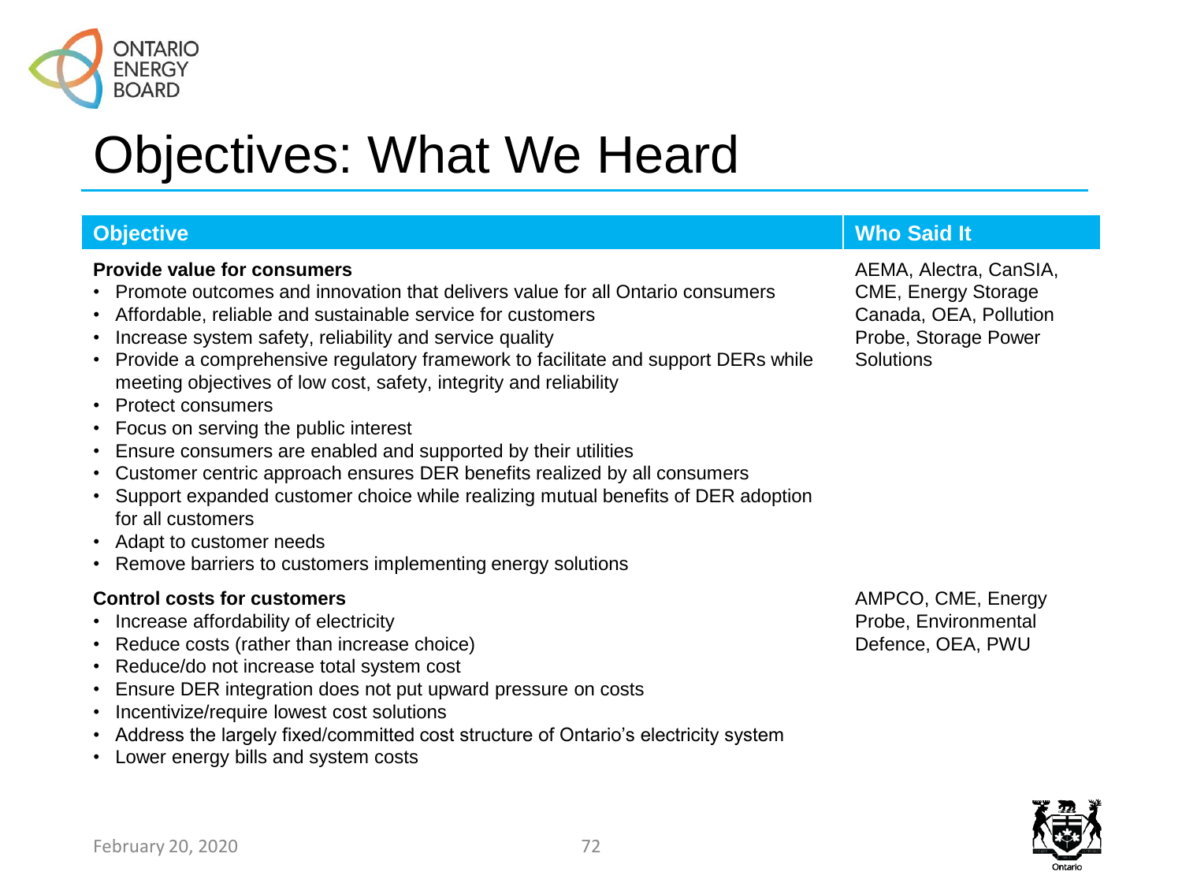# Objectives: What We Heard

| Objective | Who Said It |
|---|---|
| **Provide value for consumers**<br>• Promote outcomes and innovation that delivers value for all Ontario consumers<br>• Affordable, reliable and sustainable service for customers<br>• Increase system safety, reliability and service quality<br>• Provide a comprehensive regulatory framework to facilitate and support DERs while meeting objectives of low cost, safety, integrity and reliability<br>• Protect consumers<br>• Focus on serving the public interest<br>• Ensure consumers are enabled and supported by their utilities<br>• Customer centric approach ensures DER benefits realized by all consumers<br>• Support expanded customer choice while realizing mutual benefits of DER adoption for all customers<br>• Adapt to customer needs<br>• Remove barriers to customers implementing energy solutions | AEMA, Alectra, CanSIA, CME, Energy Storage Canada, OEA, Pollution Probe, Storage Power Solutions |
| **Control costs for customers**<br>• Increase affordability of electricity<br>• Reduce costs (rather than increase choice)<br>• Reduce/do not increase total system cost<br>• Ensure DER integration does not put upward pressure on costs<br>• Incentivize/require lowest cost solutions<br>• Address the largely fixed/committed cost structure of Ontario's electricity system<br>• Lower energy bills and system costs | AMPCO, CME, Energy Probe, Environmental Defence, OEA, PWU |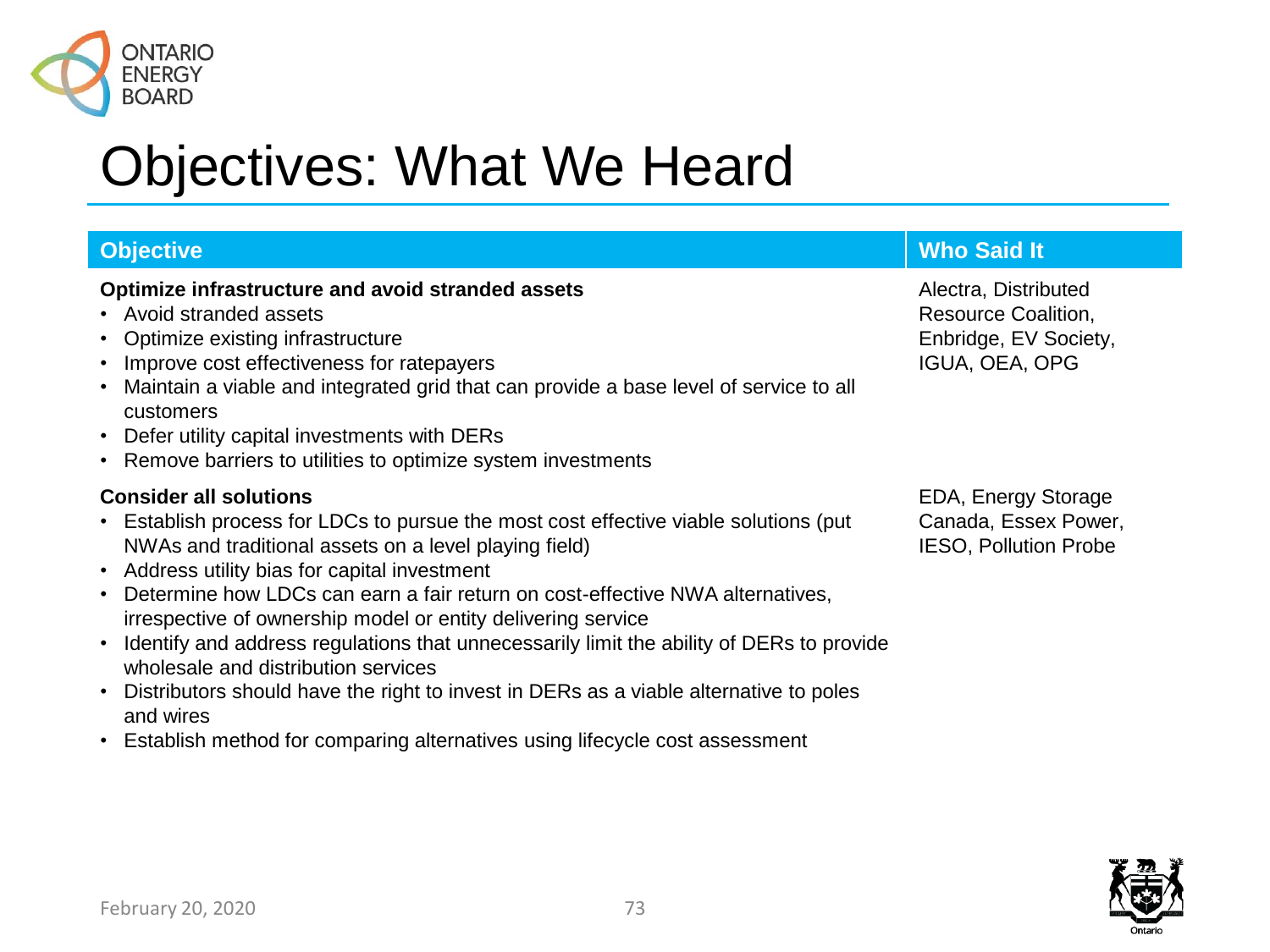# Objectives: What We Heard

| Objective | Who Said It |
|---|---|
| **Optimize infrastructure and avoid stranded assets**<br>• Avoid stranded assets<br>• Optimize existing infrastructure<br>• Improve cost effectiveness for ratepayers<br>• Maintain a viable and integrated grid that can provide a base level of service to all customers<br>• Defer utility capital investments with DERs<br>• Remove barriers to utilities to optimize system investments | Alectra, Distributed Resource Coalition, Enbridge, EV Society, IGUA, OEA, OPG |
| **Consider all solutions**<br>• Establish process for LDCs to pursue the most cost effective viable solutions (put NWAs and traditional assets on a level playing field)<br>• Address utility bias for capital investment<br>• Determine how LDCs can earn a fair return on cost-effective NWA alternatives, irrespective of ownership model or entity delivering service<br>• Identify and address regulations that unnecessarily limit the ability of DERs to provide wholesale and distribution services<br>• Distributors should have the right to invest in DERs as a viable alternative to poles and wires<br>• Establish method for comparing alternatives using lifecycle cost assessment | EDA, Energy Storage Canada, Essex Power, IESO, Pollution Probe |

February 20, 2020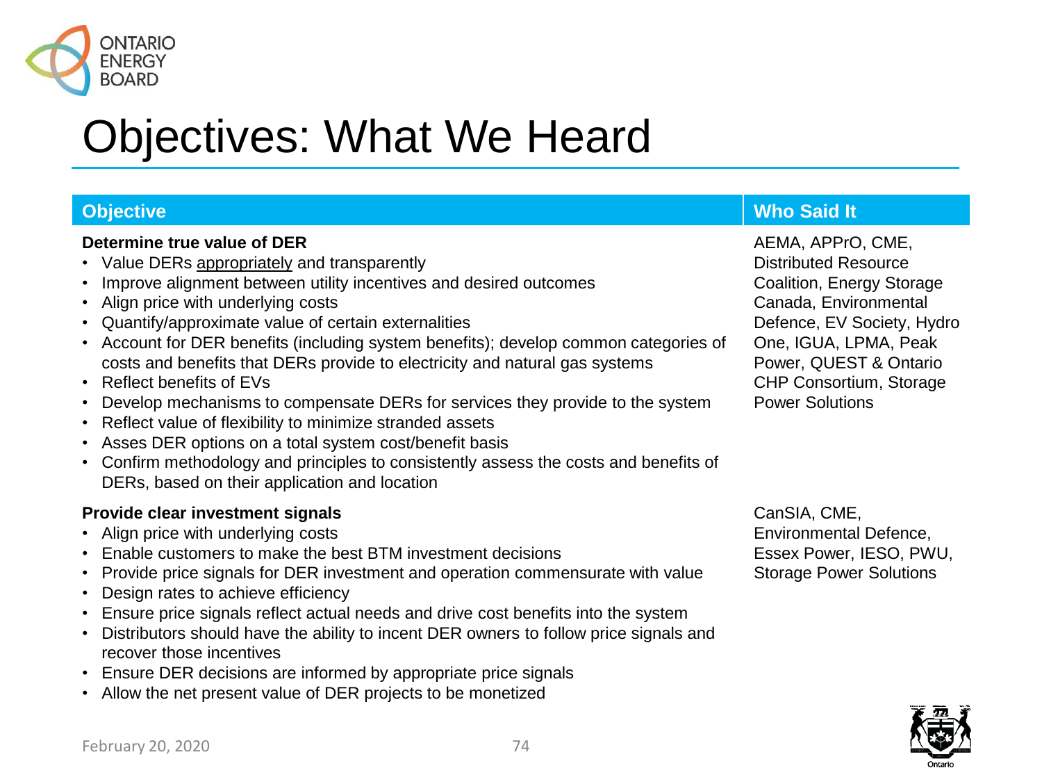# Objectives: What We Heard

| Objective | Who Said It |
|---|---|
| **Determine true value of DER**<br>• Value DERs <u>appropriately</u> and transparently<br>• Improve alignment between utility incentives and desired outcomes<br>• Align price with underlying costs<br>• Quantify/approximate value of certain externalities<br>• Account for DER benefits (including system benefits); develop common categories of costs and benefits that DERs provide to electricity and natural gas systems<br>• Reflect benefits of EVs<br>• Develop mechanisms to compensate DERs for services they provide to the system<br>• Reflect value of flexibility to minimize stranded assets<br>• Asses DER options on a total system cost/benefit basis<br>• Confirm methodology and principles to consistently assess the costs and benefits of DERs, based on their application and location | AEMA, APPrO, CME, Distributed Resource Coalition, Energy Storage Canada, Environmental Defence, EV Society, Hydro One, IGUA, LPMA, Peak Power, QUEST & Ontario CHP Consortium, Storage Power Solutions |
| **Provide clear investment signals**<br>• Align price with underlying costs<br>• Enable customers to make the best BTM investment decisions<br>• Provide price signals for DER investment and operation commensurate with value<br>• Design rates to achieve efficiency<br>• Ensure price signals reflect actual needs and drive cost benefits into the system<br>• Distributors should have the ability to incent DER owners to follow price signals and recover those incentives<br>• Ensure DER decisions are informed by appropriate price signals<br>• Allow the net present value of DER projects to be monetized | CanSIA, CME, Environmental Defence, Essex Power, IESO, PWU, Storage Power Solutions |

February 20, 2020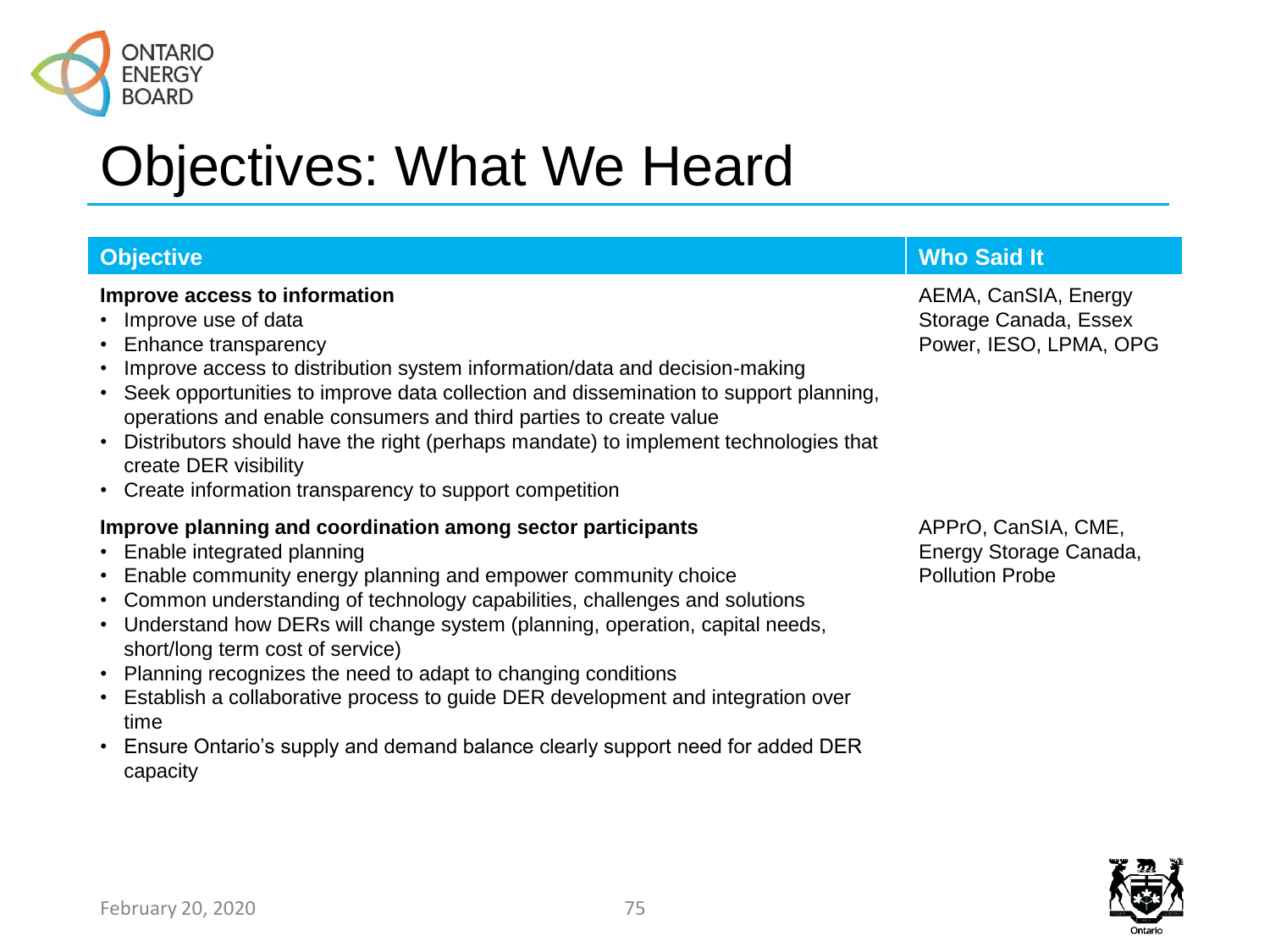# Objectives: What We Heard

| Objective | Who Said It |
|---|---|
| **Improve access to information**<br>• Improve use of data<br>• Enhance transparency<br>• Improve access to distribution system information/data and decision-making<br>• Seek opportunities to improve data collection and dissemination to support planning, operations and enable consumers and third parties to create value<br>• Distributors should have the right (perhaps mandate) to implement technologies that create DER visibility<br>• Create information transparency to support competition | AEMA, CanSIA, Energy Storage Canada, Essex Power, IESO, LPMA, OPG |
| **Improve planning and coordination among sector participants**<br>• Enable integrated planning<br>• Enable community energy planning and empower community choice<br>• Common understanding of technology capabilities, challenges and solutions<br>• Understand how DERs will change system (planning, operation, capital needs, short/long term cost of service)<br>• Planning recognizes the need to adapt to changing conditions<br>• Establish a collaborative process to guide DER development and integration over time<br>• Ensure Ontario's supply and demand balance clearly support need for added DER capacity | APPrO, CanSIA, CME, Energy Storage Canada, Pollution Probe |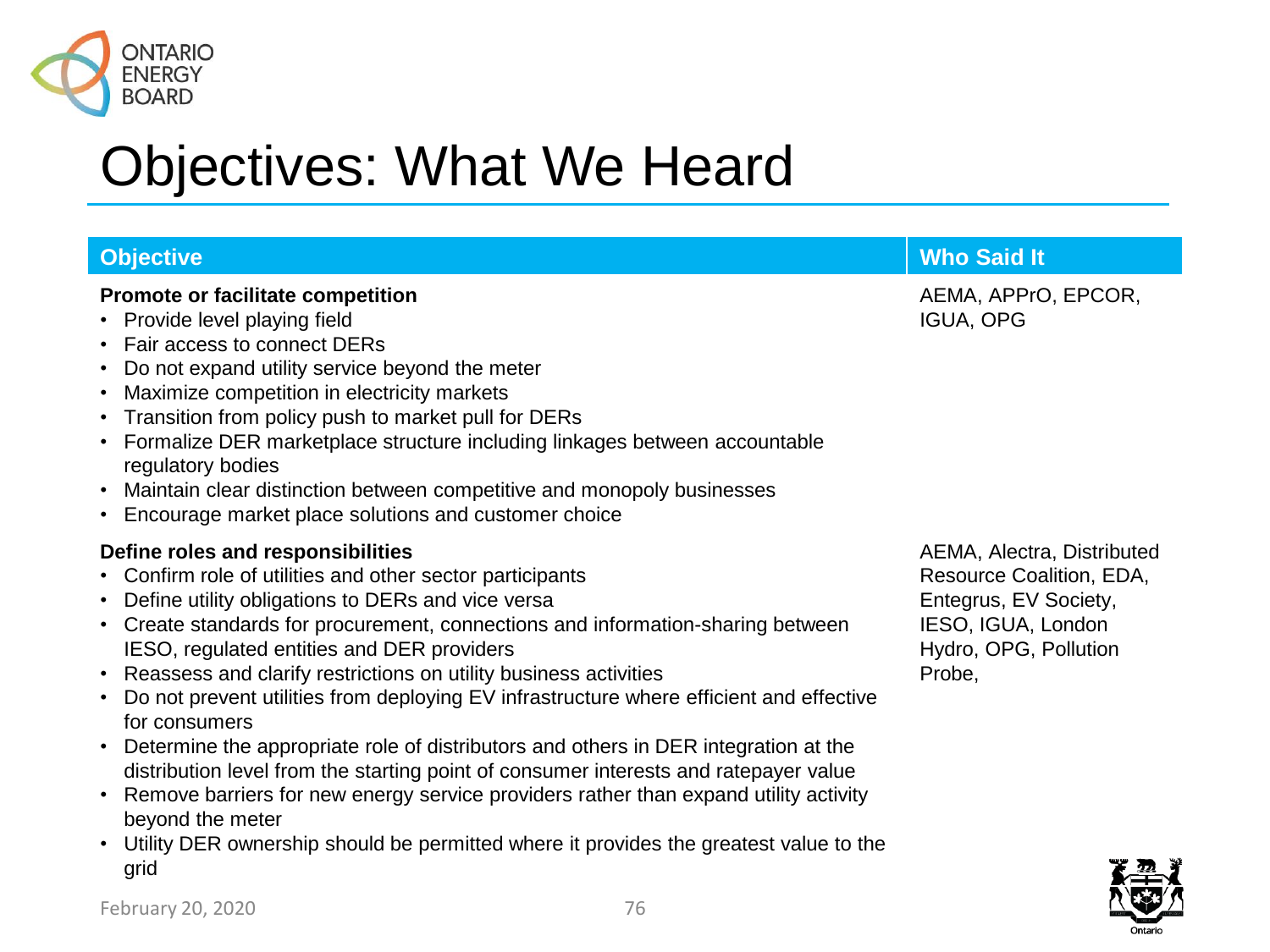# Objectives: What We Heard

| Objective | Who Said It |
| --- | --- |
| **Promote or facilitate competition**<br>• Provide level playing field<br>• Fair access to connect DERs<br>• Do not expand utility service beyond the meter<br>• Maximize competition in electricity markets<br>• Transition from policy push to market pull for DERs<br>• Formalize DER marketplace structure including linkages between accountable regulatory bodies<br>• Maintain clear distinction between competitive and monopoly businesses<br>• Encourage market place solutions and customer choice | AEMA, APPrO, EPCOR, IGUA, OPG |
| **Define roles and responsibilities**<br>• Confirm role of utilities and other sector participants<br>• Define utility obligations to DERs and vice versa<br>• Create standards for procurement, connections and information-sharing between IESO, regulated entities and DER providers<br>• Reassess and clarify restrictions on utility business activities<br>• Do not prevent utilities from deploying EV infrastructure where efficient and effective for consumers<br>• Determine the appropriate role of distributors and others in DER integration at the distribution level from the starting point of consumer interests and ratepayer value<br>• Remove barriers for new energy service providers rather than expand utility activity beyond the meter<br>• Utility DER ownership should be permitted where it provides the greatest value to the grid | AEMA, Alectra, Distributed Resource Coalition, EDA, Entegrus, EV Society, IESO, IGUA, London Hydro, OPG, Pollution Probe, |

February 20, 2020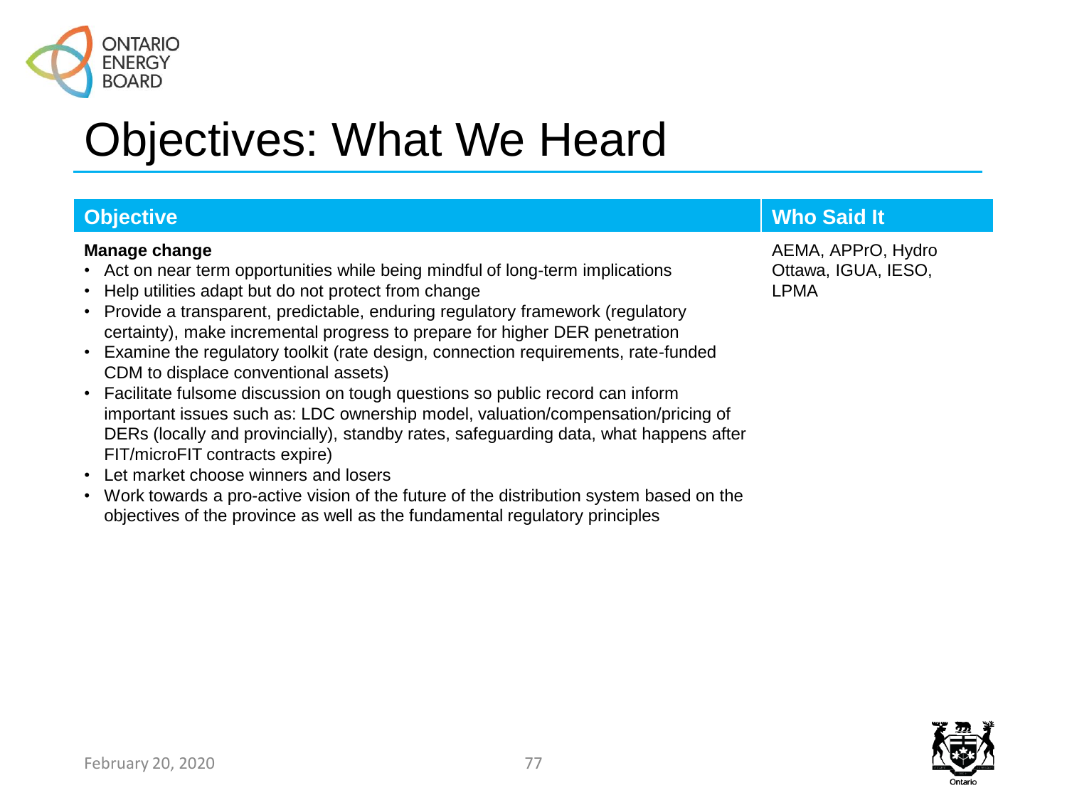# Objectives: What We Heard

| Objective | Who Said It |
| --- | --- |
| **Manage change**<br>• Act on near term opportunities while being mindful of long-term implications<br>• Help utilities adapt but do not protect from change<br>• Provide a transparent, predictable, enduring regulatory framework (regulatory certainty), make incremental progress to prepare for higher DER penetration<br>• Examine the regulatory toolkit (rate design, connection requirements, rate-funded CDM to displace conventional assets)<br>• Facilitate fulsome discussion on tough questions so public record can inform important issues such as: LDC ownership model, valuation/compensation/pricing of DERs (locally and provincially), standby rates, safeguarding data, what happens after FIT/microFIT contracts expire)<br>• Let market choose winners and losers<br>• Work towards a pro-active vision of the future of the distribution system based on the objectives of the province as well as the fundamental regulatory principles | AEMA, APPrO, Hydro Ottawa, IGUA, IESO, LPMA |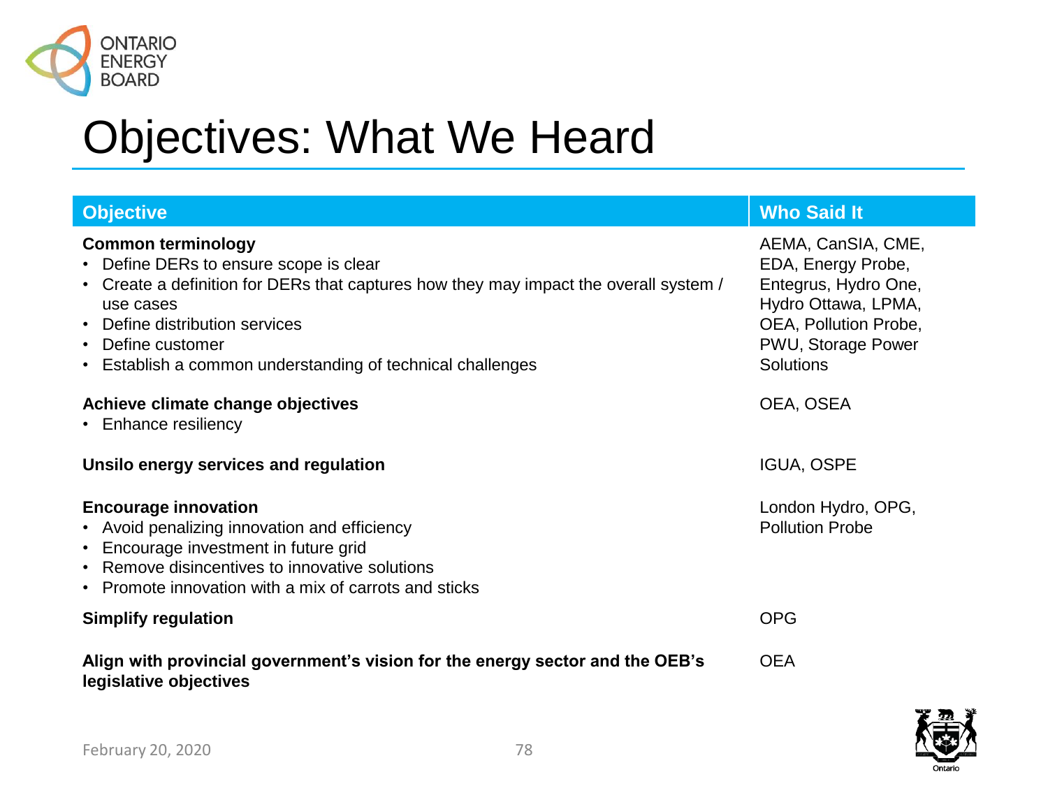# Objectives: What We Heard

| Objective | Who Said It |
|---|---|
| **Common terminology**<br>• Define DERs to ensure scope is clear<br>• Create a definition for DERs that captures how they may impact the overall system / use cases<br>• Define distribution services<br>• Define customer<br>• Establish a common understanding of technical challenges | AEMA, CanSIA, CME, EDA, Energy Probe, Entegrus, Hydro One, Hydro Ottawa, LPMA, OEA, Pollution Probe, PWU, Storage Power Solutions |
| **Achieve climate change objectives**<br>• Enhance resiliency | OEA, OSEA |
| **Unsilo energy services and regulation** | IGUA, OSPE |
| **Encourage innovation**<br>• Avoid penalizing innovation and efficiency<br>• Encourage investment in future grid<br>• Remove disincentives to innovative solutions<br>• Promote innovation with a mix of carrots and sticks | London Hydro, OPG, Pollution Probe |
| **Simplify regulation** | OPG |
| **Align with provincial government's vision for the energy sector and the OEB's legislative objectives** | OEA |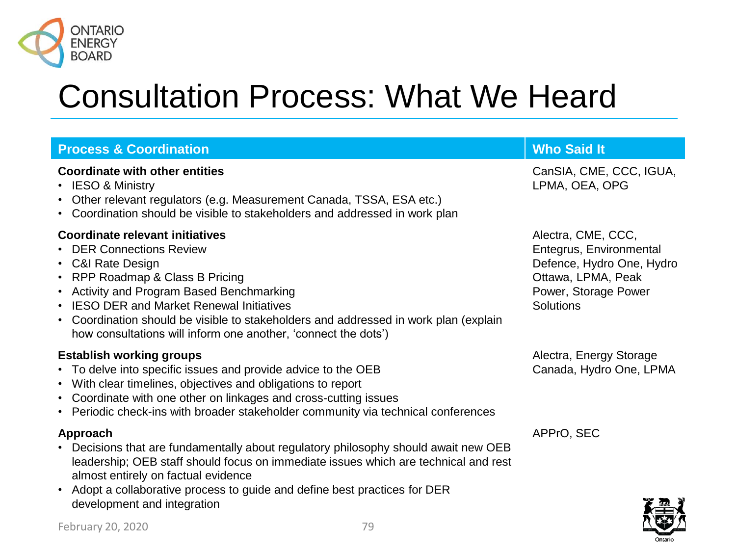# Consultation Process: What We Heard

| Process & Coordination | Who Said It |
|---|---|
| **Coordinate with other entities**<br>• IESO & Ministry<br>• Other relevant regulators (e.g. Measurement Canada, TSSA, ESA etc.)<br>• Coordination should be visible to stakeholders and addressed in work plan | CanSIA, CME, CCC, IGUA, LPMA, OEA, OPG |
| **Coordinate relevant initiatives**<br>• DER Connections Review<br>• C&I Rate Design<br>• RPP Roadmap & Class B Pricing<br>• Activity and Program Based Benchmarking<br>• IESO DER and Market Renewal Initiatives<br>• Coordination should be visible to stakeholders and addressed in work plan (explain how consultations will inform one another, 'connect the dots') | Alectra, CME, CCC, Entegrus, Environmental Defence, Hydro One, Hydro Ottawa, LPMA, Peak Power, Storage Power Solutions |
| **Establish working groups**<br>• To delve into specific issues and provide advice to the OEB<br>• With clear timelines, objectives and obligations to report<br>• Coordinate with one other on linkages and cross-cutting issues<br>• Periodic check-ins with broader stakeholder community via technical conferences | Alectra, Energy Storage Canada, Hydro One, LPMA |
| **Approach**<br>• Decisions that are fundamentally about regulatory philosophy should await new OEB leadership; OEB staff should focus on immediate issues which are technical and rest almost entirely on factual evidence<br>• Adopt a collaborative process to guide and define best practices for DER development and integration | APPrO, SEC |

February 20, 2020